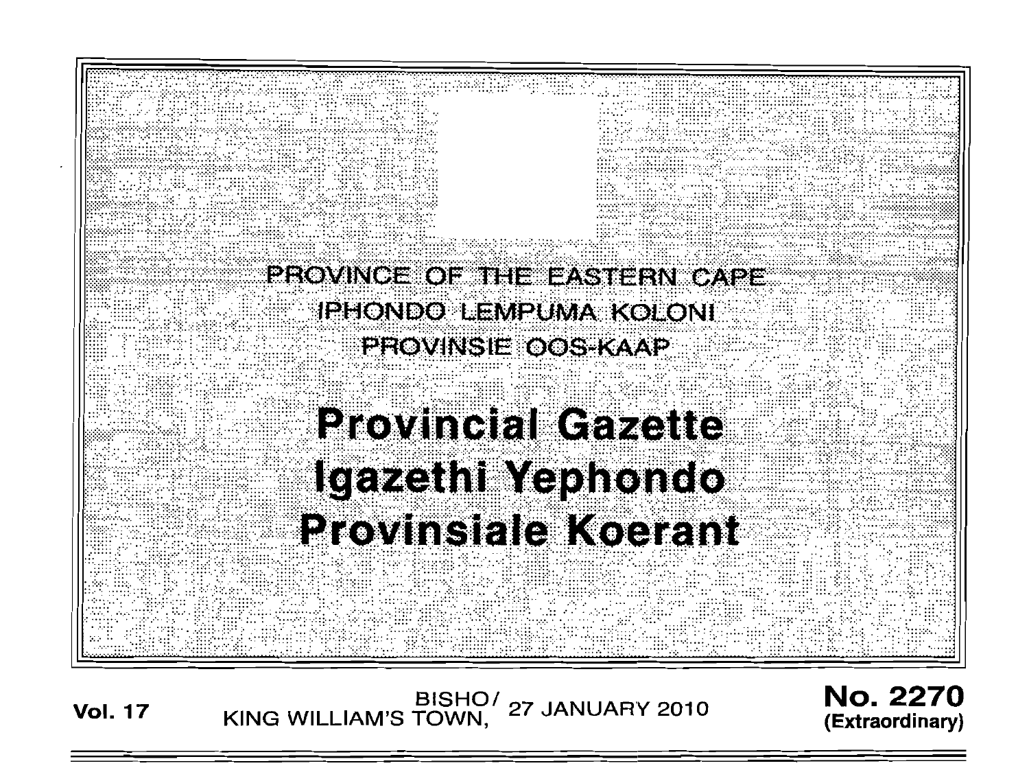PROVINCE OF THE EASTERN CAPE

IPHONDO LEMPUMA KOLONI

PROVINSIE OOS-KAAP

# Provincial Gazette
# Igazethi Yephondo
# Provinsiale Koerant

**Vol. 17** BISHO/KING WILLIAM'S TOWN, 27 JANUARY 2010 **No. 2270 (Extraordinary)**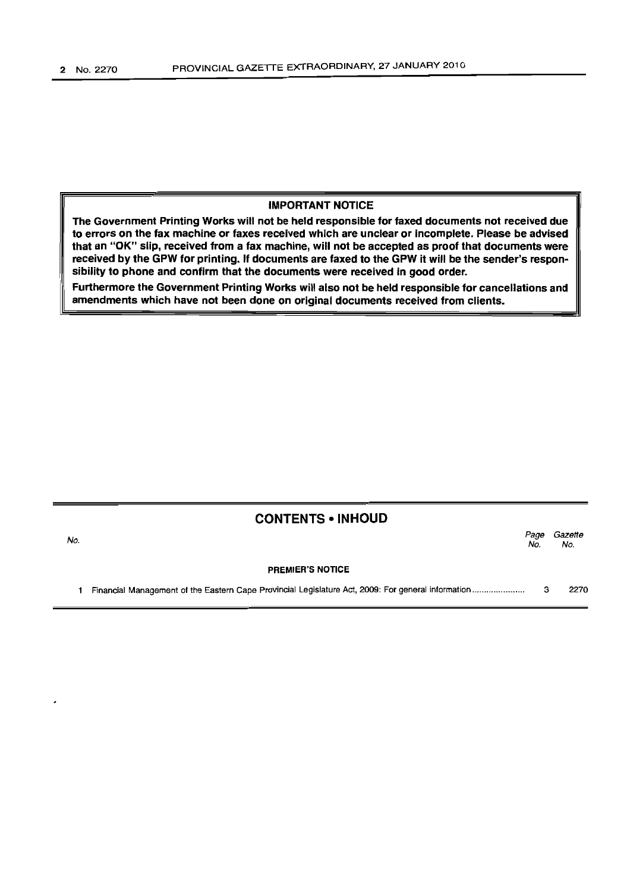## IMPORTANT NOTICE

**The Government Printing Works will not be held responsible for faxed documents not received due to errors on the fax machine or faxes received which are unclear or incomplete. Please be advised that an "OK" slip, received from a fax machine, will not be accepted as proof that documents were received by the GPW for printing. If documents are faxed to the GPW it will be the sender's responsibility to phone and confirm that the documents were received in good order.**

**Furthermore the Government Printing Works will also not be held responsible for cancellations and amendments which have not been done on original documents received from clients.**

## CONTENTS • INHOUD

| No. | | Page No. | Gazette No. |
|---|---|---|---|
| | **PREMIER'S NOTICE** | | |
| 1 | Financial Management of the Eastern Cape Provincial Legislature Act, 2009: For general information ...................... | 3 | 2270 |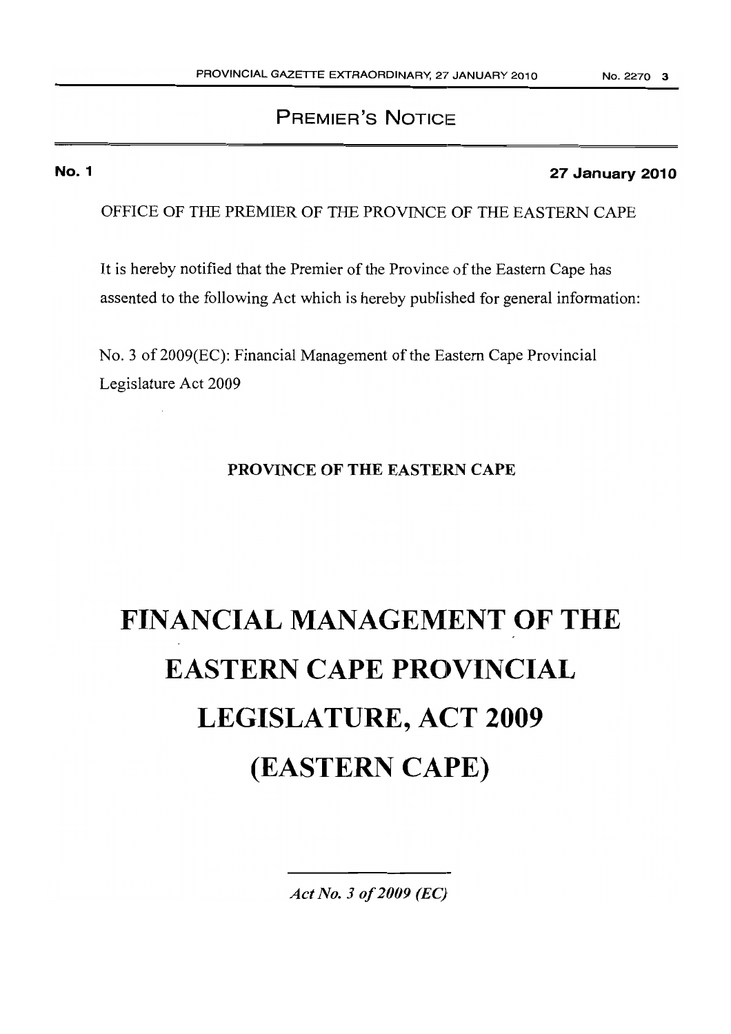## PREMIER'S NOTICE

**No. 1** **27 January 2010**

OFFICE OF THE PREMIER OF THE PROVINCE OF THE EASTERN CAPE

It is hereby notified that the Premier of the Province of the Eastern Cape has assented to the following Act which is hereby published for general information:

No. 3 of 2009(EC): Financial Management of the Eastern Cape Provincial Legislature Act 2009

**PROVINCE OF THE EASTERN CAPE**

# FINANCIAL MANAGEMENT OF THE EASTERN CAPE PROVINCIAL LEGISLATURE, ACT 2009 (EASTERN CAPE)

*Act No. 3 of 2009 (EC)*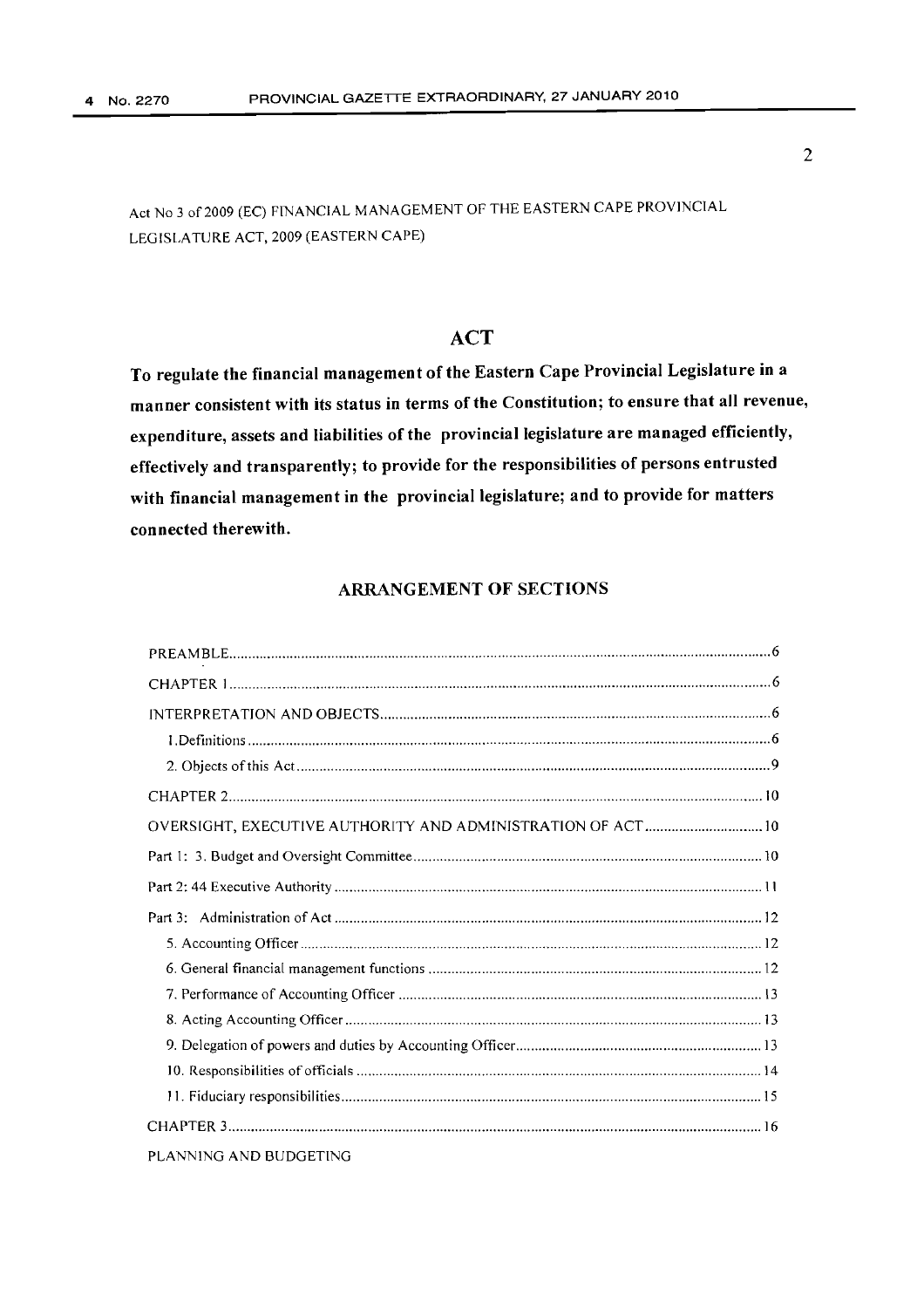Act No 3 of 2009 (EC) FINANCIAL MANAGEMENT OF THE EASTERN CAPE PROVINCIAL LEGISLATURE ACT, 2009 (EASTERN CAPE)

# ACT

**To regulate the financial management of the Eastern Cape Provincial Legislature in a manner consistent with its status in terms of the Constitution; to ensure that all revenue, expenditure, assets and liabilities of the provincial legislature are managed efficiently, effectively and transparently; to provide for the responsibilities of persons entrusted with financial management in the provincial legislature; and to provide for matters connected therewith.**

## ARRANGEMENT OF SECTIONS

PREAMBLE ........ 6

CHAPTER 1 ........ 6

INTERPRETATION AND OBJECTS ........ 6

1. Definitions ........ 6
2. Objects of this Act ........ 9

CHAPTER 2 ........ 10

OVERSIGHT, EXECUTIVE AUTHORITY AND ADMINISTRATION OF ACT ........ 10

Part 1: 3. Budget and Oversight Committee ........ 10

Part 2: 44 Executive Authority ........ 11

Part 3: Administration of Act ........ 12

5. Accounting Officer ........ 12
6. General financial management functions ........ 12
7. Performance of Accounting Officer ........ 13
8. Acting Accounting Officer ........ 13
9. Delegation of powers and duties by Accounting Officer ........ 13
10. Responsibilities of officials ........ 14
11. Fiduciary responsibilities ........ 15

CHAPTER 3 ........ 16

PLANNING AND BUDGETING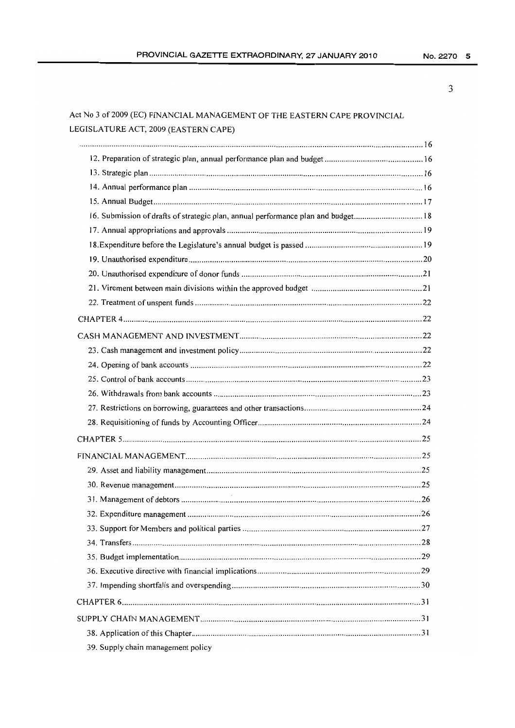Act No 3 of 2009 (EC) FINANCIAL MANAGEMENT OF THE EASTERN CAPE PROVINCIAL LEGISLATURE ACT, 2009 (EASTERN CAPE)

.......... 16

12. Preparation of strategic plan, annual performance plan and budget .......... 16

13. Strategic plan .......... 16

14. Annual performance plan .......... 16

15. Annual Budget .......... 17

16. Submission of drafts of strategic plan, annual performance plan and budget .......... 18

17. Annual appropriations and approvals .......... 19

18. Expenditure before the Legislature's annual budget is passed .......... 19

19. Unauthorised expenditure .......... 20

20. Unauthorised expenditure of donor funds .......... 21

21. Virement between main divisions within the approved budget .......... 21

22. Treatment of unspent funds .......... 22

CHAPTER 4 .......... 22

CASH MANAGEMENT AND INVESTMENT .......... 22

23. Cash management and investment policy .......... 22

24. Opening of bank accounts .......... 22

25. Control of bank accounts .......... 23

26. Withdrawals from bank accounts .......... 23

27. Restrictions on borrowing, guarantees and other transactions .......... 24

28. Requisitioning of funds by Accounting Officer .......... 24

CHAPTER 5 .......... 25

FINANCIAL MANAGEMENT .......... 25

29. Asset and liability management .......... 25

30. Revenue management .......... 25

31. Management of debtors .......... 26

32. Expenditure management .......... 26

33. Support for Members and political parties .......... 27

34. Transfers .......... 28

35. Budget implementation .......... 29

36. Executive directive with financial implications .......... 29

37. Impending shortfalls and overspending .......... 30

CHAPTER 6 .......... 31

SUPPLY CHAIN MANAGEMENT .......... 31

38. Application of this Chapter .......... 31

39. Supply chain management policy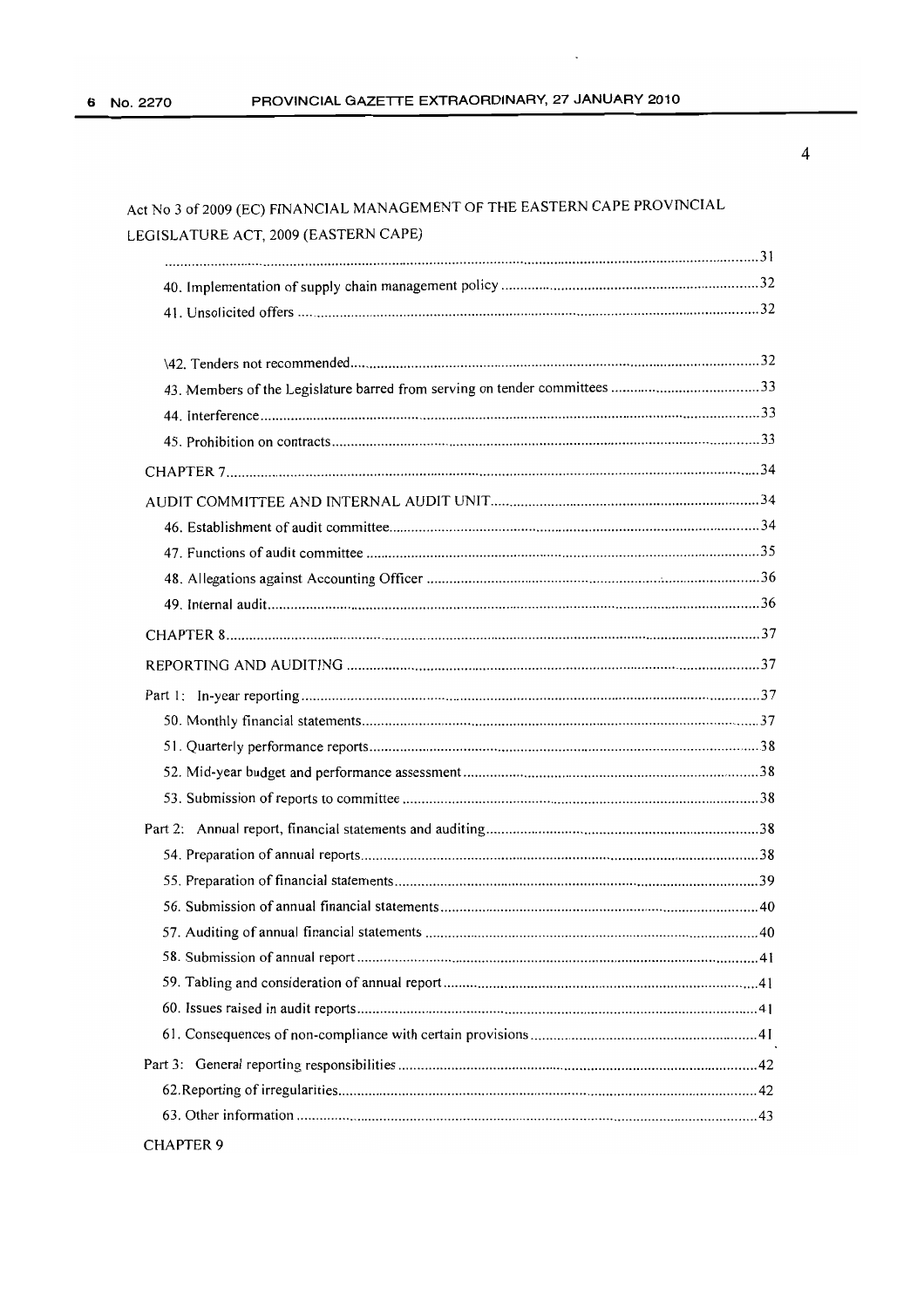Act No 3 of 2009 (EC) FINANCIAL MANAGEMENT OF THE EASTERN CAPE PROVINCIAL LEGISLATURE ACT, 2009 (EASTERN CAPE)

.......................................................................................................................................31

40. Implementation of supply chain management policy .....................................................................32

41. Unsolicited offers ..........................................................................................................................32

\42. Tenders not recommended..........................................................................................................32

43. Members of the Legislature barred from serving on tender committees .........................................33

44. Interference.....................................................................................................................................33

45. Prohibition on contracts..................................................................................................................33

CHAPTER 7.............................................................................................................................................34

AUDIT COMMITTEE AND INTERNAL AUDIT UNIT.........................................................................34

46. Establishment of audit committee...................................................................................................34

47. Functions of audit committee .........................................................................................................35

48. Allegations against Accounting Officer ..........................................................................................36

49. Internal audit...................................................................................................................................36

CHAPTER 8.............................................................................................................................................37

REPORTING AND AUDITING ..............................................................................................................37

Part 1: In-year reporting ..........................................................................................................................37

50. Monthly financial statements..........................................................................................................37

51. Quarterly performance reports........................................................................................................38

52. Mid-year budget and performance assessment...............................................................................38

53. Submission of reports to committee ...............................................................................................38

Part 2: Annual report, financial statements and auditing.........................................................................38

54. Preparation of annual reports..........................................................................................................38

55. Preparation of financial statements.................................................................................................39

56. Submission of annual financial statements.....................................................................................40

57. Auditing of annual financial statements .........................................................................................40

58. Submission of annual report...........................................................................................................41

59. Tabling and consideration of annual report....................................................................................41

60. Issues raised in audit reports...........................................................................................................41

61. Consequences of non-compliance with certain provisions..............................................................41

Part 3: General reporting responsibilities ................................................................................................42

62.Reporting of irregularities..................................................................................................................42

63. Other information ............................................................................................................................43

CHAPTER 9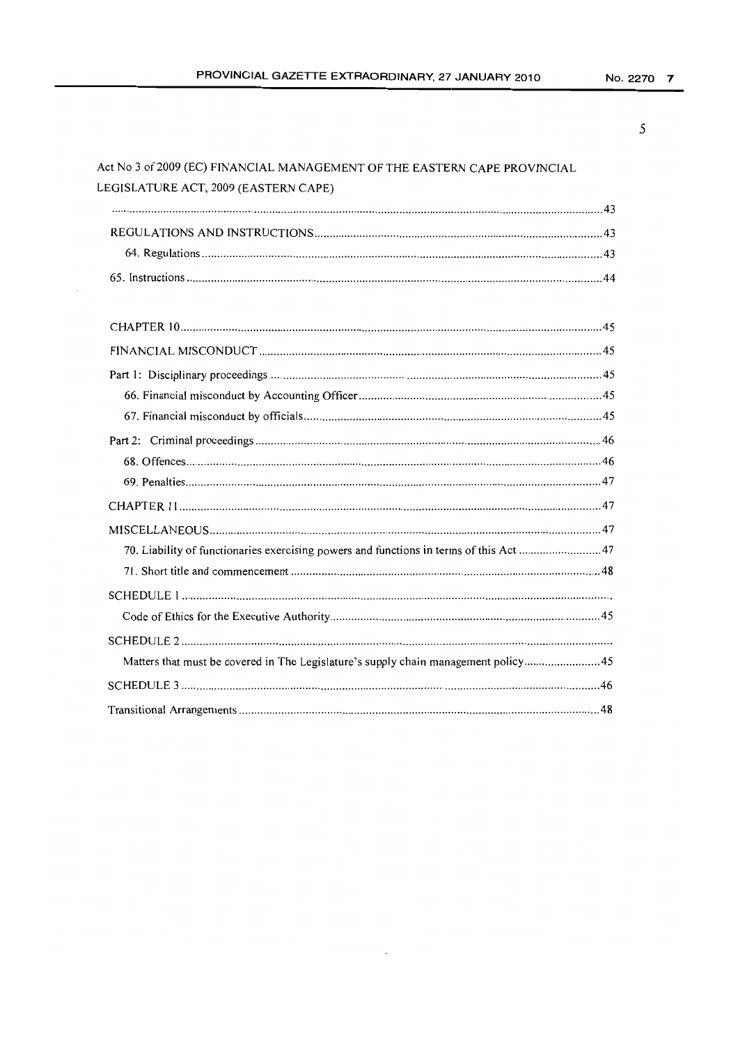Act No 3 of 2009 (EC) FINANCIAL MANAGEMENT OF THE EASTERN CAPE PROVINCIAL LEGISLATURE ACT, 2009 (EASTERN CAPE)

| | |
|---|---|
| | 43 |
| REGULATIONS AND INSTRUCTIONS | 43 |
| 64. Regulations | 43 |
| 65. Instructions | 44 |
| | |
| CHAPTER 10 | 45 |
| FINANCIAL MISCONDUCT | 45 |
| Part 1: Disciplinary proceedings | 45 |
| 66. Financial misconduct by Accounting Officer | 45 |
| 67. Financial misconduct by officials | 45 |
| Part 2: Criminal proceedings | 46 |
| 68. Offences | 46 |
| 69. Penalties | 47 |
| CHAPTER 11 | 47 |
| MISCELLANEOUS | 47 |
| 70. Liability of functionaries exercising powers and functions in terms of this Act | 47 |
| 71. Short title and commencement | 48 |
| SCHEDULE 1 | |
| Code of Ethics for the Executive Authority | 45 |
| SCHEDULE 2 | |
| Matters that must be covered in The Legislature's supply chain management policy | 45 |
| SCHEDULE 3 | 46 |
| Transitional Arrangements | 48 |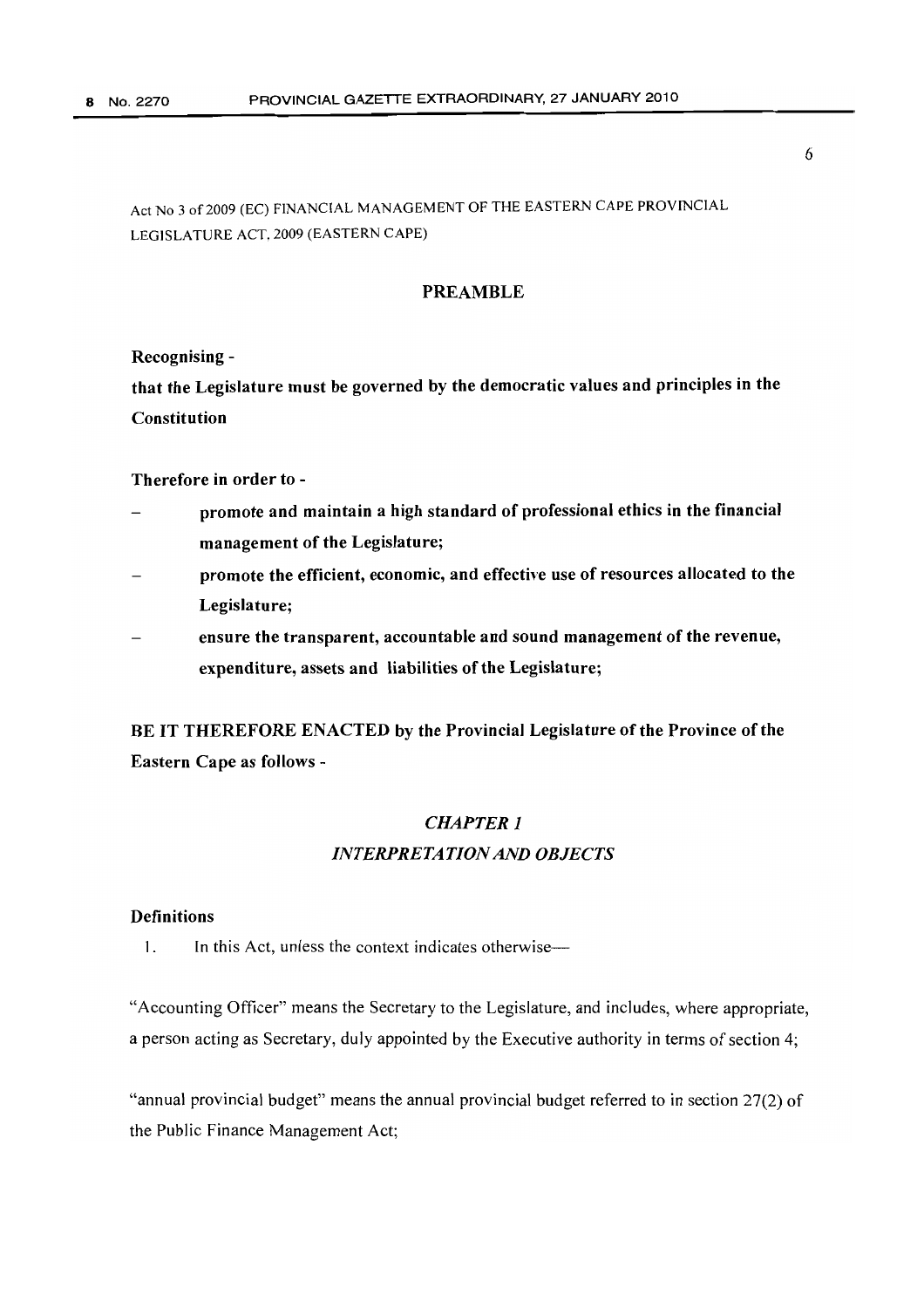Act No 3 of 2009 (EC) FINANCIAL MANAGEMENT OF THE EASTERN CAPE PROVINCIAL LEGISLATURE ACT, 2009 (EASTERN CAPE)

## PREAMBLE

**Recognising -**

**that the Legislature must be governed by the democratic values and principles in the Constitution**

**Therefore in order to -**

- **promote and maintain a high standard of professional ethics in the financial management of the Legislature;**
- **promote the efficient, economic, and effective use of resources allocated to the Legislature;**
- **ensure the transparent, accountable and sound management of the revenue, expenditure, assets and liabilities of the Legislature;**

**BE IT THEREFORE ENACTED by the Provincial Legislature of the Province of the Eastern Cape as follows -**

## *CHAPTER 1*
## *INTERPRETATION AND OBJECTS*

### Definitions

1. In this Act, unless the context indicates otherwise—

"Accounting Officer" means the Secretary to the Legislature, and includes, where appropriate, a person acting as Secretary, duly appointed by the Executive authority in terms of section 4;

"annual provincial budget" means the annual provincial budget referred to in section 27(2) of the Public Finance Management Act;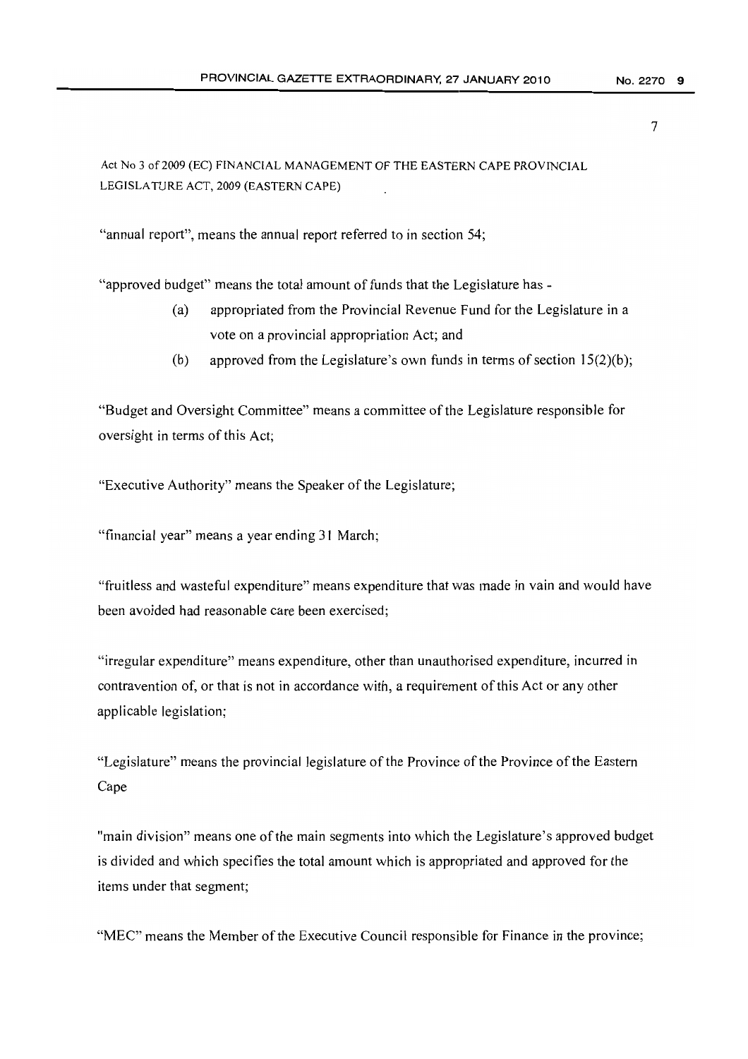Act No 3 of 2009 (EC) FINANCIAL MANAGEMENT OF THE EASTERN CAPE PROVINCIAL LEGISLATURE ACT, 2009 (EASTERN CAPE)

"annual report", means the annual report referred to in section 54;

"approved budget" means the total amount of funds that the Legislature has -

(a) appropriated from the Provincial Revenue Fund for the Legislature in a vote on a provincial appropriation Act; and

(b) approved from the Legislature's own funds in terms of section 15(2)(b);

"Budget and Oversight Committee" means a committee of the Legislature responsible for oversight in terms of this Act;

"Executive Authority" means the Speaker of the Legislature;

"financial year" means a year ending 31 March;

"fruitless and wasteful expenditure" means expenditure that was made in vain and would have been avoided had reasonable care been exercised;

"irregular expenditure" means expenditure, other than unauthorised expenditure, incurred in contravention of, or that is not in accordance with, a requirement of this Act or any other applicable legislation;

"Legislature" means the provincial legislature of the Province of the Province of the Eastern Cape

"main division" means one of the main segments into which the Legislature's approved budget is divided and which specifies the total amount which is appropriated and approved for the items under that segment;

"MEC" means the Member of the Executive Council responsible for Finance in the province;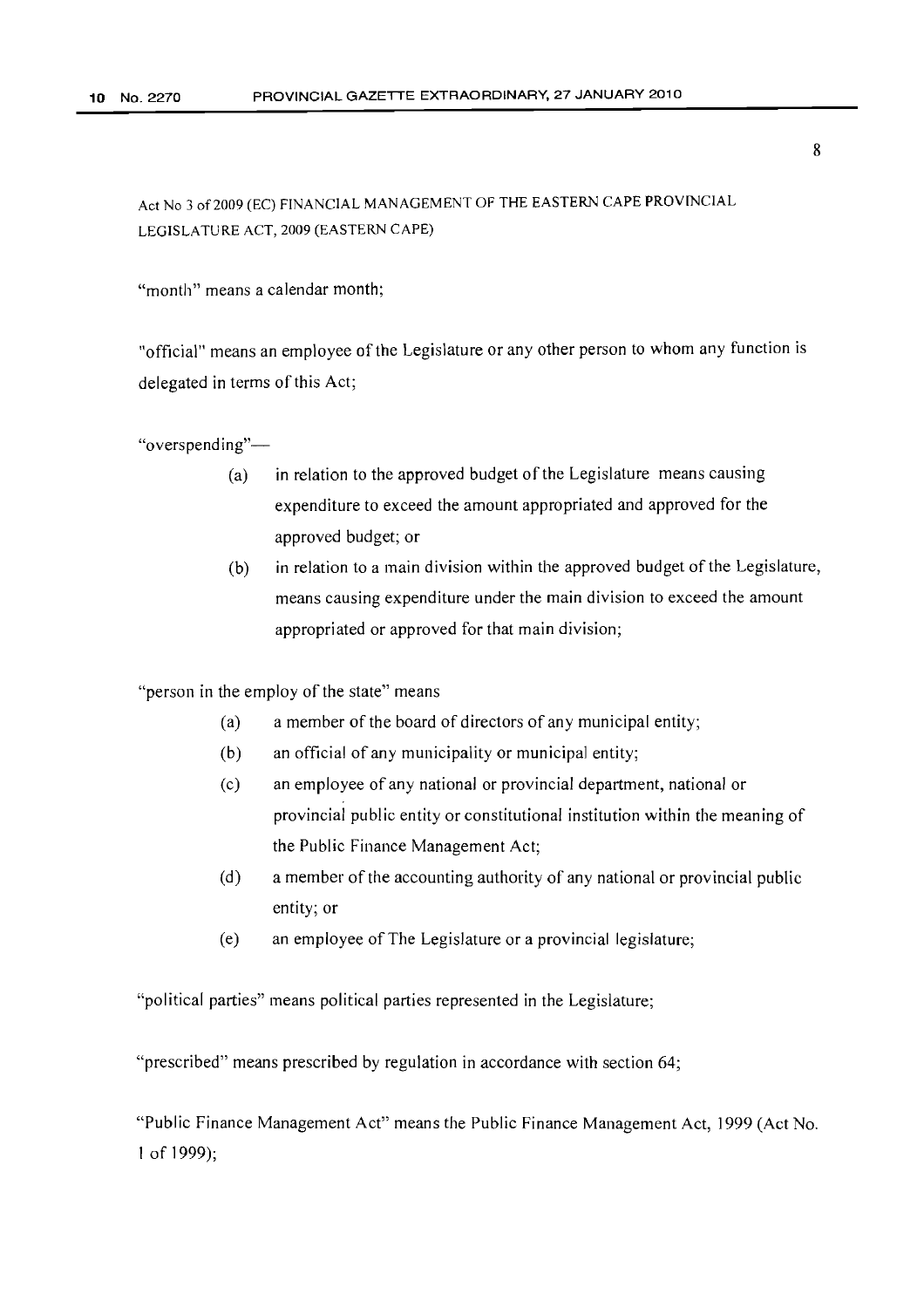Act No 3 of 2009 (EC) FINANCIAL MANAGEMENT OF THE EASTERN CAPE PROVINCIAL LEGISLATURE ACT, 2009 (EASTERN CAPE)

"month" means a calendar month;

"official" means an employee of the Legislature or any other person to whom any function is delegated in terms of this Act;

"overspending"—

(a) in relation to the approved budget of the Legislature means causing expenditure to exceed the amount appropriated and approved for the approved budget; or

(b) in relation to a main division within the approved budget of the Legislature, means causing expenditure under the main division to exceed the amount appropriated or approved for that main division;

"person in the employ of the state" means

(a) a member of the board of directors of any municipal entity;

(b) an official of any municipality or municipal entity;

(c) an employee of any national or provincial department, national or provincial public entity or constitutional institution within the meaning of the Public Finance Management Act;

(d) a member of the accounting authority of any national or provincial public entity; or

(e) an employee of The Legislature or a provincial legislature;

"political parties" means political parties represented in the Legislature;

"prescribed" means prescribed by regulation in accordance with section 64;

"Public Finance Management Act" means the Public Finance Management Act, 1999 (Act No. 1 of 1999);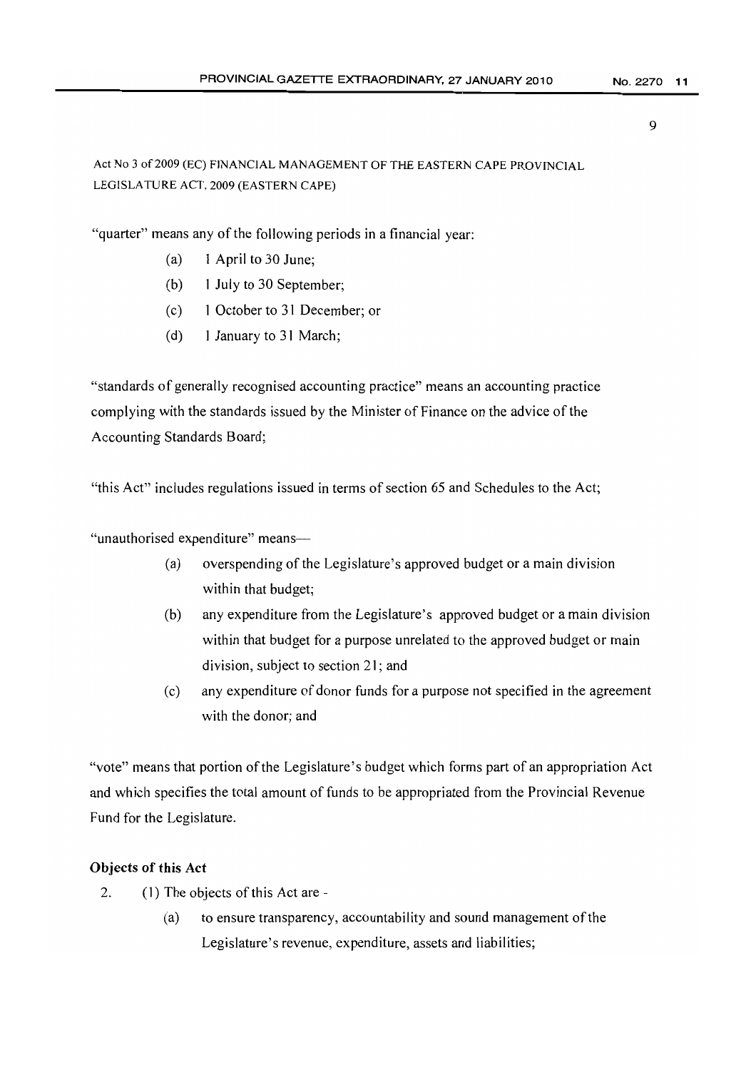"quarter" means any of the following periods in a financial year:

(a) 1 April to 30 June;

(b) 1 July to 30 September;

(c) 1 October to 31 December; or

(d) 1 January to 31 March;

"standards of generally recognised accounting practice" means an accounting practice complying with the standards issued by the Minister of Finance on the advice of the Accounting Standards Board;

"this Act" includes regulations issued in terms of section 65 and Schedules to the Act;

"unauthorised expenditure" means—

(a) overspending of the Legislature's approved budget or a main division within that budget;

(b) any expenditure from the Legislature's approved budget or a main division within that budget for a purpose unrelated to the approved budget or main division, subject to section 21; and

(c) any expenditure of donor funds for a purpose not specified in the agreement with the donor; and

"vote" means that portion of the Legislature's budget which forms part of an appropriation Act and which specifies the total amount of funds to be appropriated from the Provincial Revenue Fund for the Legislature.

**Objects of this Act**

2. (1) The objects of this Act are -

(a) to ensure transparency, accountability and sound management of the Legislature's revenue, expenditure, assets and liabilities;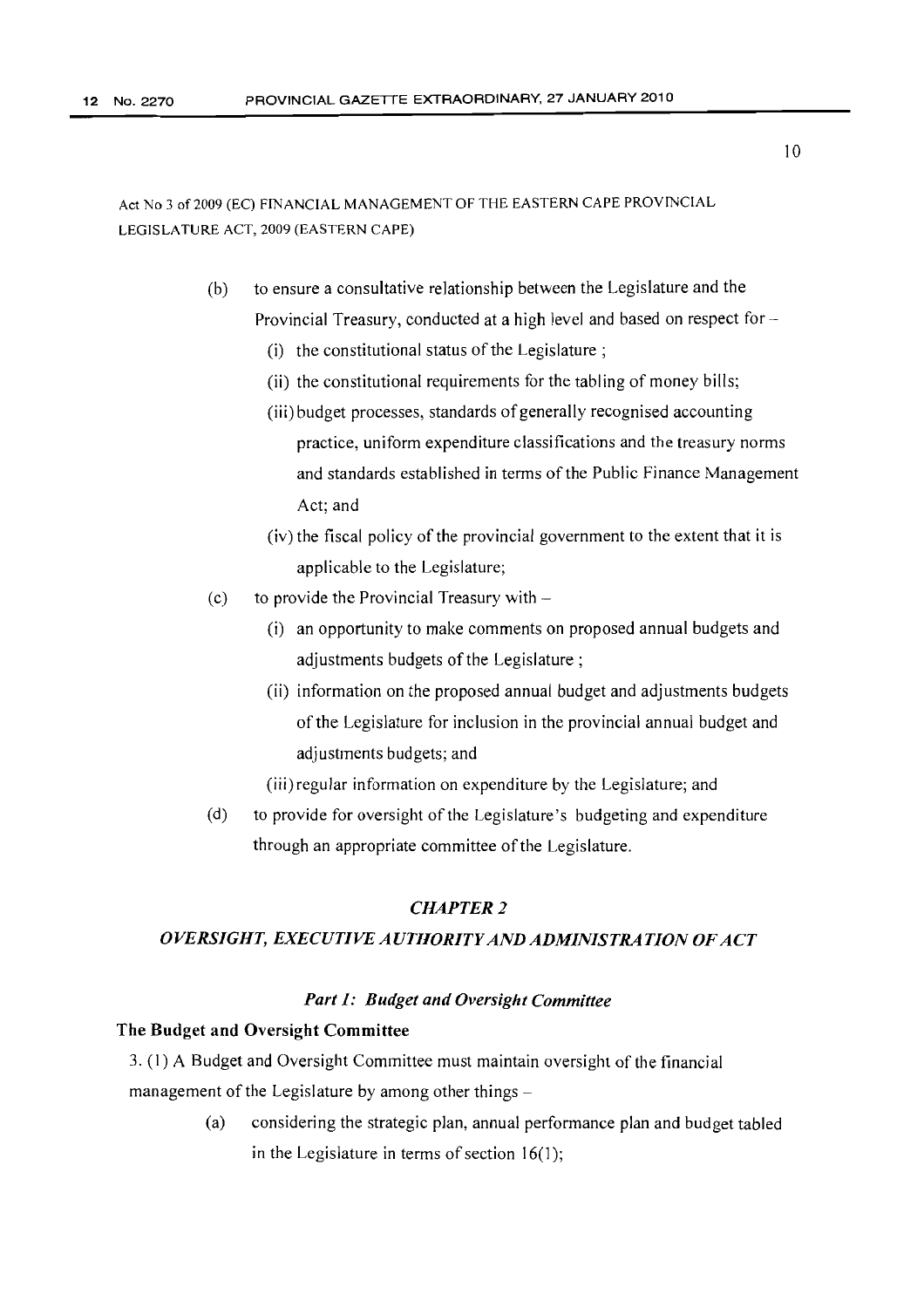Act No 3 of 2009 (EC) FINANCIAL MANAGEMENT OF THE EASTERN CAPE PROVINCIAL LEGISLATURE ACT, 2009 (EASTERN CAPE)

(b) to ensure a consultative relationship between the Legislature and the Provincial Treasury, conducted at a high level and based on respect for –

(i) the constitutional status of the Legislature ;

(ii) the constitutional requirements for the tabling of money bills;

(iii) budget processes, standards of generally recognised accounting practice, uniform expenditure classifications and the treasury norms and standards established in terms of the Public Finance Management Act; and

(iv) the fiscal policy of the provincial government to the extent that it is applicable to the Legislature;

(c) to provide the Provincial Treasury with –

(i) an opportunity to make comments on proposed annual budgets and adjustments budgets of the Legislature ;

(ii) information on the proposed annual budget and adjustments budgets of the Legislature for inclusion in the provincial annual budget and adjustments budgets; and

(iii) regular information on expenditure by the Legislature; and

(d) to provide for oversight of the Legislature's budgeting and expenditure through an appropriate committee of the Legislature.

## *CHAPTER 2*

## *OVERSIGHT, EXECUTIVE AUTHORITY AND ADMINISTRATION OF ACT*

### *Part 1: Budget and Oversight Committee*

**The Budget and Oversight Committee**

3. (1) A Budget and Oversight Committee must maintain oversight of the financial management of the Legislature by among other things –

(a) considering the strategic plan, annual performance plan and budget tabled in the Legislature in terms of section 16(1);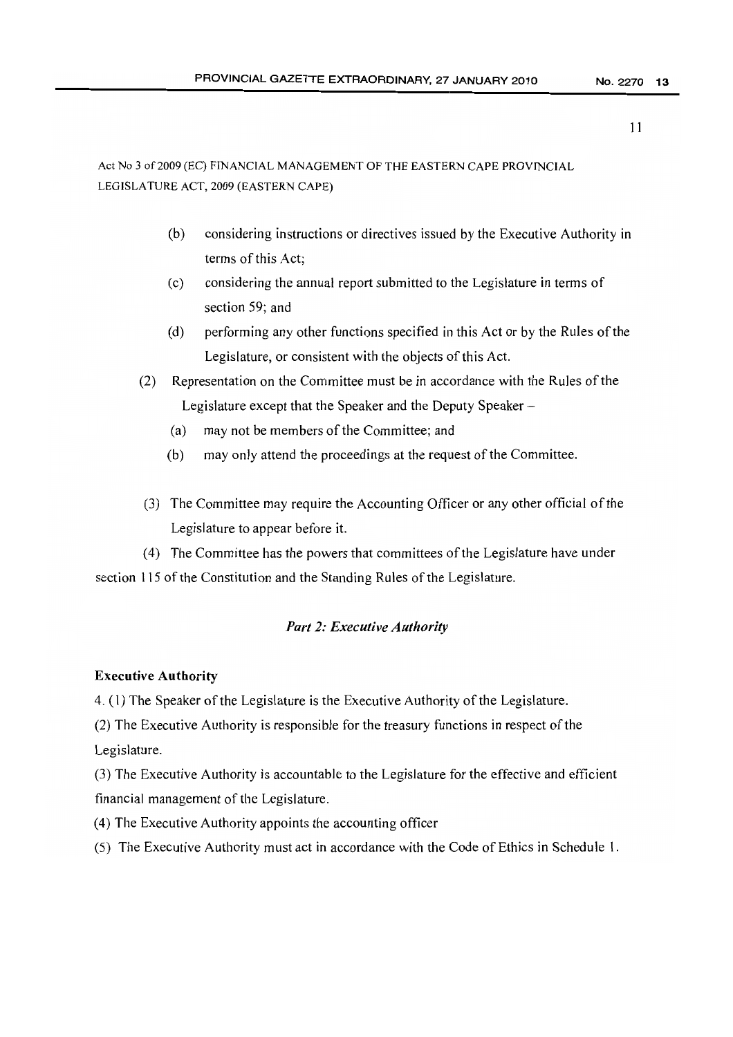Act No 3 of 2009 (EC) FINANCIAL MANAGEMENT OF THE EASTERN CAPE PROVINCIAL LEGISLATURE ACT, 2009 (EASTERN CAPE)

(b) considering instructions or directives issued by the Executive Authority in terms of this Act;

(c) considering the annual report submitted to the Legislature in terms of section 59; and

(d) performing any other functions specified in this Act or by the Rules of the Legislature, or consistent with the objects of this Act.

(2) Representation on the Committee must be in accordance with the Rules of the Legislature except that the Speaker and the Deputy Speaker –

(a) may not be members of the Committee; and

(b) may only attend the proceedings at the request of the Committee.

(3) The Committee may require the Accounting Officer or any other official of the Legislature to appear before it.

(4) The Committee has the powers that committees of the Legislature have under section 115 of the Constitution and the Standing Rules of the Legislature.

### *Part 2: Executive Authority*

**Executive Authority**

4. (1) The Speaker of the Legislature is the Executive Authority of the Legislature.

(2) The Executive Authority is responsible for the treasury functions in respect of the Legislature.

(3) The Executive Authority is accountable to the Legislature for the effective and efficient financial management of the Legislature.

(4) The Executive Authority appoints the accounting officer

(5) The Executive Authority must act in accordance with the Code of Ethics in Schedule 1.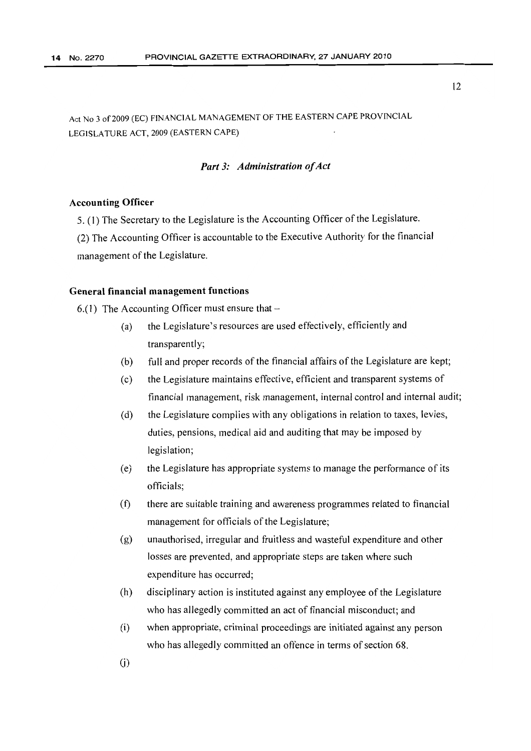Act No 3 of 2009 (EC) FINANCIAL MANAGEMENT OF THE EASTERN CAPE PROVINCIAL LEGISLATURE ACT, 2009 (EASTERN CAPE)

### *Part 3: Administration of Act*

**Accounting Officer**

5. (1) The Secretary to the Legislature is the Accounting Officer of the Legislature.

(2) The Accounting Officer is accountable to the Executive Authority for the financial management of the Legislature.

**General financial management functions**

6.(1) The Accounting Officer must ensure that –

- (a) the Legislature's resources are used effectively, efficiently and transparently;
- (b) full and proper records of the financial affairs of the Legislature are kept;
- (c) the Legislature maintains effective, efficient and transparent systems of financial management, risk management, internal control and internal audit;
- (d) the Legislature complies with any obligations in relation to taxes, levies, duties, pensions, medical aid and auditing that may be imposed by legislation;
- (e) the Legislature has appropriate systems to manage the performance of its officials;
- (f) there are suitable training and awareness programmes related to financial management for officials of the Legislature;
- (g) unauthorised, irregular and fruitless and wasteful expenditure and other losses are prevented, and appropriate steps are taken where such expenditure has occurred;
- (h) disciplinary action is instituted against any employee of the Legislature who has allegedly committed an act of financial misconduct; and
- (i) when appropriate, criminal proceedings are initiated against any person who has allegedly committed an offence in terms of section 68.
- (j)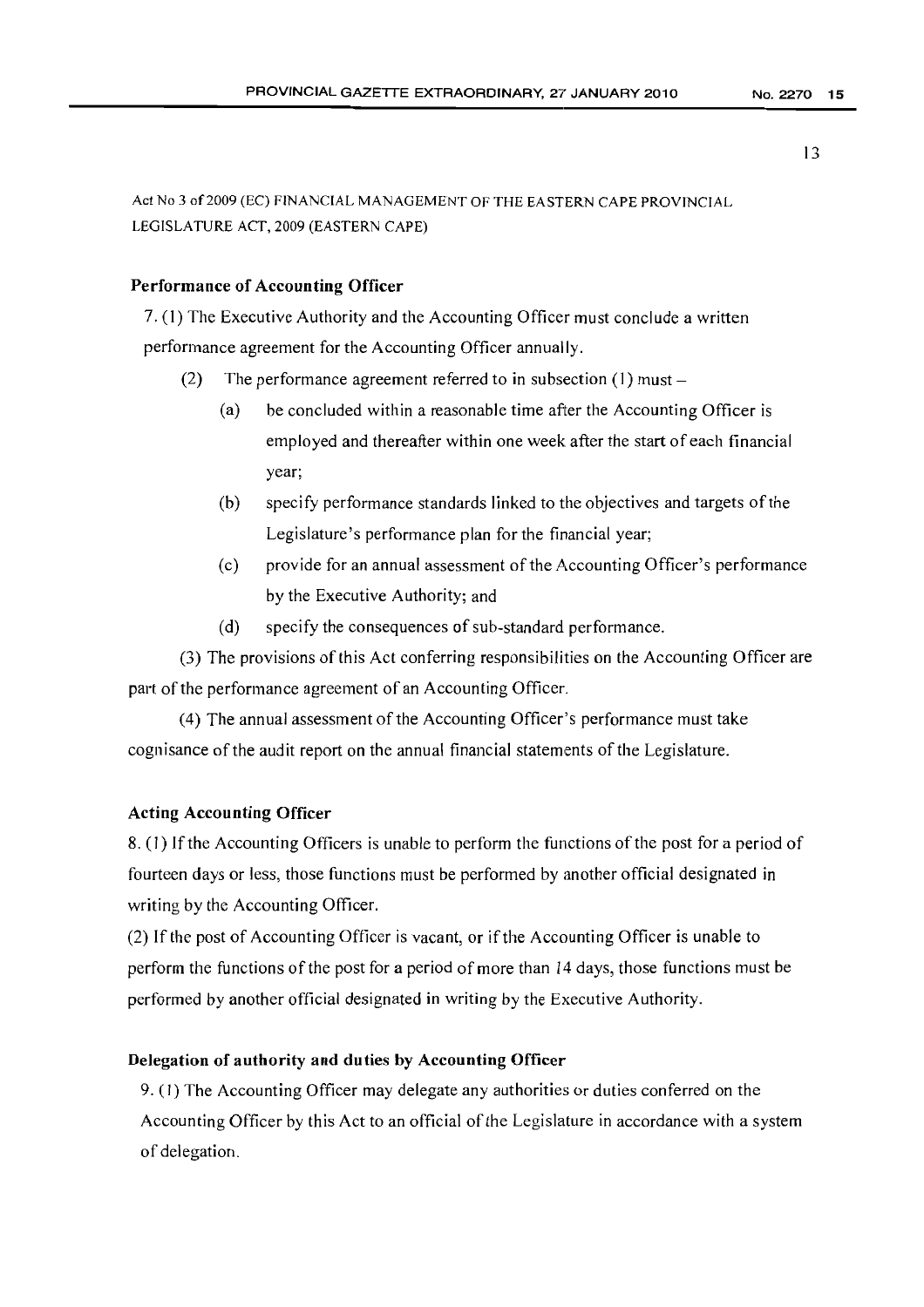Act No 3 of 2009 (EC) FINANCIAL MANAGEMENT OF THE EASTERN CAPE PROVINCIAL LEGISLATURE ACT, 2009 (EASTERN CAPE)

**Performance of Accounting Officer**

7. (1) The Executive Authority and the Accounting Officer must conclude a written performance agreement for the Accounting Officer annually.

(2) The performance agreement referred to in subsection (1) must –

(a) be concluded within a reasonable time after the Accounting Officer is employed and thereafter within one week after the start of each financial year;

(b) specify performance standards linked to the objectives and targets of the Legislature's performance plan for the financial year;

(c) provide for an annual assessment of the Accounting Officer's performance by the Executive Authority; and

(d) specify the consequences of sub-standard performance.

(3) The provisions of this Act conferring responsibilities on the Accounting Officer are part of the performance agreement of an Accounting Officer.

(4) The annual assessment of the Accounting Officer's performance must take cognisance of the audit report on the annual financial statements of the Legislature.

**Acting Accounting Officer**

8. (1) If the Accounting Officers is unable to perform the functions of the post for a period of fourteen days or less, those functions must be performed by another official designated in writing by the Accounting Officer.

(2) If the post of Accounting Officer is vacant, or if the Accounting Officer is unable to perform the functions of the post for a period of more than 14 days, those functions must be performed by another official designated in writing by the Executive Authority.

**Delegation of authority and duties by Accounting Officer**

9. (1) The Accounting Officer may delegate any authorities or duties conferred on the Accounting Officer by this Act to an official of the Legislature in accordance with a system of delegation.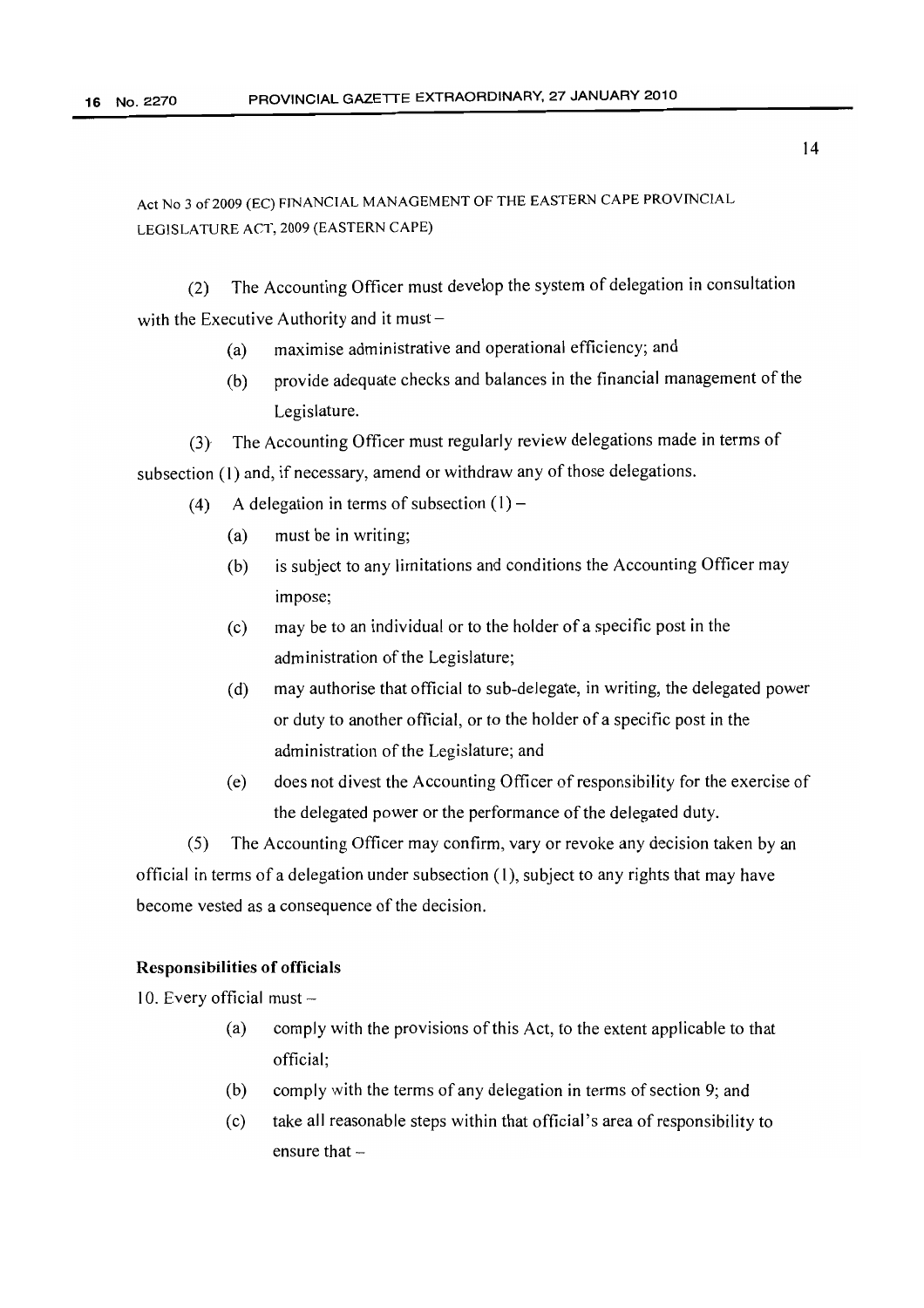(2) The Accounting Officer must develop the system of delegation in consultation with the Executive Authority and it must –

(a) maximise administrative and operational efficiency; and

(b) provide adequate checks and balances in the financial management of the Legislature.

(3) The Accounting Officer must regularly review delegations made in terms of subsection (1) and, if necessary, amend or withdraw any of those delegations.

(4) A delegation in terms of subsection (1) –

(a) must be in writing;

(b) is subject to any limitations and conditions the Accounting Officer may impose;

(c) may be to an individual or to the holder of a specific post in the administration of the Legislature;

(d) may authorise that official to sub-delegate, in writing, the delegated power or duty to another official, or to the holder of a specific post in the administration of the Legislature; and

(e) does not divest the Accounting Officer of responsibility for the exercise of the delegated power or the performance of the delegated duty.

(5) The Accounting Officer may confirm, vary or revoke any decision taken by an official in terms of a delegation under subsection (1), subject to any rights that may have become vested as a consequence of the decision.

**Responsibilities of officials**

10. Every official must –

(a) comply with the provisions of this Act, to the extent applicable to that official;

(b) comply with the terms of any delegation in terms of section 9; and

(c) take all reasonable steps within that official's area of responsibility to ensure that –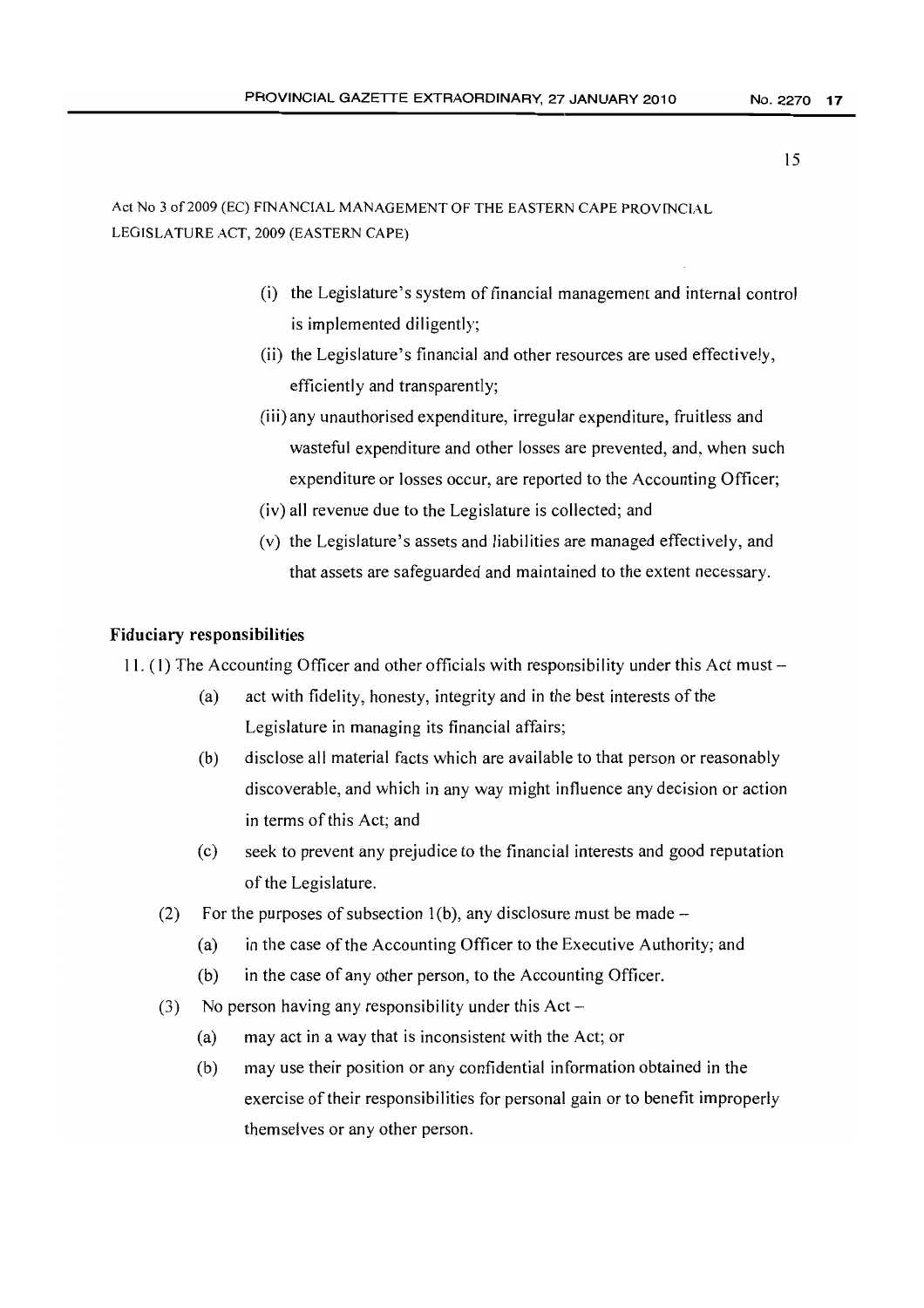Act No 3 of 2009 (EC) FINANCIAL MANAGEMENT OF THE EASTERN CAPE PROVINCIAL LEGISLATURE ACT, 2009 (EASTERN CAPE)

(i) the Legislature's system of financial management and internal control is implemented diligently;

(ii) the Legislature's financial and other resources are used effectively, efficiently and transparently;

(iii) any unauthorised expenditure, irregular expenditure, fruitless and wasteful expenditure and other losses are prevented, and, when such expenditure or losses occur, are reported to the Accounting Officer;

(iv) all revenue due to the Legislature is collected; and

(v) the Legislature's assets and liabilities are managed effectively, and that assets are safeguarded and maintained to the extent necessary.

**Fiduciary responsibilities**

11. (1) The Accounting Officer and other officials with responsibility under this Act must –

(a) act with fidelity, honesty, integrity and in the best interests of the Legislature in managing its financial affairs;

(b) disclose all material facts which are available to that person or reasonably discoverable, and which in any way might influence any decision or action in terms of this Act; and

(c) seek to prevent any prejudice to the financial interests and good reputation of the Legislature.

(2) For the purposes of subsection 1(b), any disclosure must be made –

(a) in the case of the Accounting Officer to the Executive Authority; and

(b) in the case of any other person, to the Accounting Officer.

(3) No person having any responsibility under this Act –

(a) may act in a way that is inconsistent with the Act; or

(b) may use their position or any confidential information obtained in the exercise of their responsibilities for personal gain or to benefit improperly themselves or any other person.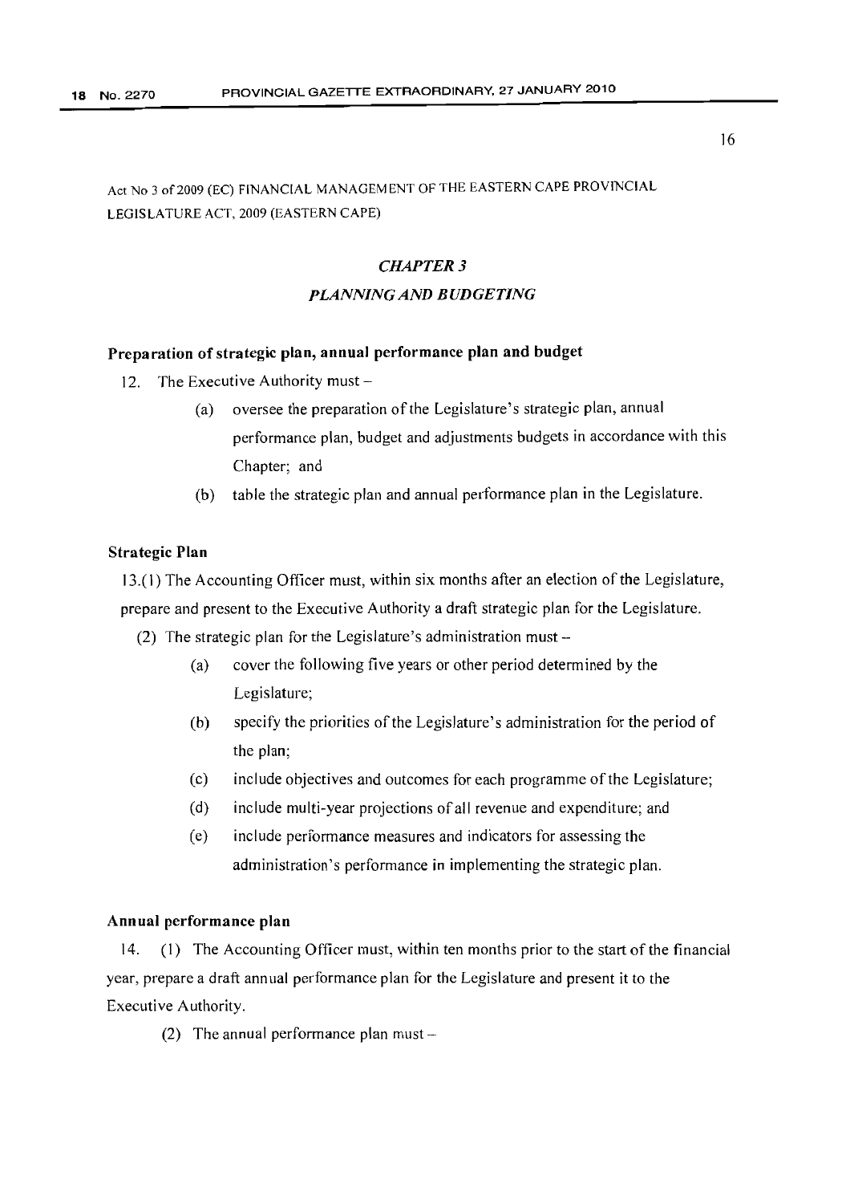Act No 3 of 2009 (EC) FINANCIAL MANAGEMENT OF THE EASTERN CAPE PROVINCIAL LEGISLATURE ACT, 2009 (EASTERN CAPE)

## *CHAPTER 3*

## *PLANNING AND BUDGETING*

**Preparation of strategic plan, annual performance plan and budget**

12. The Executive Authority must –

(a) oversee the preparation of the Legislature's strategic plan, annual performance plan, budget and adjustments budgets in accordance with this Chapter; and

(b) table the strategic plan and annual performance plan in the Legislature.

**Strategic Plan**

13.(1) The Accounting Officer must, within six months after an election of the Legislature, prepare and present to the Executive Authority a draft strategic plan for the Legislature.

(2) The strategic plan for the Legislature's administration must –

(a) cover the following five years or other period determined by the Legislature;

(b) specify the priorities of the Legislature's administration for the period of the plan;

(c) include objectives and outcomes for each programme of the Legislature;

(d) include multi-year projections of all revenue and expenditure; and

(e) include performance measures and indicators for assessing the administration's performance in implementing the strategic plan.

**Annual performance plan**

14. (1) The Accounting Officer must, within ten months prior to the start of the financial year, prepare a draft annual performance plan for the Legislature and present it to the Executive Authority.

(2) The annual performance plan must –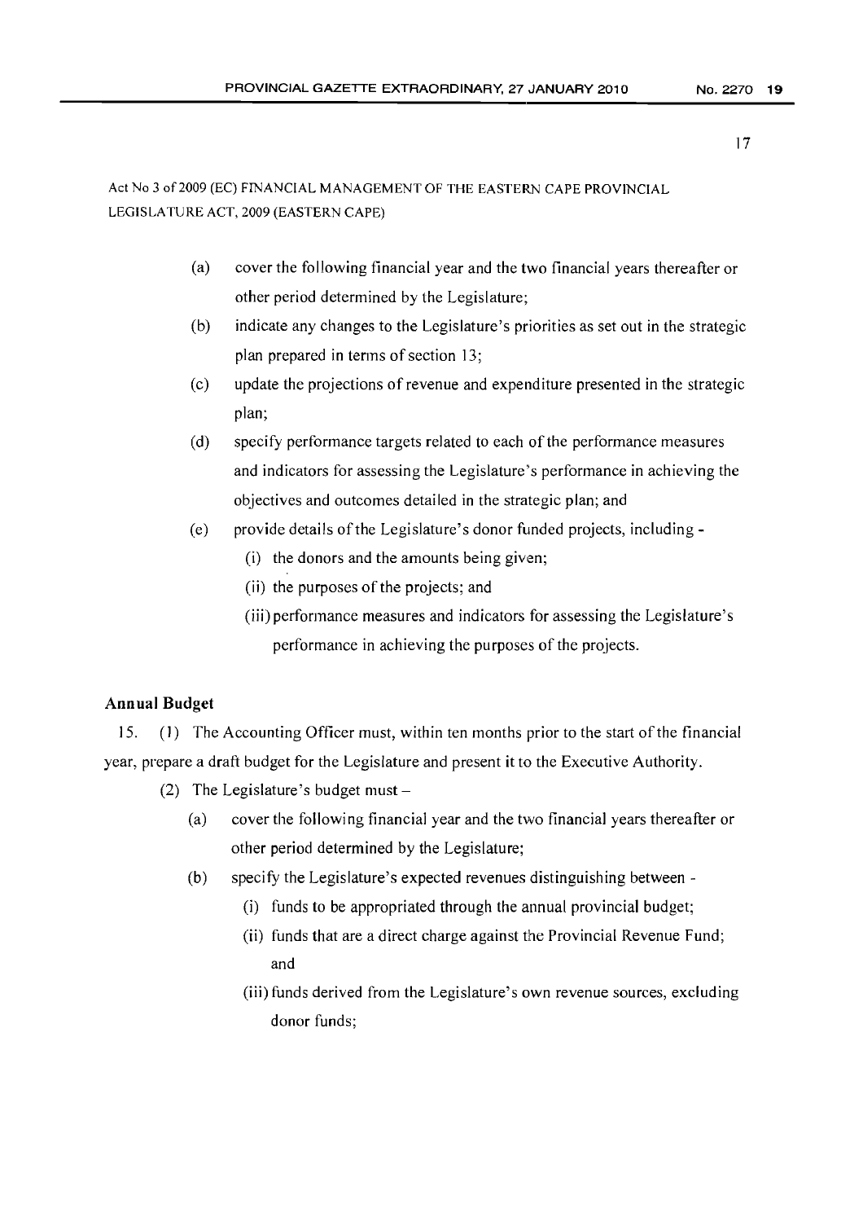Act No 3 of 2009 (EC) FINANCIAL MANAGEMENT OF THE EASTERN CAPE PROVINCIAL LEGISLATURE ACT, 2009 (EASTERN CAPE)

(a) cover the following financial year and the two financial years thereafter or other period determined by the Legislature;

(b) indicate any changes to the Legislature's priorities as set out in the strategic plan prepared in terms of section 13;

(c) update the projections of revenue and expenditure presented in the strategic plan;

(d) specify performance targets related to each of the performance measures and indicators for assessing the Legislature's performance in achieving the objectives and outcomes detailed in the strategic plan; and

(e) provide details of the Legislature's donor funded projects, including -

  (i) the donors and the amounts being given;

  (ii) the purposes of the projects; and

  (iii) performance measures and indicators for assessing the Legislature's performance in achieving the purposes of the projects.

**Annual Budget**

15. (1) The Accounting Officer must, within ten months prior to the start of the financial year, prepare a draft budget for the Legislature and present it to the Executive Authority.

(2) The Legislature's budget must –

(a) cover the following financial year and the two financial years thereafter or other period determined by the Legislature;

(b) specify the Legislature's expected revenues distinguishing between -

  (i) funds to be appropriated through the annual provincial budget;

  (ii) funds that are a direct charge against the Provincial Revenue Fund; and

  (iii) funds derived from the Legislature's own revenue sources, excluding donor funds;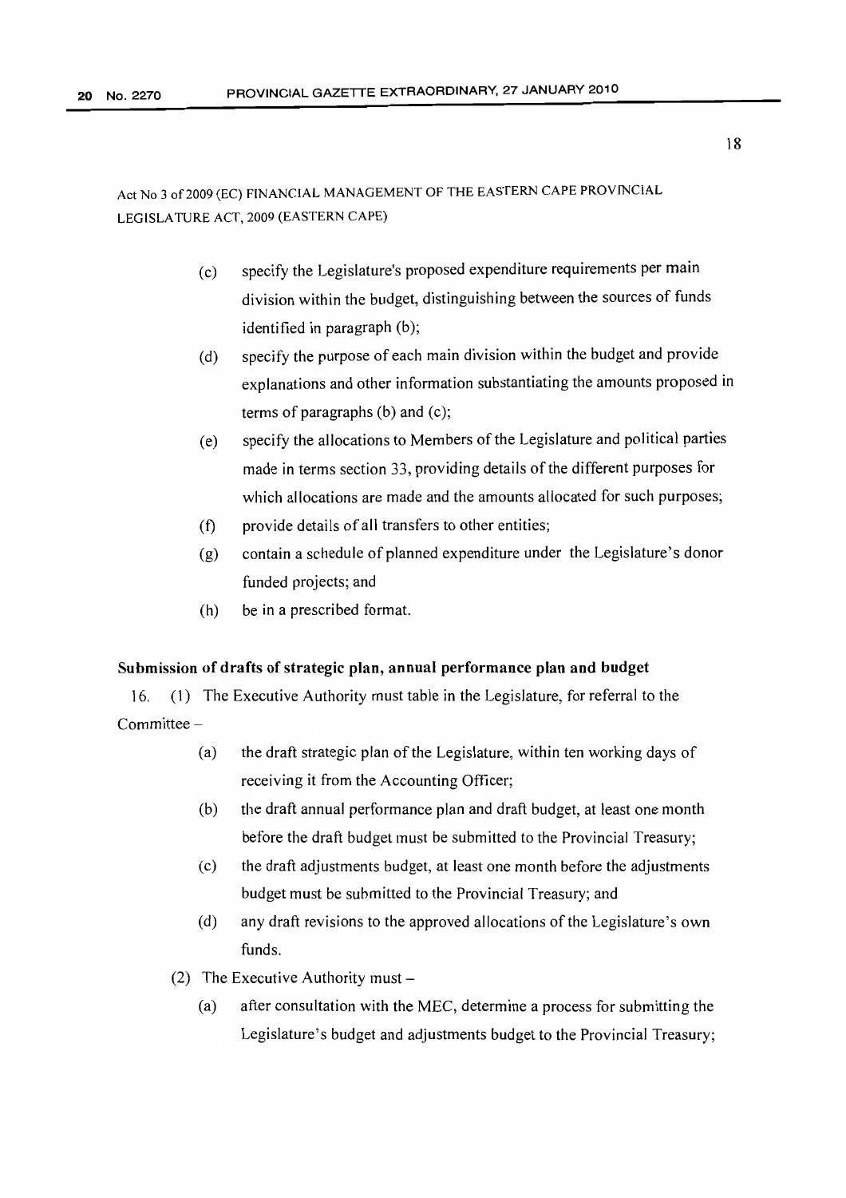Act No 3 of 2009 (EC) FINANCIAL MANAGEMENT OF THE EASTERN CAPE PROVINCIAL LEGISLATURE ACT, 2009 (EASTERN CAPE)

(c) specify the Legislature's proposed expenditure requirements per main division within the budget, distinguishing between the sources of funds identified in paragraph (b);

(d) specify the purpose of each main division within the budget and provide explanations and other information substantiating the amounts proposed in terms of paragraphs (b) and (c);

(e) specify the allocations to Members of the Legislature and political parties made in terms section 33, providing details of the different purposes for which allocations are made and the amounts allocated for such purposes;

(f) provide details of all transfers to other entities;

(g) contain a schedule of planned expenditure under the Legislature's donor funded projects; and

(h) be in a prescribed format.

**Submission of drafts of strategic plan, annual performance plan and budget**

16. (1) The Executive Authority must table in the Legislature, for referral to the Committee –

(a) the draft strategic plan of the Legislature, within ten working days of receiving it from the Accounting Officer;

(b) the draft annual performance plan and draft budget, at least one month before the draft budget must be submitted to the Provincial Treasury;

(c) the draft adjustments budget, at least one month before the adjustments budget must be submitted to the Provincial Treasury; and

(d) any draft revisions to the approved allocations of the Legislature's own funds.

(2) The Executive Authority must –

(a) after consultation with the MEC, determine a process for submitting the Legislature's budget and adjustments budget to the Provincial Treasury;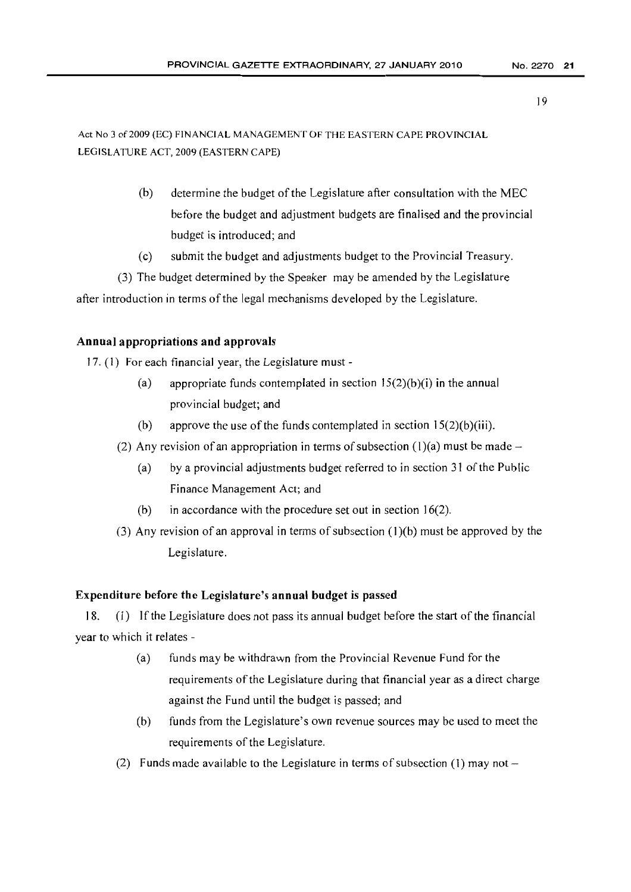Act No 3 of 2009 (EC) FINANCIAL MANAGEMENT OF THE EASTERN CAPE PROVINCIAL LEGISLATURE ACT, 2009 (EASTERN CAPE)

(b) determine the budget of the Legislature after consultation with the MEC before the budget and adjustment budgets are finalised and the provincial budget is introduced; and

(c) submit the budget and adjustments budget to the Provincial Treasury.

(3) The budget determined by the Speaker may be amended by the Legislature after introduction in terms of the legal mechanisms developed by the Legislature.

**Annual appropriations and approvals**

17. (1) For each financial year, the Legislature must -

(a) appropriate funds contemplated in section 15(2)(b)(i) in the annual provincial budget; and

(b) approve the use of the funds contemplated in section 15(2)(b)(iii).

(2) Any revision of an appropriation in terms of subsection (1)(a) must be made –

(a) by a provincial adjustments budget referred to in section 31 of the Public Finance Management Act; and

(b) in accordance with the procedure set out in section 16(2).

(3) Any revision of an approval in terms of subsection (1)(b) must be approved by the Legislature.

**Expenditure before the Legislature's annual budget is passed**

18. (1) If the Legislature does not pass its annual budget before the start of the financial year to which it relates -

(a) funds may be withdrawn from the Provincial Revenue Fund for the requirements of the Legislature during that financial year as a direct charge against the Fund until the budget is passed; and

(b) funds from the Legislature's own revenue sources may be used to meet the requirements of the Legislature.

(2) Funds made available to the Legislature in terms of subsection (1) may not –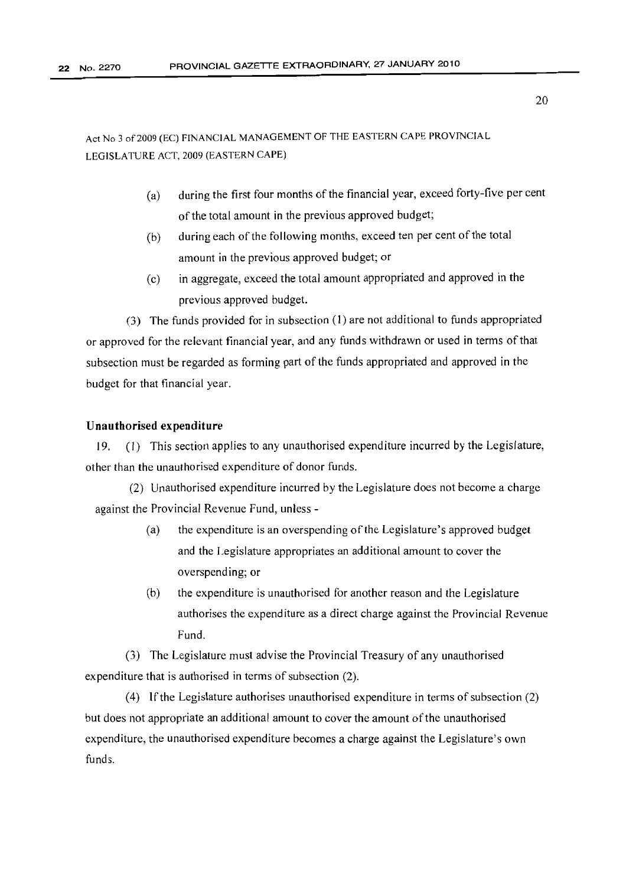(a) during the first four months of the financial year, exceed forty-five per cent of the total amount in the previous approved budget;

(b) during each of the following months, exceed ten per cent of the total amount in the previous approved budget; or

(c) in aggregate, exceed the total amount appropriated and approved in the previous approved budget.

(3) The funds provided for in subsection (1) are not additional to funds appropriated or approved for the relevant financial year, and any funds withdrawn or used in terms of that subsection must be regarded as forming part of the funds appropriated and approved in the budget for that financial year.

**Unauthorised expenditure**

19. (1) This section applies to any unauthorised expenditure incurred by the Legislature, other than the unauthorised expenditure of donor funds.

(2) Unauthorised expenditure incurred by the Legislature does not become a charge against the Provincial Revenue Fund, unless -

(a) the expenditure is an overspending of the Legislature's approved budget and the Legislature appropriates an additional amount to cover the overspending; or

(b) the expenditure is unauthorised for another reason and the Legislature authorises the expenditure as a direct charge against the Provincial Revenue Fund.

(3) The Legislature must advise the Provincial Treasury of any unauthorised expenditure that is authorised in terms of subsection (2).

(4) If the Legislature authorises unauthorised expenditure in terms of subsection (2) but does not appropriate an additional amount to cover the amount of the unauthorised expenditure, the unauthorised expenditure becomes a charge against the Legislature's own funds.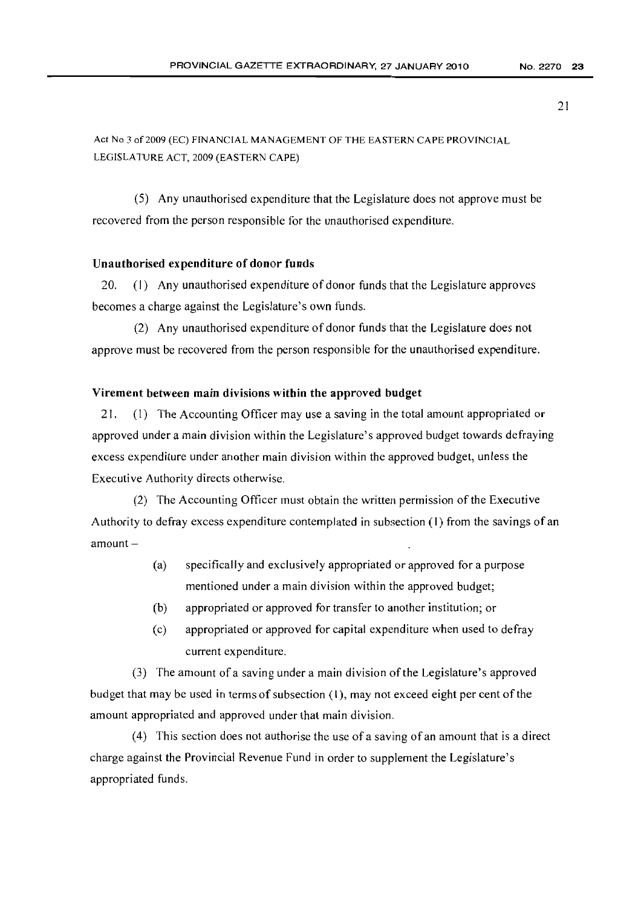Act No 3 of 2009 (EC) FINANCIAL MANAGEMENT OF THE EASTERN CAPE PROVINCIAL LEGISLATURE ACT, 2009 (EASTERN CAPE)

(5) Any unauthorised expenditure that the Legislature does not approve must be recovered from the person responsible for the unauthorised expenditure.

**Unauthorised expenditure of donor funds**

20. (1) Any unauthorised expenditure of donor funds that the Legislature approves becomes a charge against the Legislature's own funds.

(2) Any unauthorised expenditure of donor funds that the Legislature does not approve must be recovered from the person responsible for the unauthorised expenditure.

**Virement between main divisions within the approved budget**

21. (1) The Accounting Officer may use a saving in the total amount appropriated or approved under a main division within the Legislature's approved budget towards defraying excess expenditure under another main division within the approved budget, unless the Executive Authority directs otherwise.

(2) The Accounting Officer must obtain the written permission of the Executive Authority to defray excess expenditure contemplated in subsection (1) from the savings of an amount –

(a) specifically and exclusively appropriated or approved for a purpose mentioned under a main division within the approved budget;

(b) appropriated or approved for transfer to another institution; or

(c) appropriated or approved for capital expenditure when used to defray current expenditure.

(3) The amount of a saving under a main division of the Legislature's approved budget that may be used in terms of subsection (1), may not exceed eight per cent of the amount appropriated and approved under that main division.

(4) This section does not authorise the use of a saving of an amount that is a direct charge against the Provincial Revenue Fund in order to supplement the Legislature's appropriated funds.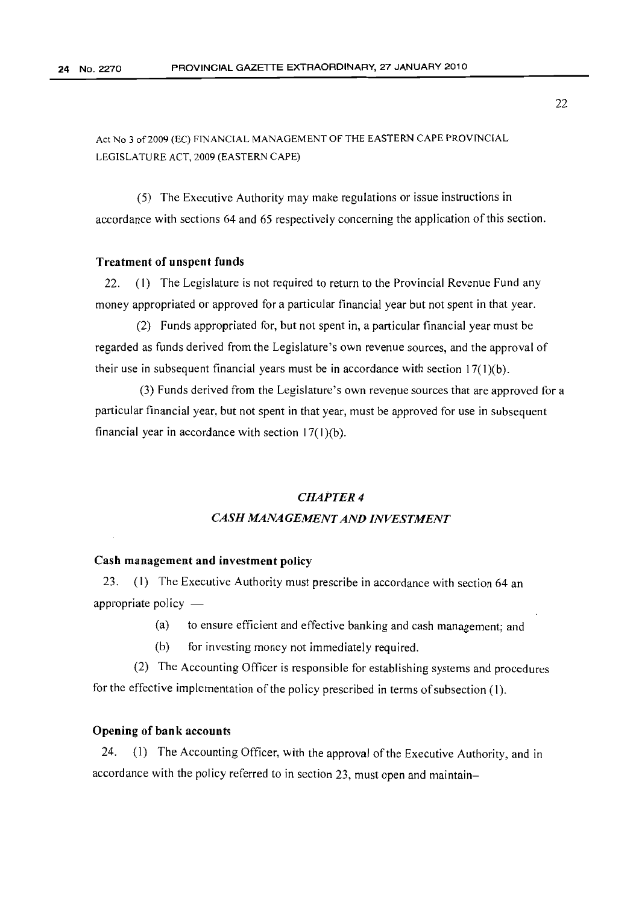Act No 3 of 2009 (EC) FINANCIAL MANAGEMENT OF THE EASTERN CAPE PROVINCIAL LEGISLATURE ACT, 2009 (EASTERN CAPE)

(5) The Executive Authority may make regulations or issue instructions in accordance with sections 64 and 65 respectively concerning the application of this section.

**Treatment of unspent funds**

22. (1) The Legislature is not required to return to the Provincial Revenue Fund any money appropriated or approved for a particular financial year but not spent in that year.

(2) Funds appropriated for, but not spent in, a particular financial year must be regarded as funds derived from the Legislature's own revenue sources, and the approval of their use in subsequent financial years must be in accordance with section 17(1)(b).

(3) Funds derived from the Legislature's own revenue sources that are approved for a particular financial year, but not spent in that year, must be approved for use in subsequent financial year in accordance with section 17(1)(b).

## *CHAPTER 4*

## *CASH MANAGEMENT AND INVESTMENT*

**Cash management and investment policy**

23. (1) The Executive Authority must prescribe in accordance with section 64 an appropriate policy —

(a) to ensure efficient and effective banking and cash management; and

(b) for investing money not immediately required.

(2) The Accounting Officer is responsible for establishing systems and procedures for the effective implementation of the policy prescribed in terms of subsection (1).

**Opening of bank accounts**

24. (1) The Accounting Officer, with the approval of the Executive Authority, and in accordance with the policy referred to in section 23, must open and maintain–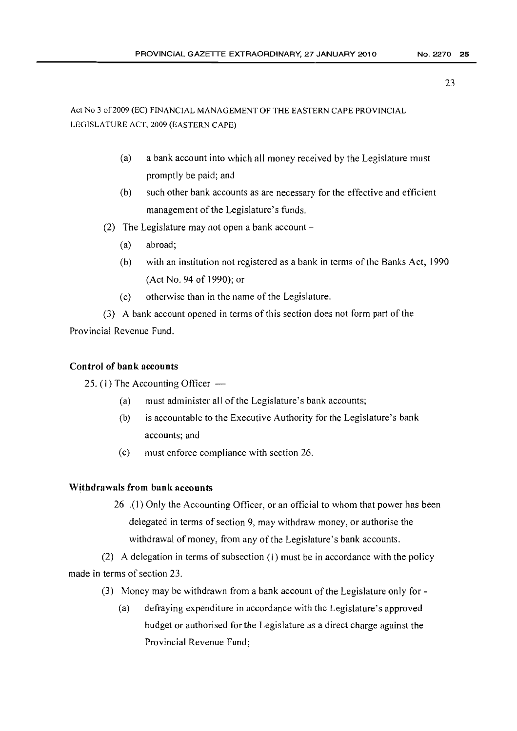Act No 3 of 2009 (EC) FINANCIAL MANAGEMENT OF THE EASTERN CAPE PROVINCIAL LEGISLATURE ACT, 2009 (EASTERN CAPE)

(a) a bank account into which all money received by the Legislature must promptly be paid; and

(b) such other bank accounts as are necessary for the effective and efficient management of the Legislature's funds.

(2) The Legislature may not open a bank account –

(a) abroad;

(b) with an institution not registered as a bank in terms of the Banks Act, 1990 (Act No. 94 of 1990); or

(c) otherwise than in the name of the Legislature.

(3) A bank account opened in terms of this section does not form part of the Provincial Revenue Fund.

**Control of bank accounts**

25. (1) The Accounting Officer —

(a) must administer all of the Legislature's bank accounts;

(b) is accountable to the Executive Authority for the Legislature's bank accounts; and

(c) must enforce compliance with section 26.

**Withdrawals from bank accounts**

26 .(1) Only the Accounting Officer, or an official to whom that power has been delegated in terms of section 9, may withdraw money, or authorise the withdrawal of money, from any of the Legislature's bank accounts.

(2) A delegation in terms of subsection (1) must be in accordance with the policy made in terms of section 23.

(3) Money may be withdrawn from a bank account of the Legislature only for -

(a) defraying expenditure in accordance with the Legislature's approved budget or authorised for the Legislature as a direct charge against the Provincial Revenue Fund;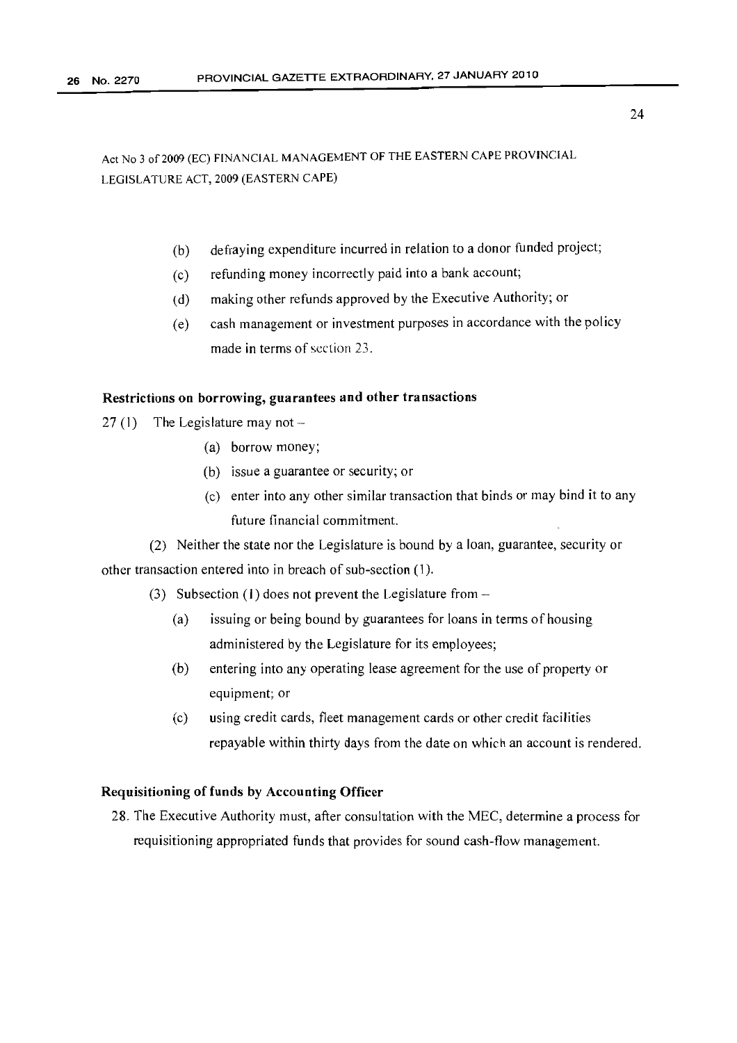Act No 3 of 2009 (EC) FINANCIAL MANAGEMENT OF THE EASTERN CAPE PROVINCIAL LEGISLATURE ACT, 2009 (EASTERN CAPE)

(b) defraying expenditure incurred in relation to a donor funded project;

(c) refunding money incorrectly paid into a bank account;

(d) making other refunds approved by the Executive Authority; or

(e) cash management or investment purposes in accordance with the policy made in terms of section 23.

**Restrictions on borrowing, guarantees and other transactions**

27 (1) The Legislature may not –

(a) borrow money;

(b) issue a guarantee or security; or

(c) enter into any other similar transaction that binds or may bind it to any future financial commitment.

(2) Neither the state nor the Legislature is bound by a loan, guarantee, security or other transaction entered into in breach of sub-section (1).

(3) Subsection (1) does not prevent the Legislature from –

(a) issuing or being bound by guarantees for loans in terms of housing administered by the Legislature for its employees;

(b) entering into any operating lease agreement for the use of property or equipment; or

(c) using credit cards, fleet management cards or other credit facilities repayable within thirty days from the date on which an account is rendered.

**Requisitioning of funds by Accounting Officer**

28. The Executive Authority must, after consultation with the MEC, determine a process for requisitioning appropriated funds that provides for sound cash-flow management.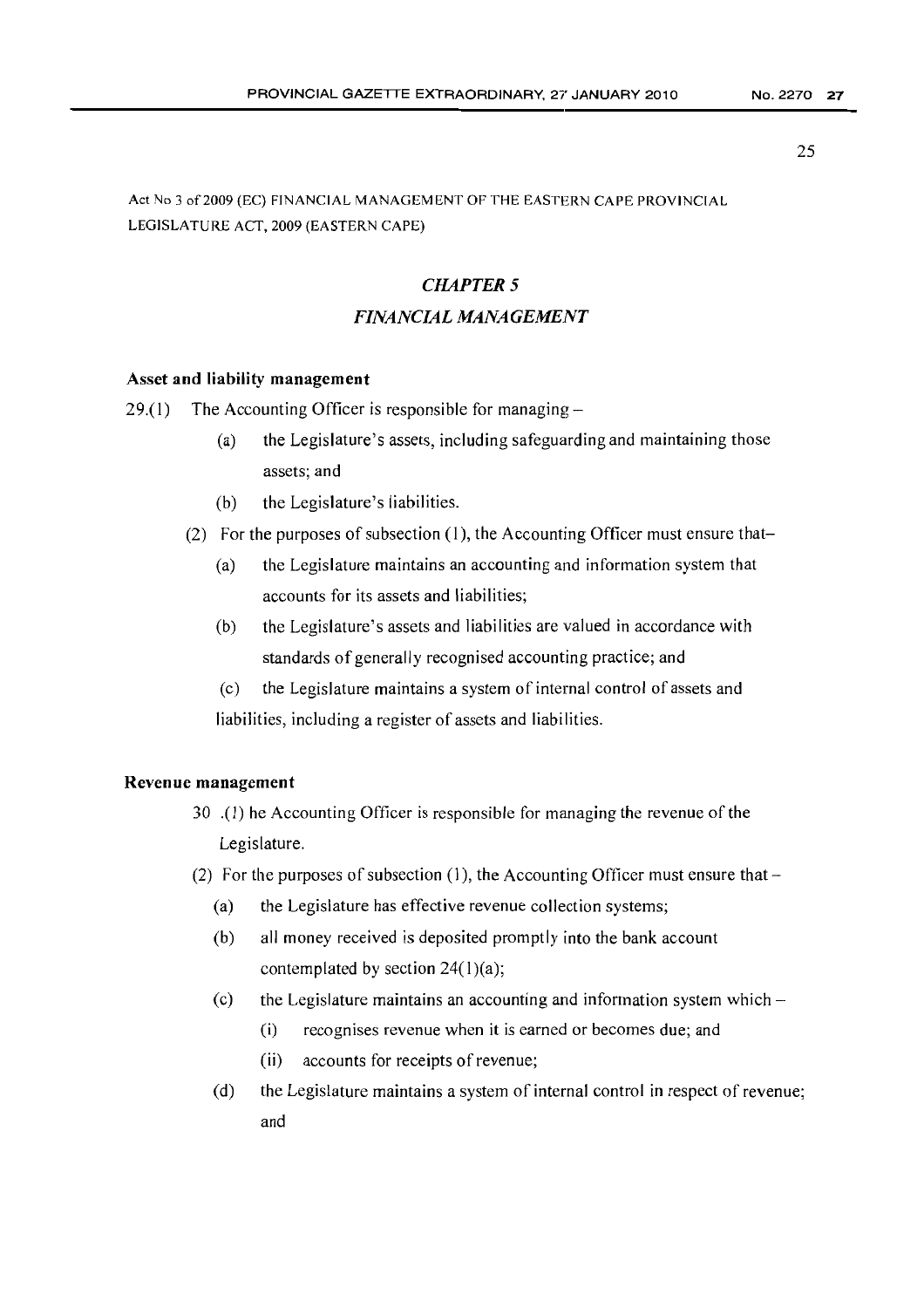Act No 3 of 2009 (EC) FINANCIAL MANAGEMENT OF THE EASTERN CAPE PROVINCIAL LEGISLATURE ACT, 2009 (EASTERN CAPE)

## *CHAPTER 5*

## *FINANCIAL MANAGEMENT*

**Asset and liability management**

29.(1) The Accounting Officer is responsible for managing –

(a) the Legislature's assets, including safeguarding and maintaining those assets; and

(b) the Legislature's liabilities.

(2) For the purposes of subsection (1), the Accounting Officer must ensure that–

(a) the Legislature maintains an accounting and information system that accounts for its assets and liabilities;

(b) the Legislature's assets and liabilities are valued in accordance with standards of generally recognised accounting practice; and

(c) the Legislature maintains a system of internal control of assets and liabilities, including a register of assets and liabilities.

**Revenue management**

30 .(1) he Accounting Officer is responsible for managing the revenue of the Legislature.

(2) For the purposes of subsection (1), the Accounting Officer must ensure that –

(a) the Legislature has effective revenue collection systems;

(b) all money received is deposited promptly into the bank account contemplated by section 24(1)(a);

(c) the Legislature maintains an accounting and information system which –

(i) recognises revenue when it is earned or becomes due; and

(ii) accounts for receipts of revenue;

(d) the Legislature maintains a system of internal control in respect of revenue; and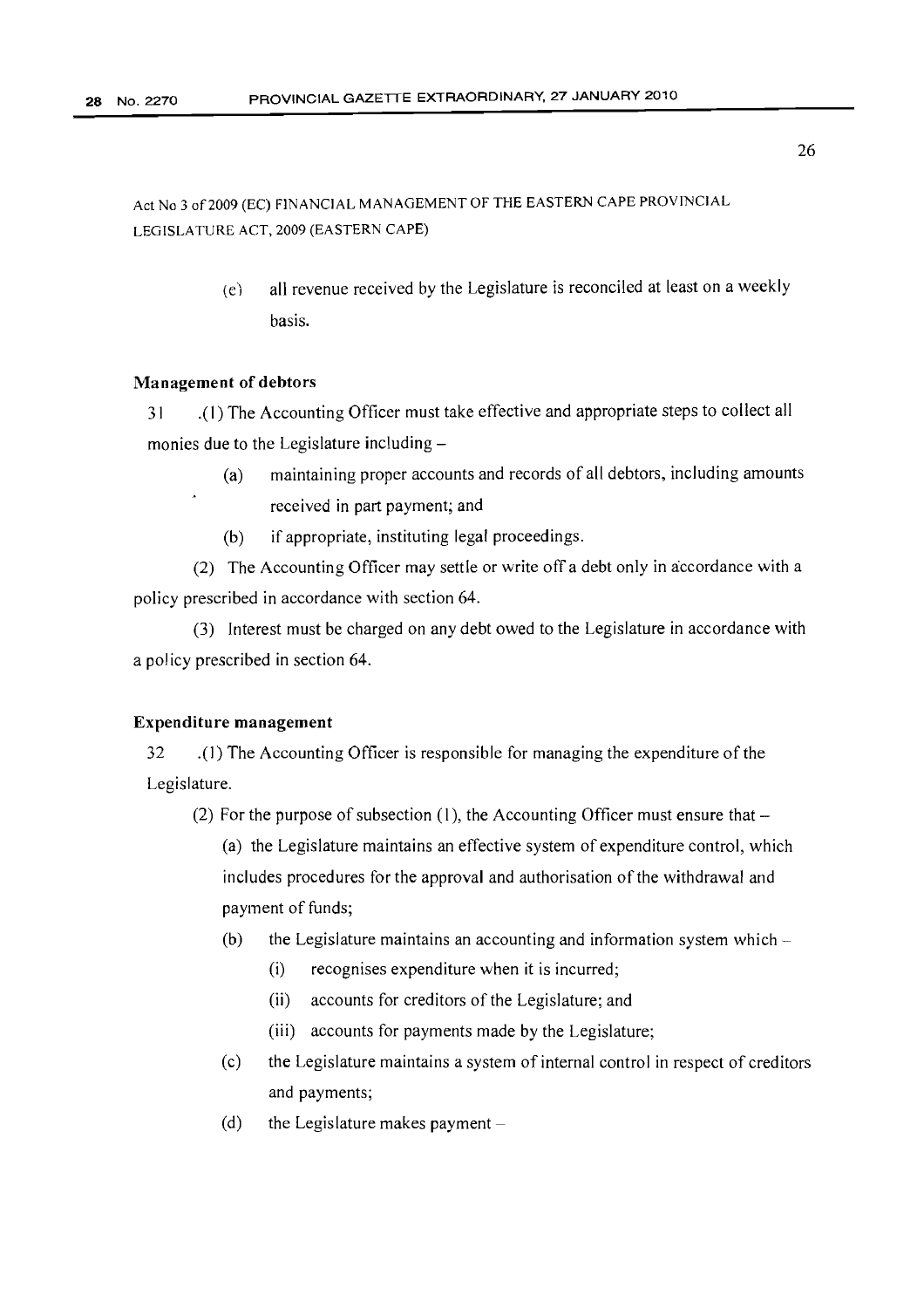Act No 3 of 2009 (EC) FINANCIAL MANAGEMENT OF THE EASTERN CAPE PROVINCIAL LEGISLATURE ACT, 2009 (EASTERN CAPE)

(e) all revenue received by the Legislature is reconciled at least on a weekly basis.

**Management of debtors**

31 .(1) The Accounting Officer must take effective and appropriate steps to collect all monies due to the Legislature including –

(a) maintaining proper accounts and records of all debtors, including amounts received in part payment; and

(b) if appropriate, instituting legal proceedings.

(2) The Accounting Officer may settle or write off a debt only in accordance with a policy prescribed in accordance with section 64.

(3) Interest must be charged on any debt owed to the Legislature in accordance with a policy prescribed in section 64.

**Expenditure management**

32 .(1) The Accounting Officer is responsible for managing the expenditure of the Legislature.

(2) For the purpose of subsection (1), the Accounting Officer must ensure that –

(a) the Legislature maintains an effective system of expenditure control, which includes procedures for the approval and authorisation of the withdrawal and payment of funds;

(b) the Legislature maintains an accounting and information system which –

(i) recognises expenditure when it is incurred;

(ii) accounts for creditors of the Legislature; and

(iii) accounts for payments made by the Legislature;

(c) the Legislature maintains a system of internal control in respect of creditors and payments;

(d) the Legislature makes payment –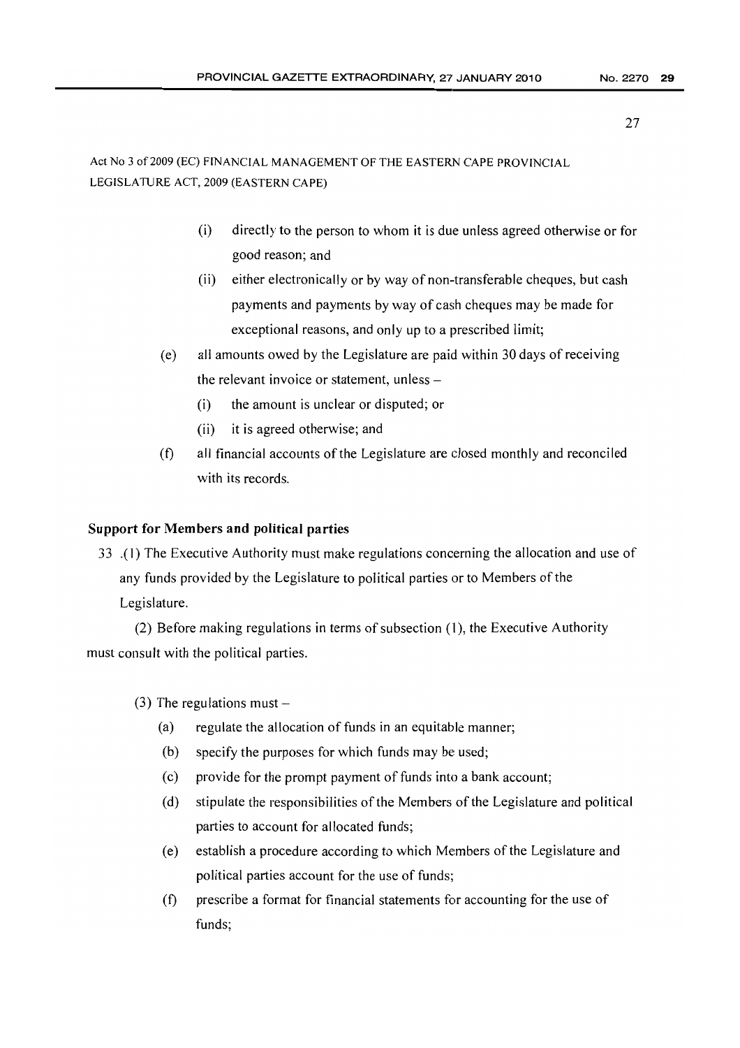Act No 3 of 2009 (EC) FINANCIAL MANAGEMENT OF THE EASTERN CAPE PROVINCIAL LEGISLATURE ACT, 2009 (EASTERN CAPE)

(i) directly to the person to whom it is due unless agreed otherwise or for good reason; and

(ii) either electronically or by way of non-transferable cheques, but cash payments and payments by way of cash cheques may be made for exceptional reasons, and only up to a prescribed limit;

(e) all amounts owed by the Legislature are paid within 30 days of receiving the relevant invoice or statement, unless –

(i) the amount is unclear or disputed; or

(ii) it is agreed otherwise; and

(f) all financial accounts of the Legislature are closed monthly and reconciled with its records.

**Support for Members and political parties**

33 .(1) The Executive Authority must make regulations concerning the allocation and use of any funds provided by the Legislature to political parties or to Members of the Legislature.

(2) Before making regulations in terms of subsection (1), the Executive Authority must consult with the political parties.

(3) The regulations must –

(a) regulate the allocation of funds in an equitable manner;

(b) specify the purposes for which funds may be used;

(c) provide for the prompt payment of funds into a bank account;

(d) stipulate the responsibilities of the Members of the Legislature and political parties to account for allocated funds;

(e) establish a procedure according to which Members of the Legislature and political parties account for the use of funds;

(f) prescribe a format for financial statements for accounting for the use of funds;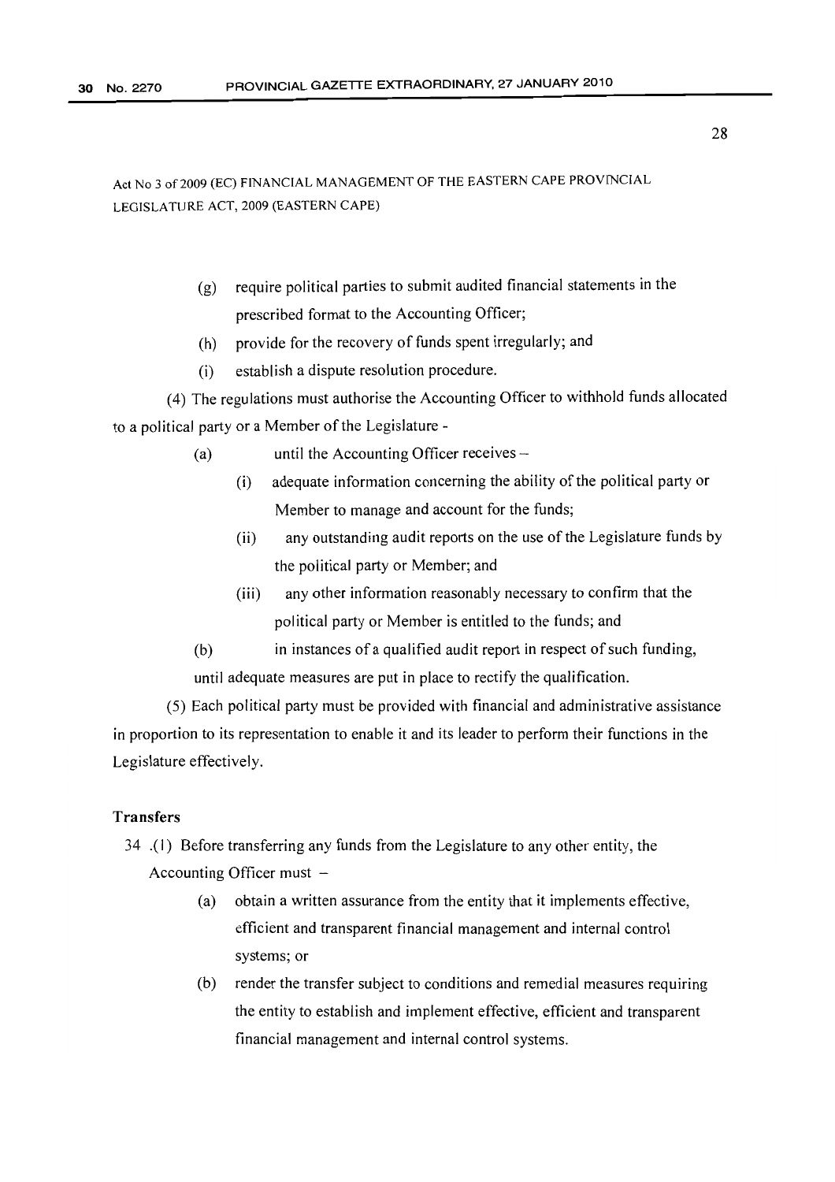Act No 3 of 2009 (EC) FINANCIAL MANAGEMENT OF THE EASTERN CAPE PROVINCIAL LEGISLATURE ACT, 2009 (EASTERN CAPE)

(g) require political parties to submit audited financial statements in the prescribed format to the Accounting Officer;

(h) provide for the recovery of funds spent irregularly; and

(i) establish a dispute resolution procedure.

(4) The regulations must authorise the Accounting Officer to withhold funds allocated to a political party or a Member of the Legislature -

(a) until the Accounting Officer receives –

(i) adequate information concerning the ability of the political party or Member to manage and account for the funds;

(ii) any outstanding audit reports on the use of the Legislature funds by the political party or Member; and

(iii) any other information reasonably necessary to confirm that the political party or Member is entitled to the funds; and

(b) in instances of a qualified audit report in respect of such funding, until adequate measures are put in place to rectify the qualification.

(5) Each political party must be provided with financial and administrative assistance in proportion to its representation to enable it and its leader to perform their functions in the Legislature effectively.

### Transfers

34 .(1) Before transferring any funds from the Legislature to any other entity, the Accounting Officer must –

(a) obtain a written assurance from the entity that it implements effective, efficient and transparent financial management and internal control systems; or

(b) render the transfer subject to conditions and remedial measures requiring the entity to establish and implement effective, efficient and transparent financial management and internal control systems.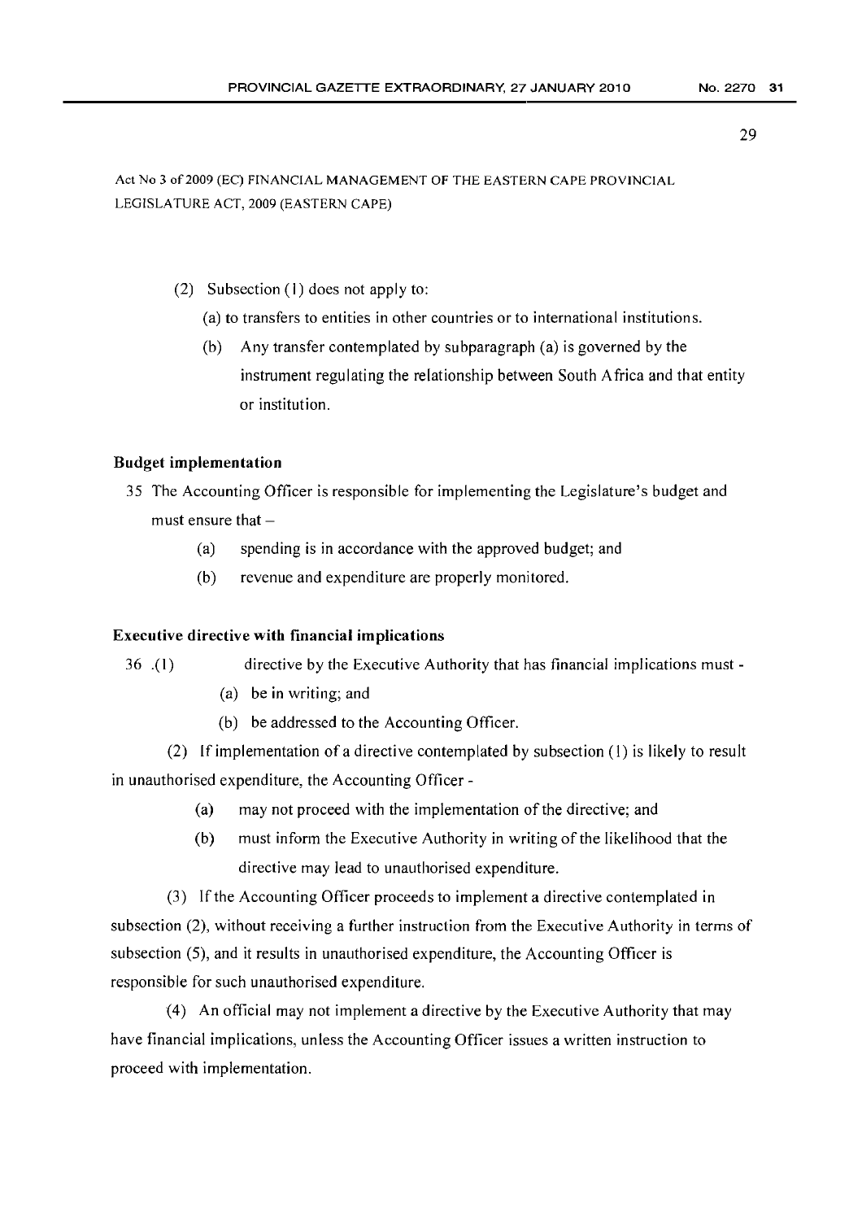Act No 3 of 2009 (EC) FINANCIAL MANAGEMENT OF THE EASTERN CAPE PROVINCIAL LEGISLATURE ACT, 2009 (EASTERN CAPE)

(2) Subsection (1) does not apply to:

(a) to transfers to entities in other countries or to international institutions.

(b) Any transfer contemplated by subparagraph (a) is governed by the instrument regulating the relationship between South Africa and that entity or institution.

**Budget implementation**

35 The Accounting Officer is responsible for implementing the Legislature's budget and must ensure that –

(a) spending is in accordance with the approved budget; and

(b) revenue and expenditure are properly monitored.

**Executive directive with financial implications**

36 .(1) directive by the Executive Authority that has financial implications must -

(a) be in writing; and

(b) be addressed to the Accounting Officer.

(2) If implementation of a directive contemplated by subsection (1) is likely to result in unauthorised expenditure, the Accounting Officer -

(a) may not proceed with the implementation of the directive; and

(b) must inform the Executive Authority in writing of the likelihood that the directive may lead to unauthorised expenditure.

(3) If the Accounting Officer proceeds to implement a directive contemplated in subsection (2), without receiving a further instruction from the Executive Authority in terms of subsection (5), and it results in unauthorised expenditure, the Accounting Officer is responsible for such unauthorised expenditure.

(4) An official may not implement a directive by the Executive Authority that may have financial implications, unless the Accounting Officer issues a written instruction to proceed with implementation.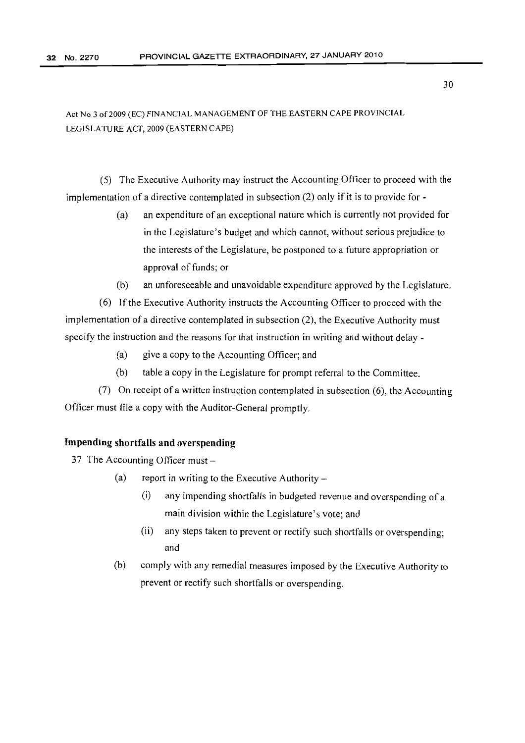(5) The Executive Authority may instruct the Accounting Officer to proceed with the implementation of a directive contemplated in subsection (2) only if it is to provide for -

- (a) an expenditure of an exceptional nature which is currently not provided for in the Legislature's budget and which cannot, without serious prejudice to the interests of the Legislature, be postponed to a future appropriation or approval of funds; or
- (b) an unforeseeable and unavoidable expenditure approved by the Legislature.

(6) If the Executive Authority instructs the Accounting Officer to proceed with the implementation of a directive contemplated in subsection (2), the Executive Authority must specify the instruction and the reasons for that instruction in writing and without delay -

- (a) give a copy to the Accounting Officer; and
- (b) table a copy in the Legislature for prompt referral to the Committee.

(7) On receipt of a written instruction contemplated in subsection (6), the Accounting Officer must file a copy with the Auditor-General promptly.

**Impending shortfalls and overspending**

37 The Accounting Officer must –

- (a) report in writing to the Executive Authority –
  - (i) any impending shortfalls in budgeted revenue and overspending of a main division within the Legislature's vote; and
  - (ii) any steps taken to prevent or rectify such shortfalls or overspending; and
- (b) comply with any remedial measures imposed by the Executive Authority to prevent or rectify such shortfalls or overspending.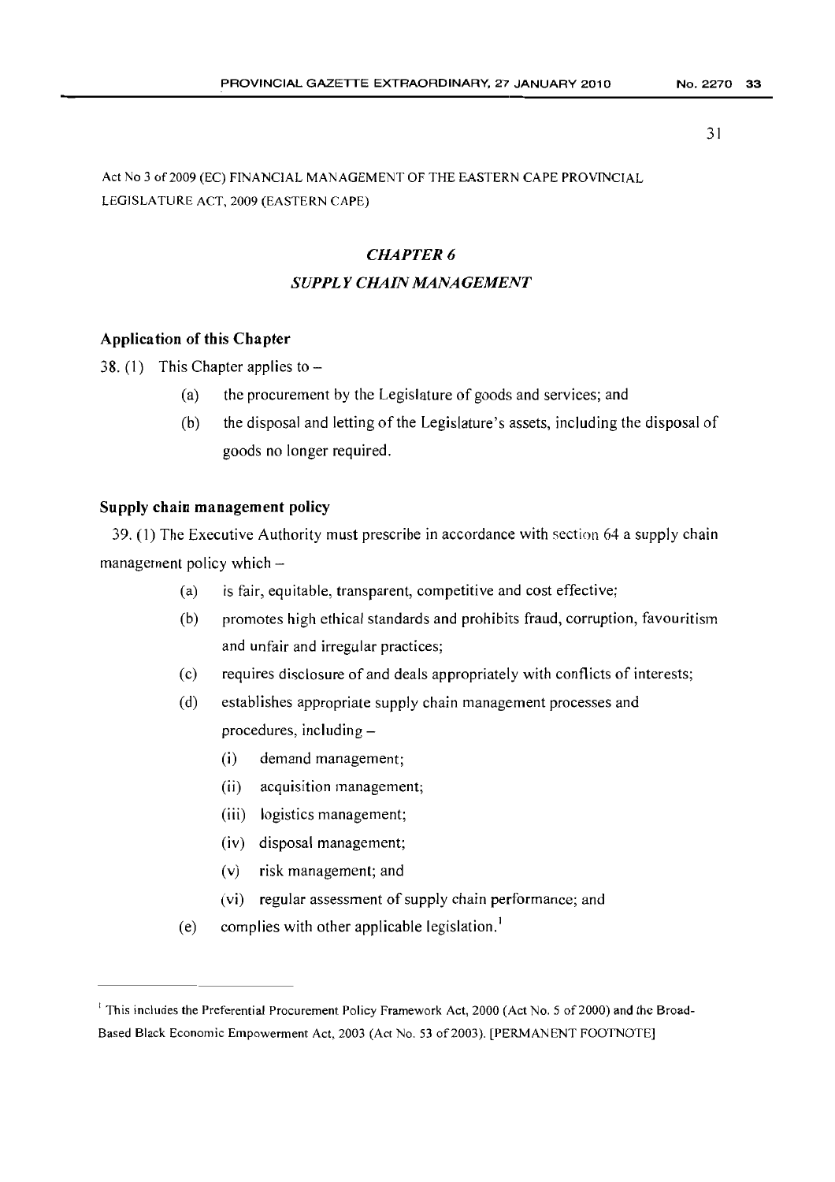Act No 3 of 2009 (EC) FINANCIAL MANAGEMENT OF THE EASTERN CAPE PROVINCIAL LEGISLATURE ACT, 2009 (EASTERN CAPE)

## *CHAPTER 6*

## *SUPPLY CHAIN MANAGEMENT*

### Application of this Chapter

38. (1) This Chapter applies to –

(a) the procurement by the Legislature of goods and services; and

(b) the disposal and letting of the Legislature's assets, including the disposal of goods no longer required.

### Supply chain management policy

39. (1) The Executive Authority must prescribe in accordance with section 64 a supply chain management policy which –

(a) is fair, equitable, transparent, competitive and cost effective;

(b) promotes high ethical standards and prohibits fraud, corruption, favouritism and unfair and irregular practices;

(c) requires disclosure of and deals appropriately with conflicts of interests;

(d) establishes appropriate supply chain management processes and procedures, including –

  (i) demand management;

  (ii) acquisition management;

  (iii) logistics management;

  (iv) disposal management;

  (v) risk management; and

  (vi) regular assessment of supply chain performance; and

(e) complies with other applicable legislation.[1]

---

[1] This includes the Preferential Procurement Policy Framework Act, 2000 (Act No. 5 of 2000) and the Broad-Based Black Economic Empowerment Act, 2003 (Act No. 53 of 2003). [PERMANENT FOOTNOTE]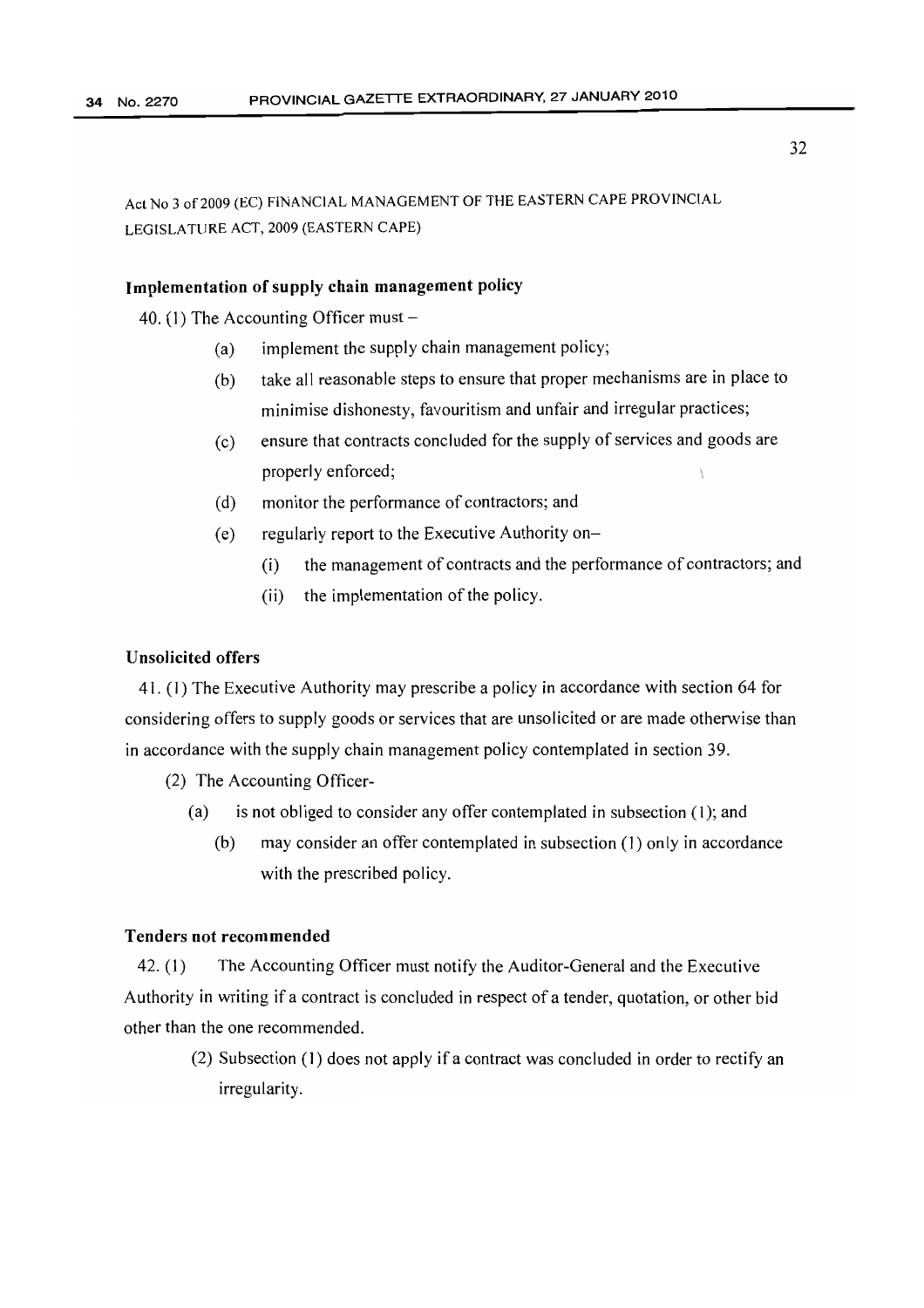Act No 3 of 2009 (EC) FINANCIAL MANAGEMENT OF THE EASTERN CAPE PROVINCIAL LEGISLATURE ACT, 2009 (EASTERN CAPE)

### Implementation of supply chain management policy

40. (1) The Accounting Officer must –

- (a) implement the supply chain management policy;
- (b) take all reasonable steps to ensure that proper mechanisms are in place to minimise dishonesty, favouritism and unfair and irregular practices;
- (c) ensure that contracts concluded for the supply of services and goods are properly enforced;
- (d) monitor the performance of contractors; and
- (e) regularly report to the Executive Authority on–
  - (i) the management of contracts and the performance of contractors; and
  - (ii) the implementation of the policy.

### Unsolicited offers

41. (1) The Executive Authority may prescribe a policy in accordance with section 64 for considering offers to supply goods or services that are unsolicited or are made otherwise than in accordance with the supply chain management policy contemplated in section 39.

(2) The Accounting Officer-

- (a) is not obliged to consider any offer contemplated in subsection (1); and
- (b) may consider an offer contemplated in subsection (1) only in accordance with the prescribed policy.

### Tenders not recommended

42. (1) The Accounting Officer must notify the Auditor-General and the Executive Authority in writing if a contract is concluded in respect of a tender, quotation, or other bid other than the one recommended.

(2) Subsection (1) does not apply if a contract was concluded in order to rectify an irregularity.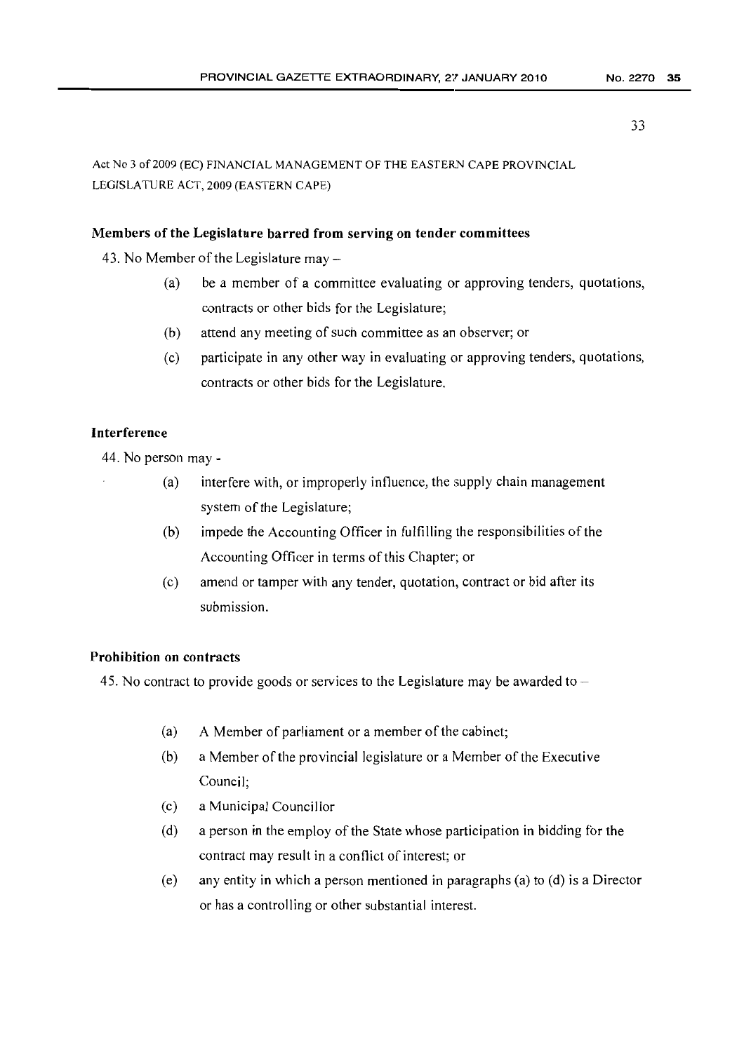Act No 3 of 2009 (EC) FINANCIAL MANAGEMENT OF THE EASTERN CAPE PROVINCIAL LEGISLATURE ACT, 2009 (EASTERN CAPE)

**Members of the Legislature barred from serving on tender committees**

43. No Member of the Legislature may –

(a) be a member of a committee evaluating or approving tenders, quotations, contracts or other bids for the Legislature;

(b) attend any meeting of such committee as an observer; or

(c) participate in any other way in evaluating or approving tenders, quotations, contracts or other bids for the Legislature.

**Interference**

44. No person may -

(a) interfere with, or improperly influence, the supply chain management system of the Legislature;

(b) impede the Accounting Officer in fulfilling the responsibilities of the Accounting Officer in terms of this Chapter; or

(c) amend or tamper with any tender, quotation, contract or bid after its submission.

**Prohibition on contracts**

45. No contract to provide goods or services to the Legislature may be awarded to –

(a) A Member of parliament or a member of the cabinet;

(b) a Member of the provincial legislature or a Member of the Executive Council;

(c) a Municipal Councillor

(d) a person in the employ of the State whose participation in bidding for the contract may result in a conflict of interest; or

(e) any entity in which a person mentioned in paragraphs (a) to (d) is a Director or has a controlling or other substantial interest.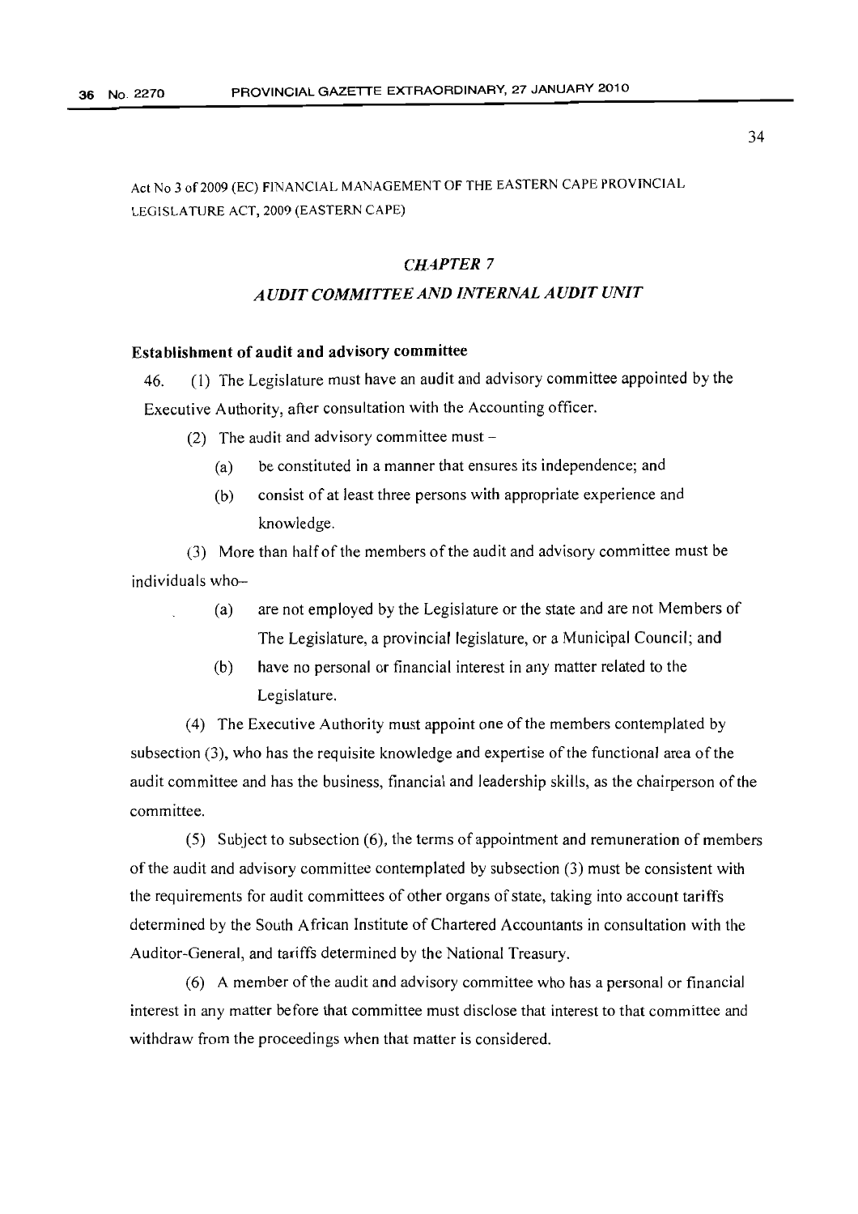Act No 3 of 2009 (EC) FINANCIAL MANAGEMENT OF THE EASTERN CAPE PROVINCIAL LEGISLATURE ACT, 2009 (EASTERN CAPE)

## *CHAPTER 7*

## *AUDIT COMMITTEE AND INTERNAL AUDIT UNIT*

### Establishment of audit and advisory committee

46. (1) The Legislature must have an audit and advisory committee appointed by the Executive Authority, after consultation with the Accounting officer.

(2) The audit and advisory committee must –

(a) be constituted in a manner that ensures its independence; and

(b) consist of at least three persons with appropriate experience and knowledge.

(3) More than half of the members of the audit and advisory committee must be individuals who–

(a) are not employed by the Legislature or the state and are not Members of The Legislature, a provincial legislature, or a Municipal Council; and

(b) have no personal or financial interest in any matter related to the Legislature.

(4) The Executive Authority must appoint one of the members contemplated by subsection (3), who has the requisite knowledge and expertise of the functional area of the audit committee and has the business, financial and leadership skills, as the chairperson of the committee.

(5) Subject to subsection (6), the terms of appointment and remuneration of members of the audit and advisory committee contemplated by subsection (3) must be consistent with the requirements for audit committees of other organs of state, taking into account tariffs determined by the South African Institute of Chartered Accountants in consultation with the Auditor-General, and tariffs determined by the National Treasury.

(6) A member of the audit and advisory committee who has a personal or financial interest in any matter before that committee must disclose that interest to that committee and withdraw from the proceedings when that matter is considered.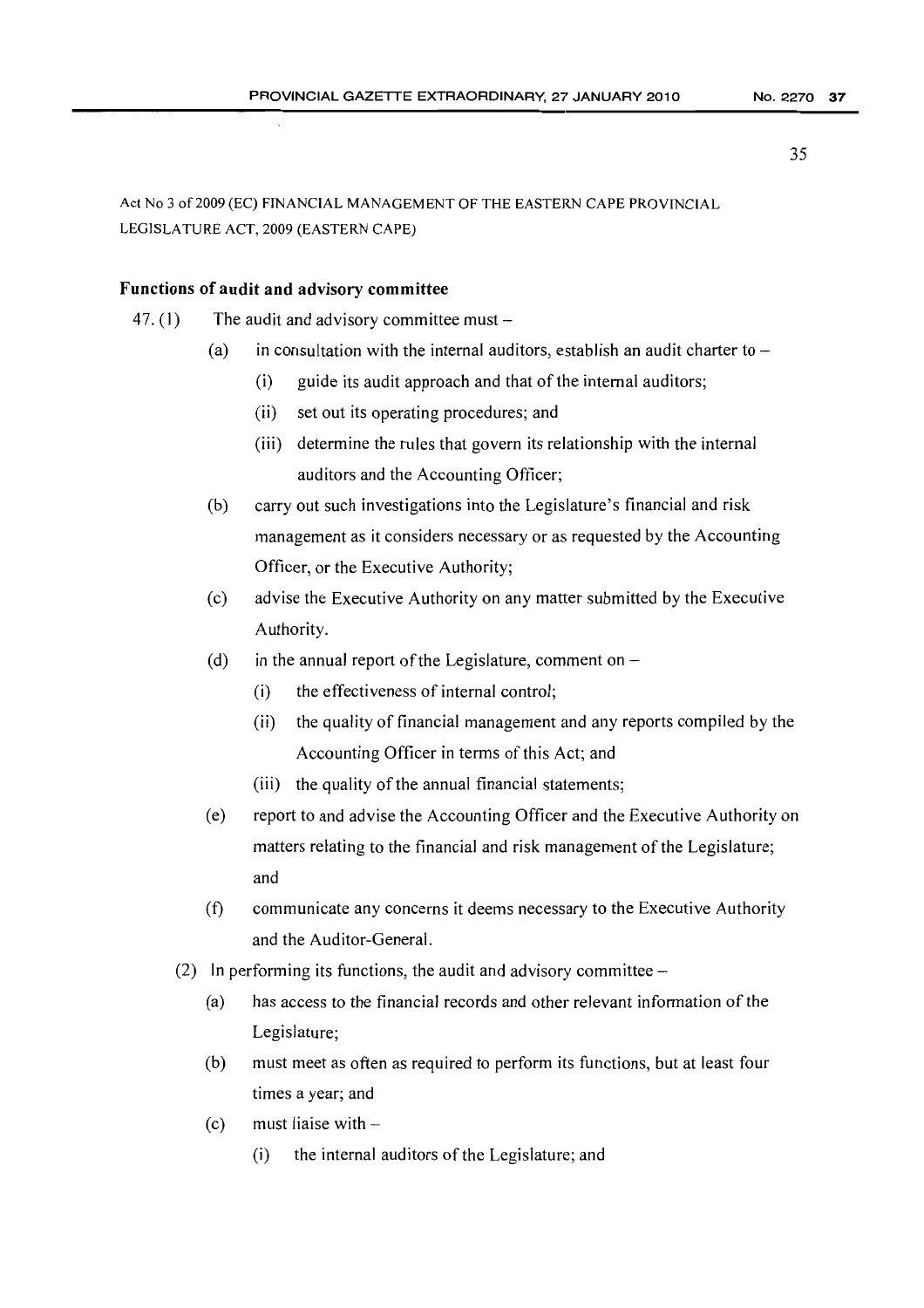Act No 3 of 2009 (EC) FINANCIAL MANAGEMENT OF THE EASTERN CAPE PROVINCIAL LEGISLATURE ACT, 2009 (EASTERN CAPE)

**Functions of audit and advisory committee**

47. (1) The audit and advisory committee must –

   (a) in consultation with the internal auditors, establish an audit charter to –

      (i) guide its audit approach and that of the internal auditors;

      (ii) set out its operating procedures; and

      (iii) determine the rules that govern its relationship with the internal auditors and the Accounting Officer;

   (b) carry out such investigations into the Legislature's financial and risk management as it considers necessary or as requested by the Accounting Officer, or the Executive Authority;

   (c) advise the Executive Authority on any matter submitted by the Executive Authority.

   (d) in the annual report of the Legislature, comment on –

      (i) the effectiveness of internal control;

      (ii) the quality of financial management and any reports compiled by the Accounting Officer in terms of this Act; and

      (iii) the quality of the annual financial statements;

   (e) report to and advise the Accounting Officer and the Executive Authority on matters relating to the financial and risk management of the Legislature; and

   (f) communicate any concerns it deems necessary to the Executive Authority and the Auditor-General.

(2) In performing its functions, the audit and advisory committee –

   (a) has access to the financial records and other relevant information of the Legislature;

   (b) must meet as often as required to perform its functions, but at least four times a year; and

   (c) must liaise with –

      (i) the internal auditors of the Legislature; and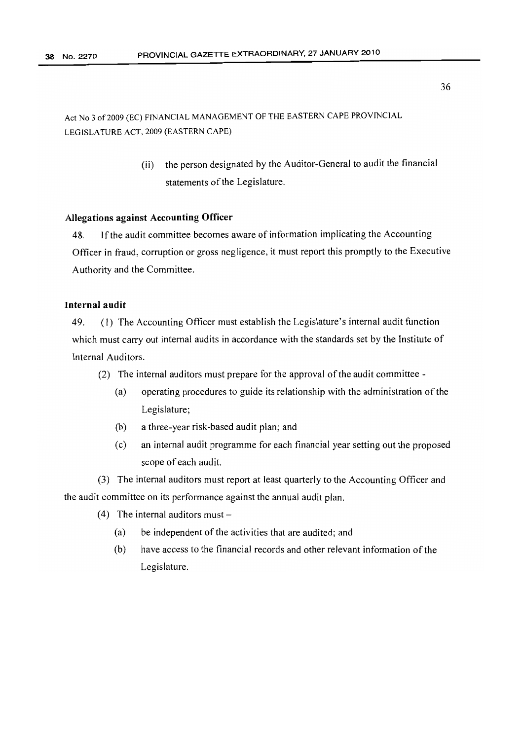Act No 3 of 2009 (EC) FINANCIAL MANAGEMENT OF THE EASTERN CAPE PROVINCIAL LEGISLATURE ACT, 2009 (EASTERN CAPE)

(ii) the person designated by the Auditor-General to audit the financial statements of the Legislature.

**Allegations against Accounting Officer**

48. If the audit committee becomes aware of information implicating the Accounting Officer in fraud, corruption or gross negligence, it must report this promptly to the Executive Authority and the Committee.

**Internal audit**

49. (1) The Accounting Officer must establish the Legislature's internal audit function which must carry out internal audits in accordance with the standards set by the Institute of Internal Auditors.

(2) The internal auditors must prepare for the approval of the audit committee -

(a) operating procedures to guide its relationship with the administration of the Legislature;

(b) a three-year risk-based audit plan; and

(c) an internal audit programme for each financial year setting out the proposed scope of each audit.

(3) The internal auditors must report at least quarterly to the Accounting Officer and the audit committee on its performance against the annual audit plan.

(4) The internal auditors must –

(a) be independent of the activities that are audited; and

(b) have access to the financial records and other relevant information of the Legislature.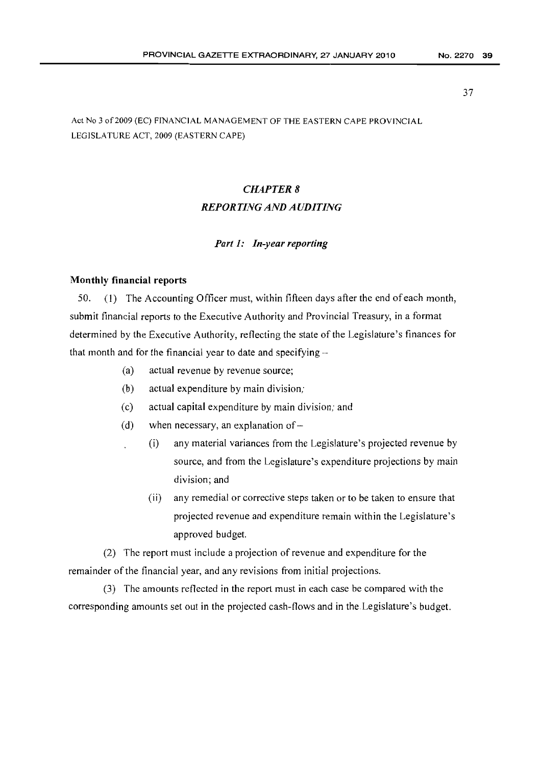Act No 3 of 2009 (EC) FINANCIAL MANAGEMENT OF THE EASTERN CAPE PROVINCIAL LEGISLATURE ACT, 2009 (EASTERN CAPE)

## *CHAPTER 8*
## *REPORTING AND AUDITING*

### *Part 1: In-year reporting*

**Monthly financial reports**

50. (1) The Accounting Officer must, within fifteen days after the end of each month, submit financial reports to the Executive Authority and Provincial Treasury, in a format determined by the Executive Authority, reflecting the state of the Legislature's finances for that month and for the financial year to date and specifying –

- (a) actual revenue by revenue source;
- (b) actual expenditure by main division;
- (c) actual capital expenditure by main division; and
- (d) when necessary, an explanation of –
  - (i) any material variances from the Legislature's projected revenue by source, and from the Legislature's expenditure projections by main division; and
  - (ii) any remedial or corrective steps taken or to be taken to ensure that projected revenue and expenditure remain within the Legislature's approved budget.

(2) The report must include a projection of revenue and expenditure for the remainder of the financial year, and any revisions from initial projections.

(3) The amounts reflected in the report must in each case be compared with the corresponding amounts set out in the projected cash-flows and in the Legislature's budget.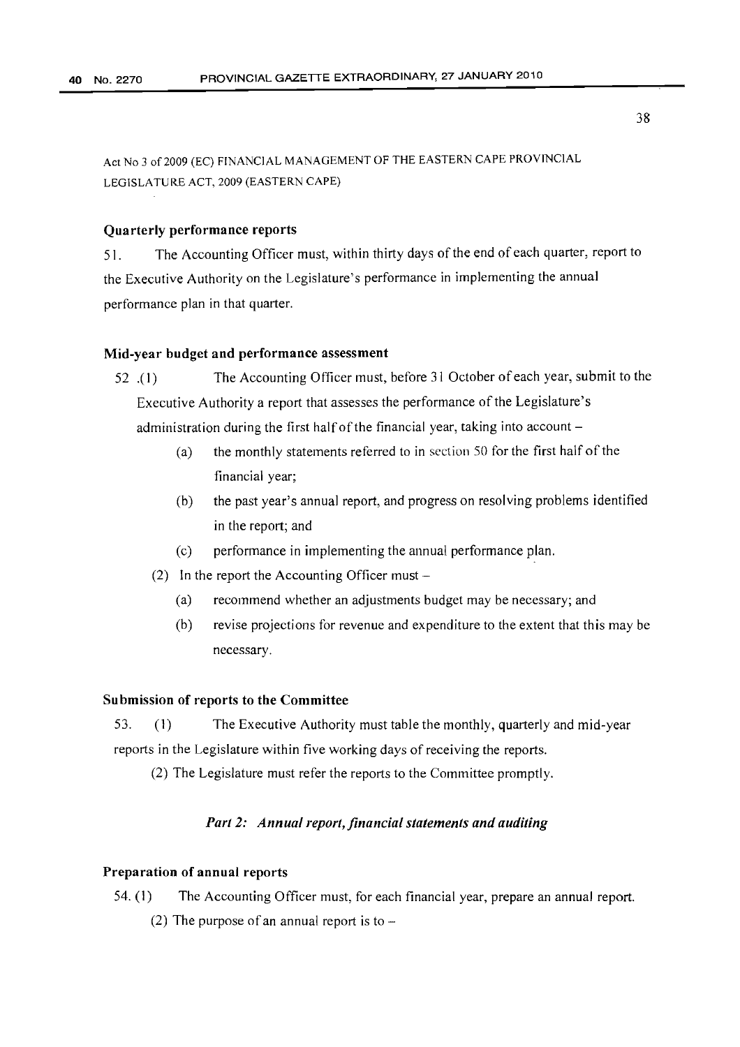Act No 3 of 2009 (EC) FINANCIAL MANAGEMENT OF THE EASTERN CAPE PROVINCIAL LEGISLATURE ACT, 2009 (EASTERN CAPE)

**Quarterly performance reports**

51. The Accounting Officer must, within thirty days of the end of each quarter, report to the Executive Authority on the Legislature's performance in implementing the annual performance plan in that quarter.

**Mid-year budget and performance assessment**

52 .(1) The Accounting Officer must, before 31 October of each year, submit to the Executive Authority a report that assesses the performance of the Legislature's administration during the first half of the financial year, taking into account –

- (a) the monthly statements referred to in section 50 for the first half of the financial year;
- (b) the past year's annual report, and progress on resolving problems identified in the report; and
- (c) performance in implementing the annual performance plan.

(2) In the report the Accounting Officer must –

- (a) recommend whether an adjustments budget may be necessary; and
- (b) revise projections for revenue and expenditure to the extent that this may be necessary.

**Submission of reports to the Committee**

53. (1) The Executive Authority must table the monthly, quarterly and mid-year reports in the Legislature within five working days of receiving the reports.

(2) The Legislature must refer the reports to the Committee promptly.

***Part 2: Annual report, financial statements and auditing***

**Preparation of annual reports**

54. (1) The Accounting Officer must, for each financial year, prepare an annual report.

(2) The purpose of an annual report is to –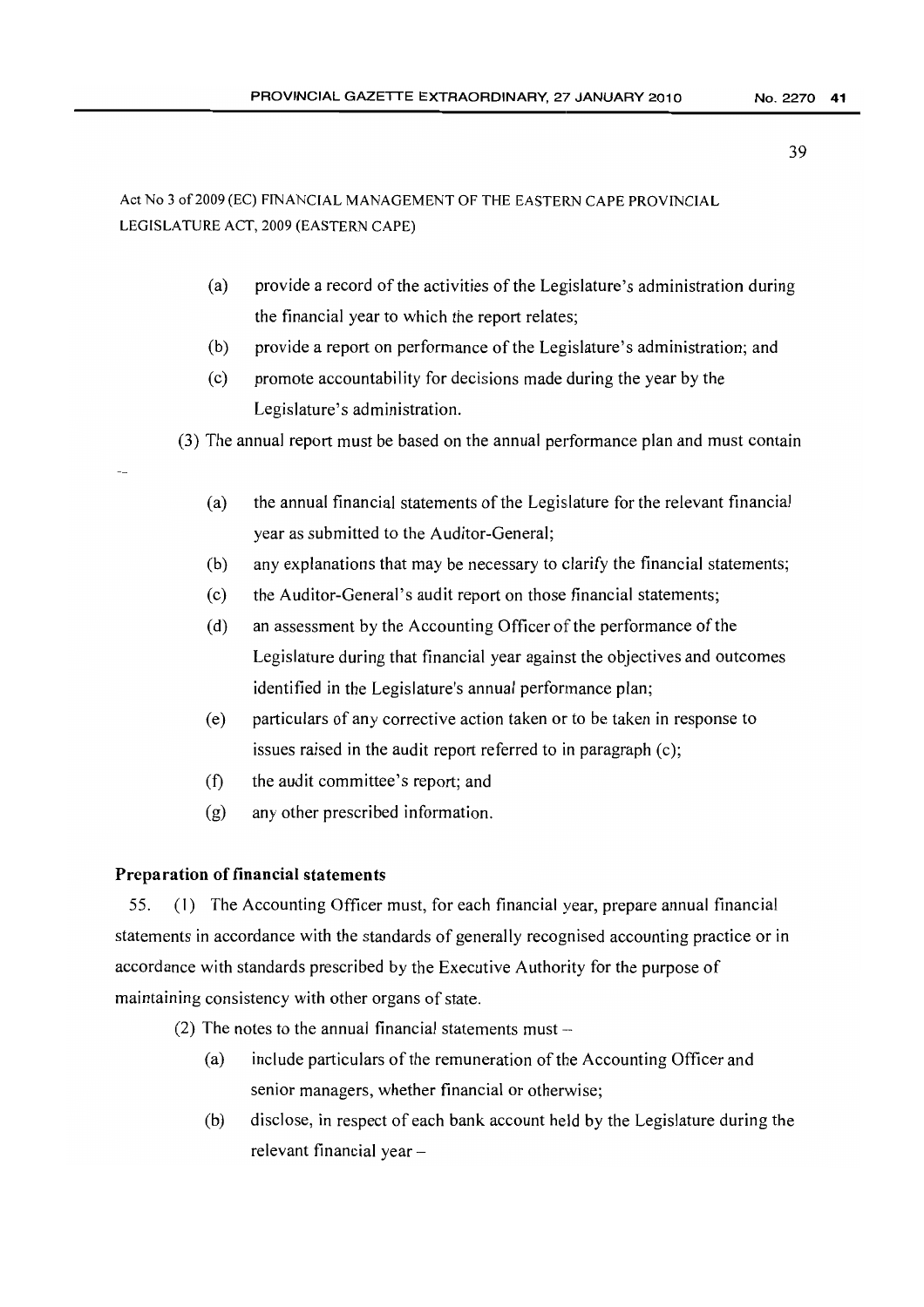Act No 3 of 2009 (EC) FINANCIAL MANAGEMENT OF THE EASTERN CAPE PROVINCIAL LEGISLATURE ACT, 2009 (EASTERN CAPE)

(a) provide a record of the activities of the Legislature's administration during the financial year to which the report relates;

(b) provide a report on performance of the Legislature's administration; and

(c) promote accountability for decisions made during the year by the Legislature's administration.

(3) The annual report must be based on the annual performance plan and must contain –

(a) the annual financial statements of the Legislature for the relevant financial year as submitted to the Auditor-General;

(b) any explanations that may be necessary to clarify the financial statements;

(c) the Auditor-General's audit report on those financial statements;

(d) an assessment by the Accounting Officer of the performance of the Legislature during that financial year against the objectives and outcomes identified in the Legislature's annual performance plan;

(e) particulars of any corrective action taken or to be taken in response to issues raised in the audit report referred to in paragraph (c);

(f) the audit committee's report; and

(g) any other prescribed information.

**Preparation of financial statements**

55. (1) The Accounting Officer must, for each financial year, prepare annual financial statements in accordance with the standards of generally recognised accounting practice or in accordance with standards prescribed by the Executive Authority for the purpose of maintaining consistency with other organs of state.

(2) The notes to the annual financial statements must –

(a) include particulars of the remuneration of the Accounting Officer and senior managers, whether financial or otherwise;

(b) disclose, in respect of each bank account held by the Legislature during the relevant financial year –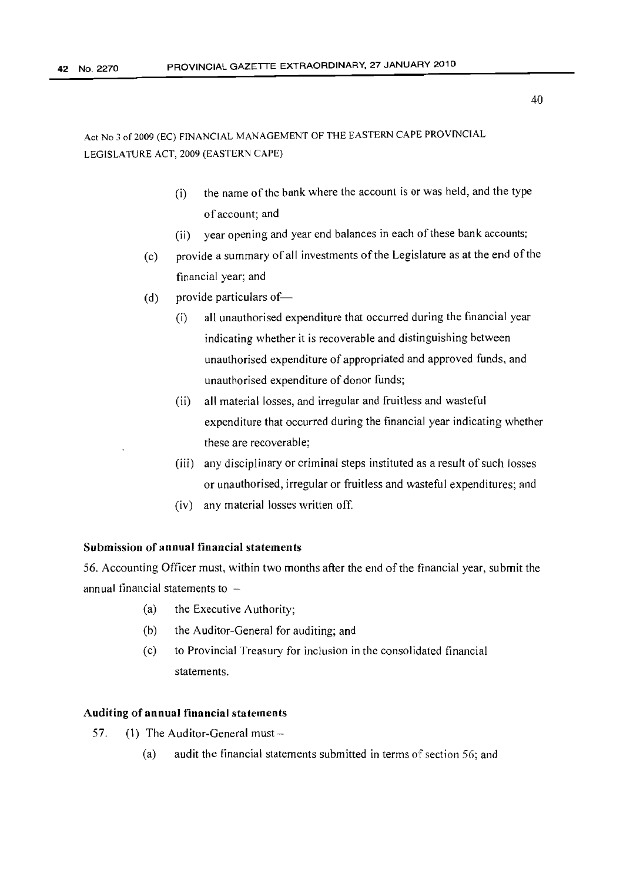Act No 3 of 2009 (EC) FINANCIAL MANAGEMENT OF THE EASTERN CAPE PROVINCIAL LEGISLATURE ACT, 2009 (EASTERN CAPE)

(i) the name of the bank where the account is or was held, and the type of account; and

(ii) year opening and year end balances in each of these bank accounts;

(c) provide a summary of all investments of the Legislature as at the end of the financial year; and

(d) provide particulars of—

(i) all unauthorised expenditure that occurred during the financial year indicating whether it is recoverable and distinguishing between unauthorised expenditure of appropriated and approved funds, and unauthorised expenditure of donor funds;

(ii) all material losses, and irregular and fruitless and wasteful expenditure that occurred during the financial year indicating whether these are recoverable;

(iii) any disciplinary or criminal steps instituted as a result of such losses or unauthorised, irregular or fruitless and wasteful expenditures; and

(iv) any material losses written off.

**Submission of annual financial statements**

56. Accounting Officer must, within two months after the end of the financial year, submit the annual financial statements to –

(a) the Executive Authority;

(b) the Auditor-General for auditing; and

(c) to Provincial Treasury for inclusion in the consolidated financial statements.

**Auditing of annual financial statements**

57. (1) The Auditor-General must –

(a) audit the financial statements submitted in terms of section 56; and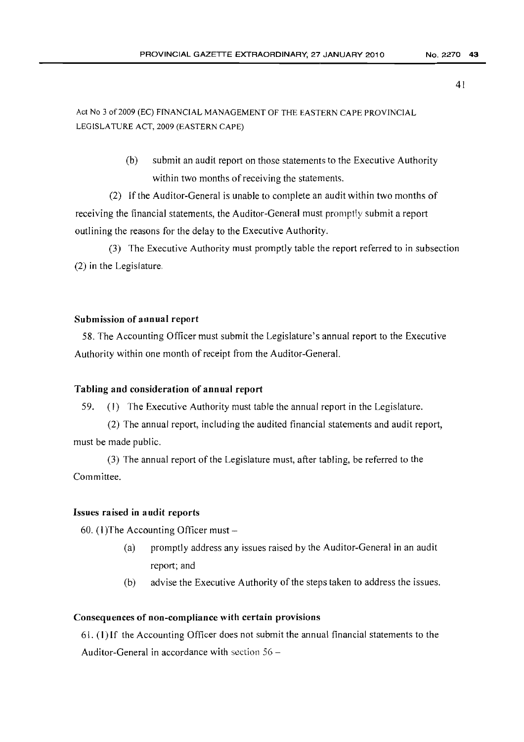Act No 3 of 2009 (EC) FINANCIAL MANAGEMENT OF THE EASTERN CAPE PROVINCIAL LEGISLATURE ACT, 2009 (EASTERN CAPE)

(b) submit an audit report on those statements to the Executive Authority within two months of receiving the statements.

(2) If the Auditor-General is unable to complete an audit within two months of receiving the financial statements, the Auditor-General must promptly submit a report outlining the reasons for the delay to the Executive Authority.

(3) The Executive Authority must promptly table the report referred to in subsection (2) in the Legislature.

**Submission of annual report**

58. The Accounting Officer must submit the Legislature's annual report to the Executive Authority within one month of receipt from the Auditor-General.

**Tabling and consideration of annual report**

59. (1) The Executive Authority must table the annual report in the Legislature.

(2) The annual report, including the audited financial statements and audit report, must be made public.

(3) The annual report of the Legislature must, after tabling, be referred to the Committee.

**Issues raised in audit reports**

60. (1)The Accounting Officer must –

(a) promptly address any issues raised by the Auditor-General in an audit report; and

(b) advise the Executive Authority of the steps taken to address the issues.

**Consequences of non-compliance with certain provisions**

61. (1) If the Accounting Officer does not submit the annual financial statements to the Auditor-General in accordance with section 56 –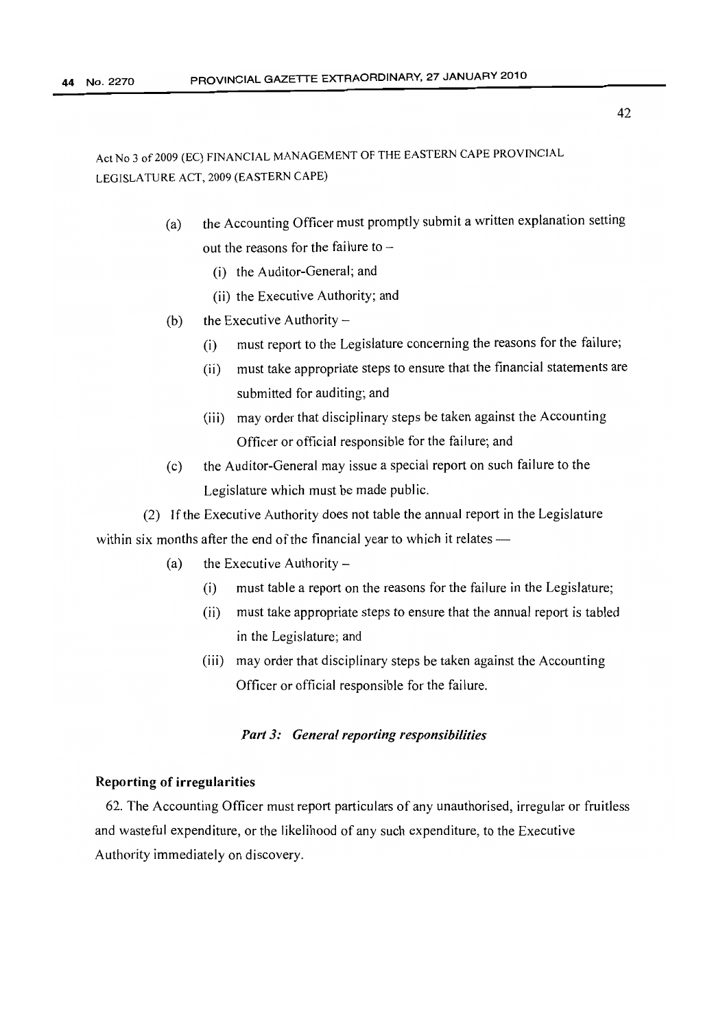Act No 3 of 2009 (EC) FINANCIAL MANAGEMENT OF THE EASTERN CAPE PROVINCIAL LEGISLATURE ACT, 2009 (EASTERN CAPE)

(a) the Accounting Officer must promptly submit a written explanation setting out the reasons for the failure to –

(i) the Auditor-General; and

(ii) the Executive Authority; and

(b) the Executive Authority –

(i) must report to the Legislature concerning the reasons for the failure;

(ii) must take appropriate steps to ensure that the financial statements are submitted for auditing; and

(iii) may order that disciplinary steps be taken against the Accounting Officer or official responsible for the failure; and

(c) the Auditor-General may issue a special report on such failure to the Legislature which must be made public.

(2) If the Executive Authority does not table the annual report in the Legislature within six months after the end of the financial year to which it relates —

(a) the Executive Authority –

(i) must table a report on the reasons for the failure in the Legislature;

(ii) must take appropriate steps to ensure that the annual report is tabled in the Legislature; and

(iii) may order that disciplinary steps be taken against the Accounting Officer or official responsible for the failure.

***Part 3: General reporting responsibilities***

**Reporting of irregularities**

62. The Accounting Officer must report particulars of any unauthorised, irregular or fruitless and wasteful expenditure, or the likelihood of any such expenditure, to the Executive Authority immediately on discovery.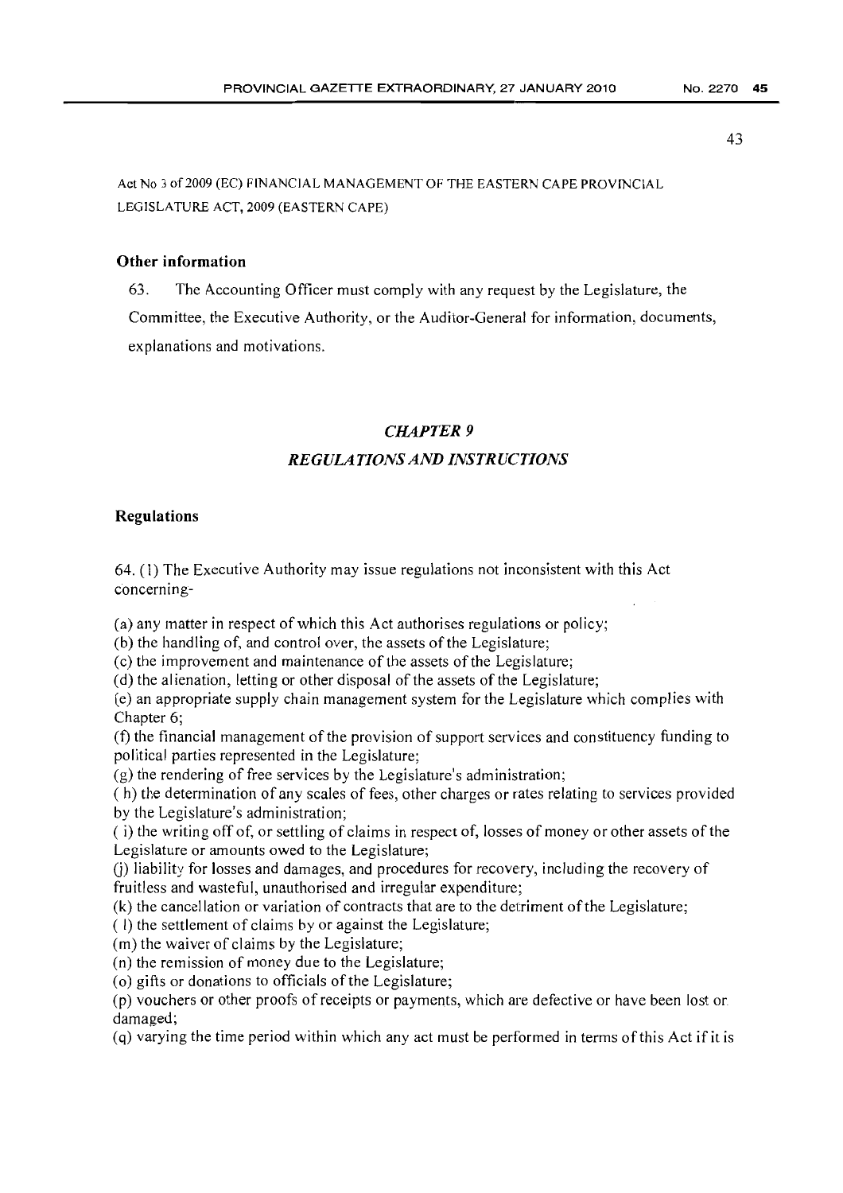Act No 3 of 2009 (EC) FINANCIAL MANAGEMENT OF THE EASTERN CAPE PROVINCIAL LEGISLATURE ACT, 2009 (EASTERN CAPE)

**Other information**

63. The Accounting Officer must comply with any request by the Legislature, the Committee, the Executive Authority, or the Auditor-General for information, documents, explanations and motivations.

## *CHAPTER 9*

## *REGULATIONS AND INSTRUCTIONS*

**Regulations**

64. (1) The Executive Authority may issue regulations not inconsistent with this Act concerning-

(a) any matter in respect of which this Act authorises regulations or policy;

(b) the handling of, and control over, the assets of the Legislature;

(c) the improvement and maintenance of the assets of the Legislature;

(d) the alienation, letting or other disposal of the assets of the Legislature;

(e) an appropriate supply chain management system for the Legislature which complies with Chapter 6;

(f) the financial management of the provision of support services and constituency funding to political parties represented in the Legislature;

(g) the rendering of free services by the Legislature's administration;

(h) the determination of any scales of fees, other charges or rates relating to services provided by the Legislature's administration;

(i) the writing off of, or settling of claims in respect of, losses of money or other assets of the Legislature or amounts owed to the Legislature;

(j) liability for losses and damages, and procedures for recovery, including the recovery of fruitless and wasteful, unauthorised and irregular expenditure;

(k) the cancellation or variation of contracts that are to the detriment of the Legislature;

(l) the settlement of claims by or against the Legislature;

(m) the waiver of claims by the Legislature;

(n) the remission of money due to the Legislature;

(o) gifts or donations to officials of the Legislature;

(p) vouchers or other proofs of receipts or payments, which are defective or have been lost or damaged;

(q) varying the time period within which any act must be performed in terms of this Act if it is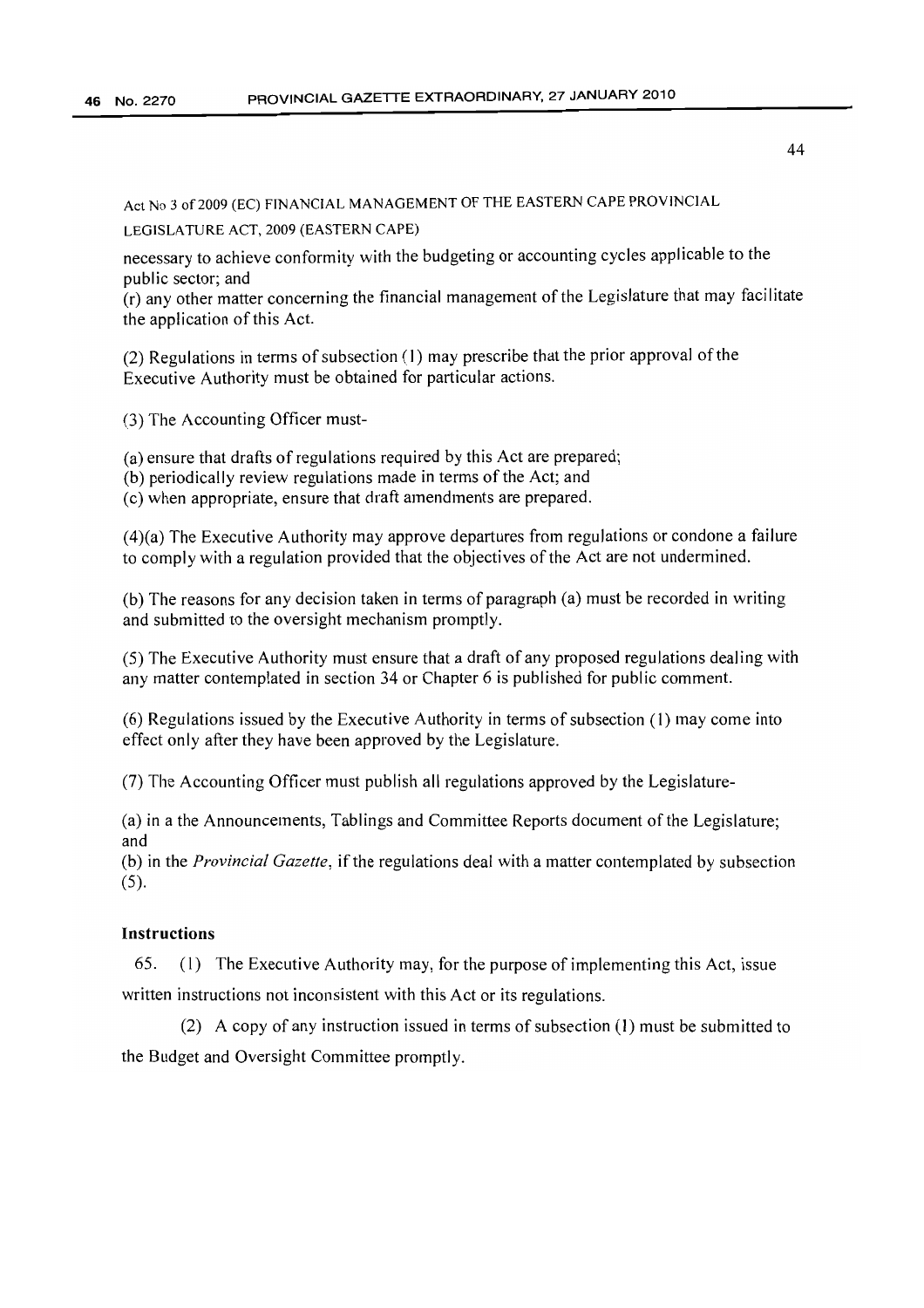necessary to achieve conformity with the budgeting or accounting cycles applicable to the public sector; and

(r) any other matter concerning the financial management of the Legislature that may facilitate the application of this Act.

(2) Regulations in terms of subsection (1) may prescribe that the prior approval of the Executive Authority must be obtained for particular actions.

(3) The Accounting Officer must-

(a) ensure that drafts of regulations required by this Act are prepared;
(b) periodically review regulations made in terms of the Act; and
(c) when appropriate, ensure that draft amendments are prepared.

(4)(a) The Executive Authority may approve departures from regulations or condone a failure to comply with a regulation provided that the objectives of the Act are not undermined.

(b) The reasons for any decision taken in terms of paragraph (a) must be recorded in writing and submitted to the oversight mechanism promptly.

(5) The Executive Authority must ensure that a draft of any proposed regulations dealing with any matter contemplated in section 34 or Chapter 6 is published for public comment.

(6) Regulations issued by the Executive Authority in terms of subsection (1) may come into effect only after they have been approved by the Legislature.

(7) The Accounting Officer must publish all regulations approved by the Legislature-

(a) in a the Announcements, Tablings and Committee Reports document of the Legislature; and

(b) in the *Provincial Gazette*, if the regulations deal with a matter contemplated by subsection (5).

**Instructions**

65. (1) The Executive Authority may, for the purpose of implementing this Act, issue written instructions not inconsistent with this Act or its regulations.

(2) A copy of any instruction issued in terms of subsection (1) must be submitted to the Budget and Oversight Committee promptly.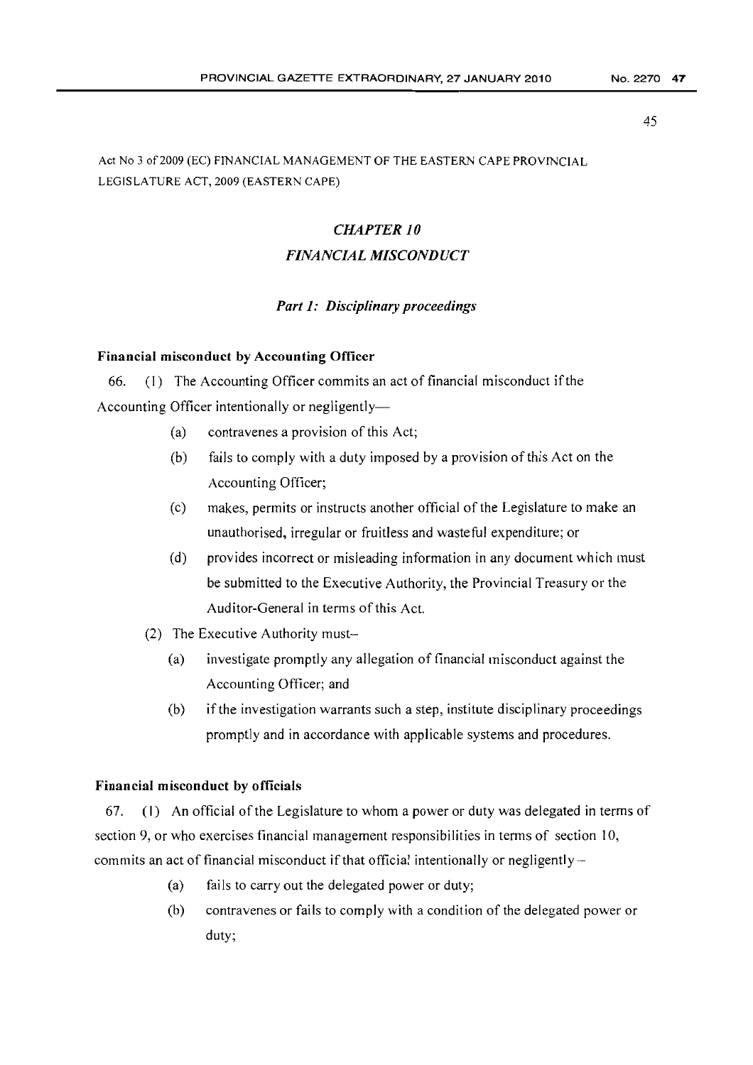Act No 3 of 2009 (EC) FINANCIAL MANAGEMENT OF THE EASTERN CAPE PROVINCIAL LEGISLATURE ACT, 2009 (EASTERN CAPE)

## *CHAPTER 10*

## *FINANCIAL MISCONDUCT*

### *Part 1: Disciplinary proceedings*

**Financial misconduct by Accounting Officer**

66. (1) The Accounting Officer commits an act of financial misconduct if the Accounting Officer intentionally or negligently—

- (a) contravenes a provision of this Act;
- (b) fails to comply with a duty imposed by a provision of this Act on the Accounting Officer;
- (c) makes, permits or instructs another official of the Legislature to make an unauthorised, irregular or fruitless and wasteful expenditure; or
- (d) provides incorrect or misleading information in any document which must be submitted to the Executive Authority, the Provincial Treasury or the Auditor-General in terms of this Act.

(2) The Executive Authority must–

- (a) investigate promptly any allegation of financial misconduct against the Accounting Officer; and
- (b) if the investigation warrants such a step, institute disciplinary proceedings promptly and in accordance with applicable systems and procedures.

**Financial misconduct by officials**

67. (1) An official of the Legislature to whom a power or duty was delegated in terms of section 9, or who exercises financial management responsibilities in terms of section 10, commits an act of financial misconduct if that official intentionally or negligently –

- (a) fails to carry out the delegated power or duty;
- (b) contravenes or fails to comply with a condition of the delegated power or duty;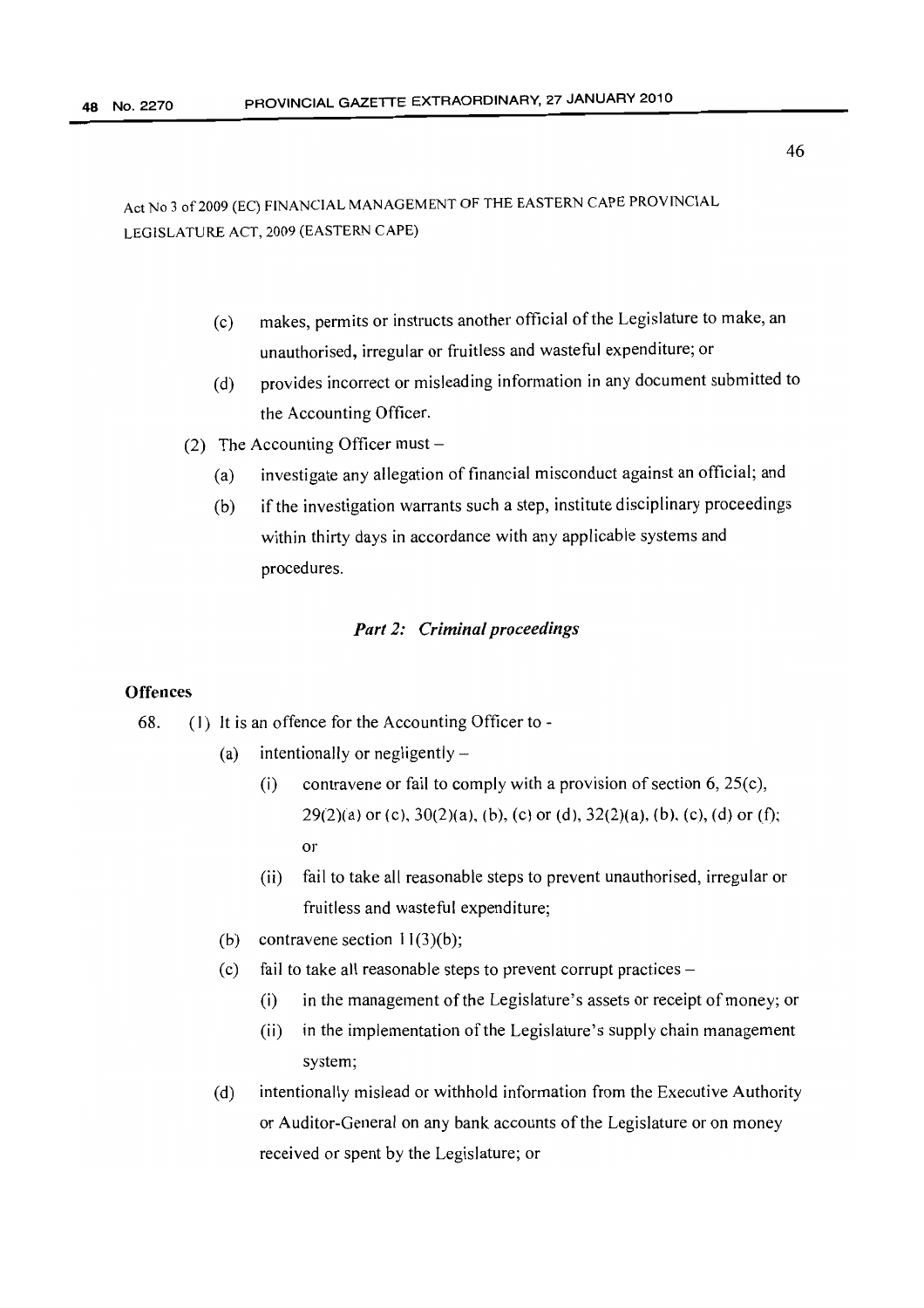Act No 3 of 2009 (EC) FINANCIAL MANAGEMENT OF THE EASTERN CAPE PROVINCIAL LEGISLATURE ACT, 2009 (EASTERN CAPE)

(c) makes, permits or instructs another official of the Legislature to make, an unauthorised, irregular or fruitless and wasteful expenditure; or

(d) provides incorrect or misleading information in any document submitted to the Accounting Officer.

(2) The Accounting Officer must –

(a) investigate any allegation of financial misconduct against an official; and

(b) if the investigation warrants such a step, institute disciplinary proceedings within thirty days in accordance with any applicable systems and procedures.

### *Part 2: Criminal proceedings*

**Offences**

68. (1) It is an offence for the Accounting Officer to -

(a) intentionally or negligently –

(i) contravene or fail to comply with a provision of section 6, 25(c), 29(2)(a) or (c), 30(2)(a), (b), (c) or (d), 32(2)(a), (b), (c), (d) or (f); or

(ii) fail to take all reasonable steps to prevent unauthorised, irregular or fruitless and wasteful expenditure;

(b) contravene section 11(3)(b);

(c) fail to take all reasonable steps to prevent corrupt practices –

(i) in the management of the Legislature's assets or receipt of money; or

(ii) in the implementation of the Legislature's supply chain management system;

(d) intentionally mislead or withhold information from the Executive Authority or Auditor-General on any bank accounts of the Legislature or on money received or spent by the Legislature; or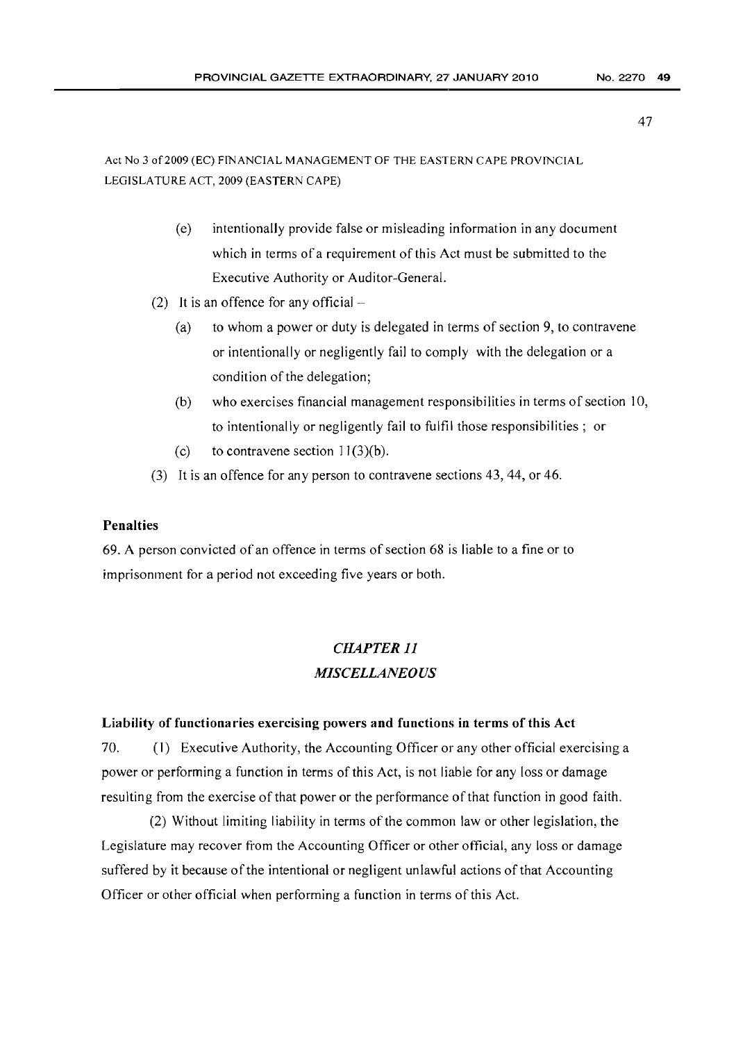Act No 3 of 2009 (EC) FINANCIAL MANAGEMENT OF THE EASTERN CAPE PROVINCIAL LEGISLATURE ACT, 2009 (EASTERN CAPE)

(e) intentionally provide false or misleading information in any document which in terms of a requirement of this Act must be submitted to the Executive Authority or Auditor-General.

(2) It is an offence for any official –

(a) to whom a power or duty is delegated in terms of section 9, to contravene or intentionally or negligently fail to comply with the delegation or a condition of the delegation;

(b) who exercises financial management responsibilities in terms of section 10, to intentionally or negligently fail to fulfil those responsibilities ; or

(c) to contravene section 11(3)(b).

(3) It is an offence for any person to contravene sections 43, 44, or 46.

**Penalties**

69. A person convicted of an offence in terms of section 68 is liable to a fine or to imprisonment for a period not exceeding five years or both.

## *CHAPTER 11*
## *MISCELLANEOUS*

**Liability of functionaries exercising powers and functions in terms of this Act**

70. (1) Executive Authority, the Accounting Officer or any other official exercising a power or performing a function in terms of this Act, is not liable for any loss or damage resulting from the exercise of that power or the performance of that function in good faith.

(2) Without limiting liability in terms of the common law or other legislation, the Legislature may recover from the Accounting Officer or other official, any loss or damage suffered by it because of the intentional or negligent unlawful actions of that Accounting Officer or other official when performing a function in terms of this Act.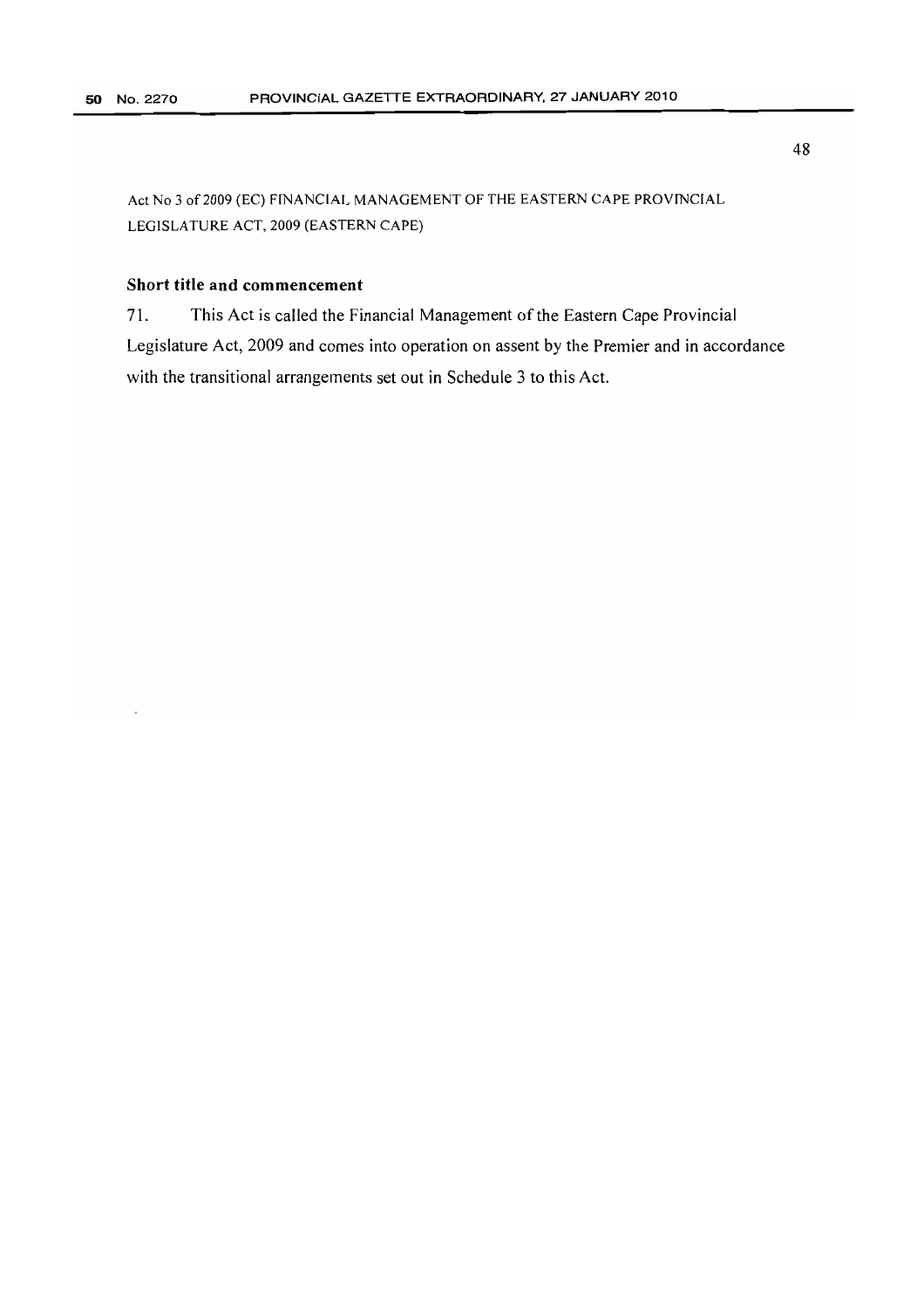Act No 3 of 2009 (EC) FINANCIAL MANAGEMENT OF THE EASTERN CAPE PROVINCIAL LEGISLATURE ACT, 2009 (EASTERN CAPE)

### Short title and commencement

71. This Act is called the Financial Management of the Eastern Cape Provincial Legislature Act, 2009 and comes into operation on assent by the Premier and in accordance with the transitional arrangements set out in Schedule 3 to this Act.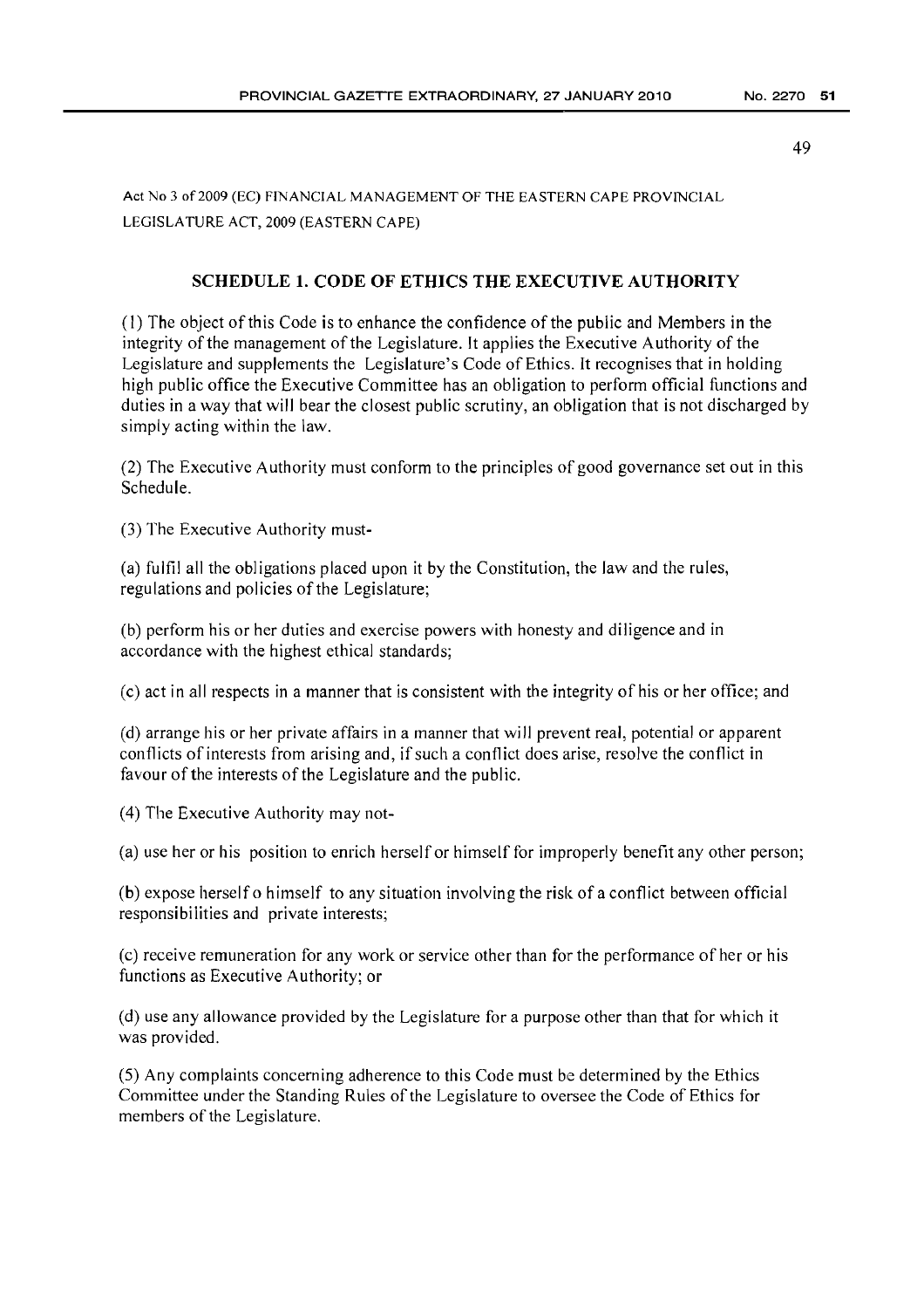Act No 3 of 2009 (EC) FINANCIAL MANAGEMENT OF THE EASTERN CAPE PROVINCIAL LEGISLATURE ACT, 2009 (EASTERN CAPE)

## SCHEDULE 1. CODE OF ETHICS THE EXECUTIVE AUTHORITY

(1) The object of this Code is to enhance the confidence of the public and Members in the integrity of the management of the Legislature. It applies the Executive Authority of the Legislature and supplements the Legislature's Code of Ethics. It recognises that in holding high public office the Executive Committee has an obligation to perform official functions and duties in a way that will bear the closest public scrutiny, an obligation that is not discharged by simply acting within the law.

(2) The Executive Authority must conform to the principles of good governance set out in this Schedule.

(3) The Executive Authority must-

(a) fulfil all the obligations placed upon it by the Constitution, the law and the rules, regulations and policies of the Legislature;

(b) perform his or her duties and exercise powers with honesty and diligence and in accordance with the highest ethical standards;

(c) act in all respects in a manner that is consistent with the integrity of his or her office; and

(d) arrange his or her private affairs in a manner that will prevent real, potential or apparent conflicts of interests from arising and, if such a conflict does arise, resolve the conflict in favour of the interests of the Legislature and the public.

(4) The Executive Authority may not-

(a) use her or his position to enrich herself or himself for improperly benefit any other person;

(b) expose herself o himself to any situation involving the risk of a conflict between official responsibilities and private interests;

(c) receive remuneration for any work or service other than for the performance of her or his functions as Executive Authority; or

(d) use any allowance provided by the Legislature for a purpose other than that for which it was provided.

(5) Any complaints concerning adherence to this Code must be determined by the Ethics Committee under the Standing Rules of the Legislature to oversee the Code of Ethics for members of the Legislature.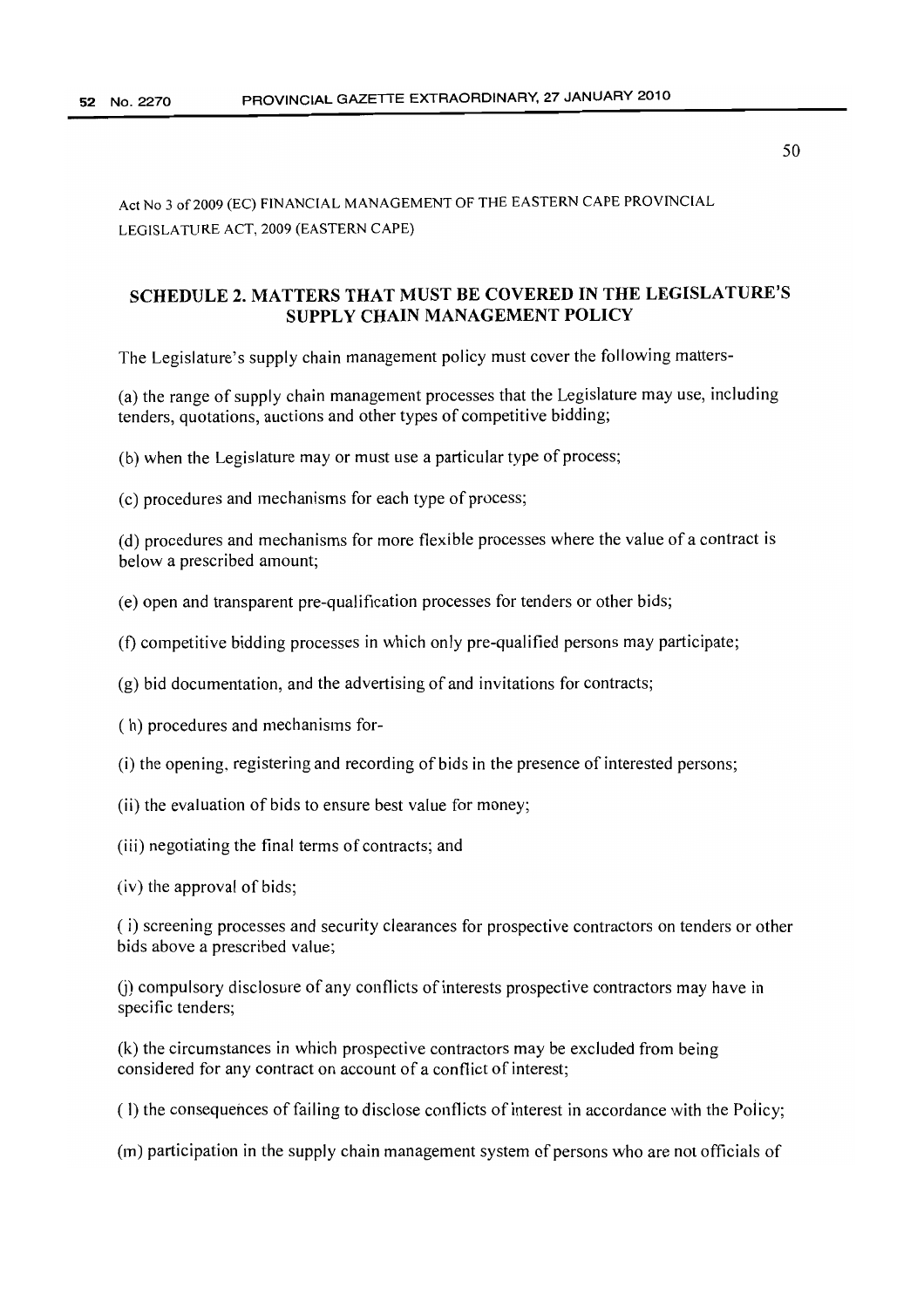Act No 3 of 2009 (EC) FINANCIAL MANAGEMENT OF THE EASTERN CAPE PROVINCIAL LEGISLATURE ACT, 2009 (EASTERN CAPE)

## SCHEDULE 2. MATTERS THAT MUST BE COVERED IN THE LEGISLATURE'S SUPPLY CHAIN MANAGEMENT POLICY

The Legislature's supply chain management policy must cover the following matters-

(a) the range of supply chain management processes that the Legislature may use, including tenders, quotations, auctions and other types of competitive bidding;

(b) when the Legislature may or must use a particular type of process;

(c) procedures and mechanisms for each type of process;

(d) procedures and mechanisms for more flexible processes where the value of a contract is below a prescribed amount;

(e) open and transparent pre-qualification processes for tenders or other bids;

(f) competitive bidding processes in which only pre-qualified persons may participate;

(g) bid documentation, and the advertising of and invitations for contracts;

(h) procedures and mechanisms for-

(i) the opening, registering and recording of bids in the presence of interested persons;

(ii) the evaluation of bids to ensure best value for money;

(iii) negotiating the final terms of contracts; and

(iv) the approval of bids;

(i) screening processes and security clearances for prospective contractors on tenders or other bids above a prescribed value;

(j) compulsory disclosure of any conflicts of interests prospective contractors may have in specific tenders;

(k) the circumstances in which prospective contractors may be excluded from being considered for any contract on account of a conflict of interest;

(l) the consequences of failing to disclose conflicts of interest in accordance with the Policy;

(m) participation in the supply chain management system of persons who are not officials of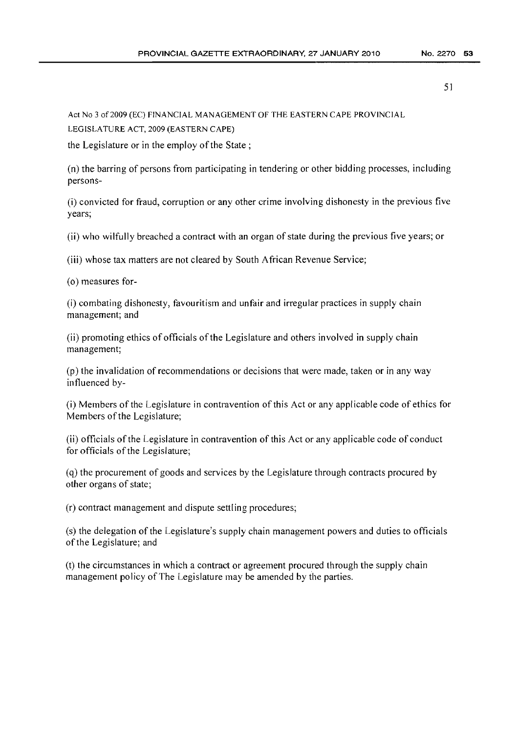the Legislature or in the employ of the State ;

(n) the barring of persons from participating in tendering or other bidding processes, including persons-

(i) convicted for fraud, corruption or any other crime involving dishonesty in the previous five years;

(ii) who wilfully breached a contract with an organ of state during the previous five years; or

(iii) whose tax matters are not cleared by South African Revenue Service;

(o) measures for-

(i) combating dishonesty, favouritism and unfair and irregular practices in supply chain management; and

(ii) promoting ethics of officials of the Legislature and others involved in supply chain management;

(p) the invalidation of recommendations or decisions that were made, taken or in any way influenced by-

(i) Members of the Legislature in contravention of this Act or any applicable code of ethics for Members of the Legislature;

(ii) officials of the Legislature in contravention of this Act or any applicable code of conduct for officials of the Legislature;

(q) the procurement of goods and services by the Legislature through contracts procured by other organs of state;

(r) contract management and dispute settling procedures;

(s) the delegation of the Legislature's supply chain management powers and duties to officials of the Legislature; and

(t) the circumstances in which a contract or agreement procured through the supply chain management policy of The Legislature may be amended by the parties.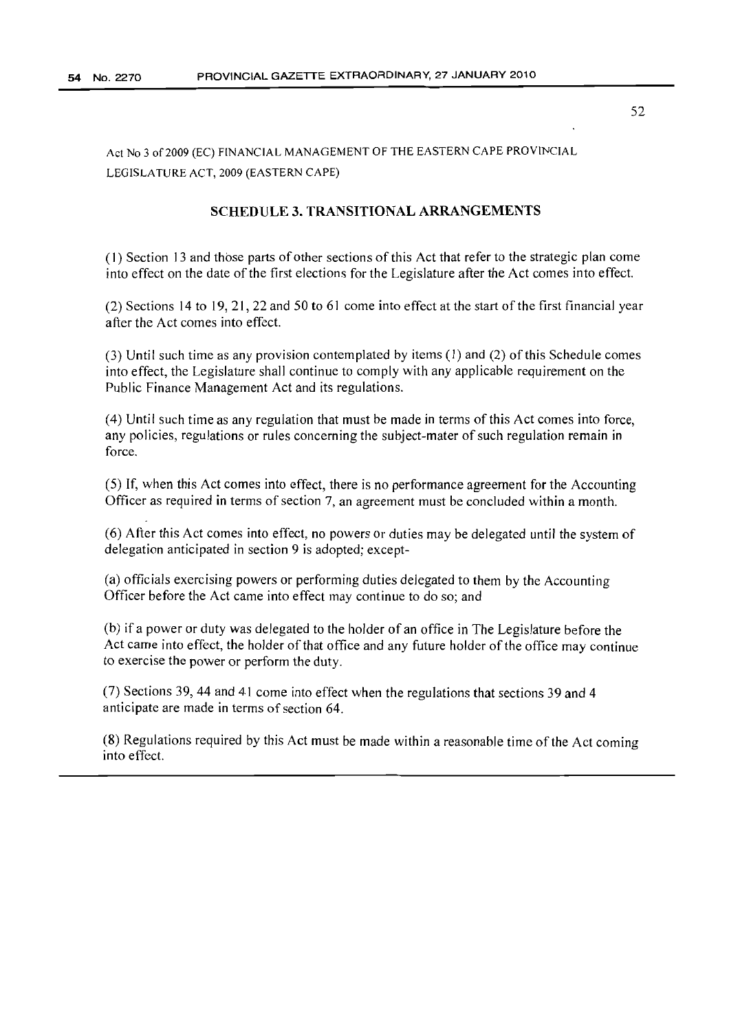Act No 3 of 2009 (EC) FINANCIAL MANAGEMENT OF THE EASTERN CAPE PROVINCIAL LEGISLATURE ACT, 2009 (EASTERN CAPE)

## SCHEDULE 3. TRANSITIONAL ARRANGEMENTS

(1) Section 13 and those parts of other sections of this Act that refer to the strategic plan come into effect on the date of the first elections for the Legislature after the Act comes into effect.

(2) Sections 14 to 19, 21, 22 and 50 to 61 come into effect at the start of the first financial year after the Act comes into effect.

(3) Until such time as any provision contemplated by items (1) and (2) of this Schedule comes into effect, the Legislature shall continue to comply with any applicable requirement on the Public Finance Management Act and its regulations.

(4) Until such time as any regulation that must be made in terms of this Act comes into force, any policies, regulations or rules concerning the subject-mater of such regulation remain in force.

(5) If, when this Act comes into effect, there is no performance agreement for the Accounting Officer as required in terms of section 7, an agreement must be concluded within a month.

(6) After this Act comes into effect, no powers or duties may be delegated until the system of delegation anticipated in section 9 is adopted; except-

(a) officials exercising powers or performing duties delegated to them by the Accounting Officer before the Act came into effect may continue to do so; and

(b) if a power or duty was delegated to the holder of an office in The Legislature before the Act came into effect, the holder of that office and any future holder of the office may continue to exercise the power or perform the duty.

(7) Sections 39, 44 and 41 come into effect when the regulations that sections 39 and 4 anticipate are made in terms of section 64.

(8) Regulations required by this Act must be made within a reasonable time of the Act coming into effect.